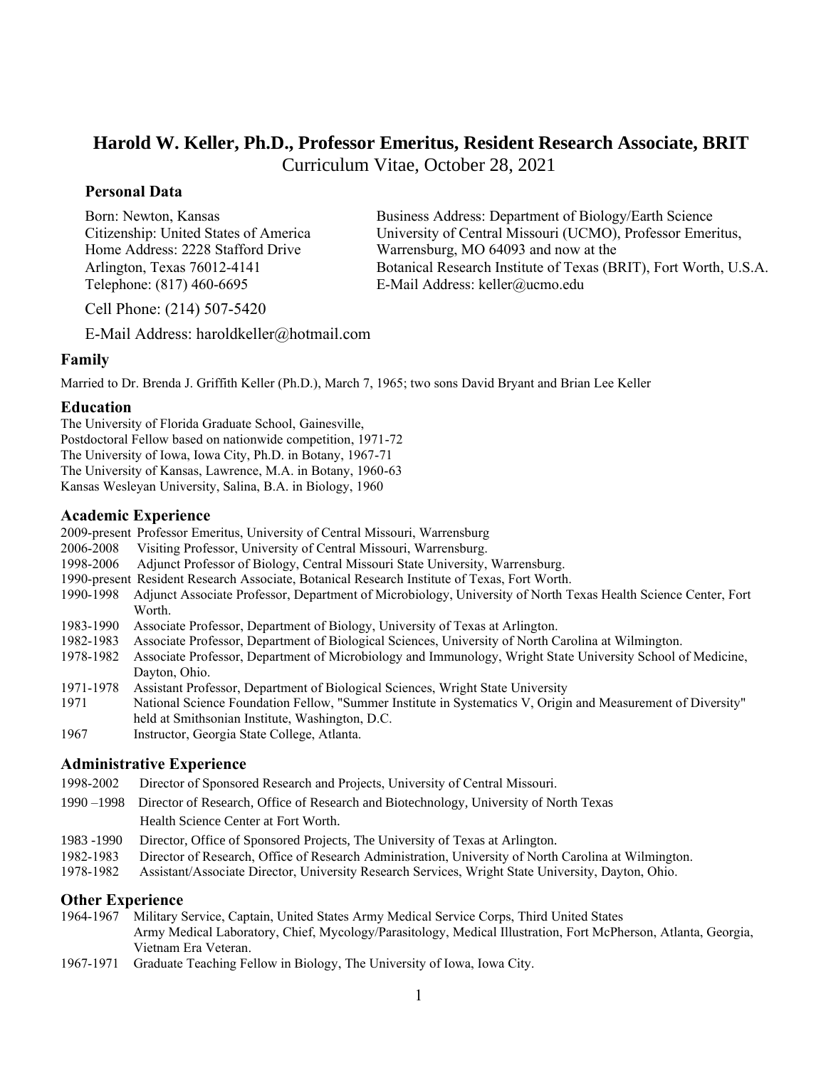# Harold W. Keller, Ph.D., Professor Emeritus, Resident Research Associate, BRIT

Curriculum Vitae, October 28, 2021

## Personal Data

Born: Newton, Kansas
Citizenship: United States of America
Home Address: 2228 Stafford Drive
Arlington, Texas 76012-4141
Telephone: (817) 460-6695

Cell Phone: (214) 507-5420

E-Mail Address: haroldkeller@hotmail.com

Business Address: Department of Biology/Earth Science
University of Central Missouri (UCMO), Professor Emeritus,
Warrensburg, MO 64093 and now at the
Botanical Research Institute of Texas (BRIT), Fort Worth, U.S.A.
E-Mail Address: keller@ucmo.edu

## Family

Married to Dr. Brenda J. Griffith Keller (Ph.D.), March 7, 1965; two sons David Bryant and Brian Lee Keller

## Education

The University of Florida Graduate School, Gainesville,
Postdoctoral Fellow based on nationwide competition, 1971-72
The University of Iowa, Iowa City, Ph.D. in Botany, 1967-71
The University of Kansas, Lawrence, M.A. in Botany, 1960-63
Kansas Wesleyan University, Salina, B.A. in Biology, 1960

## Academic Experience

- 2009-present Professor Emeritus, University of Central Missouri, Warrensburg
- 2006-2008 Visiting Professor, University of Central Missouri, Warrensburg.
- 1998-2006 Adjunct Professor of Biology, Central Missouri State University, Warrensburg.
- 1990-present Resident Research Associate, Botanical Research Institute of Texas, Fort Worth.
- 1990-1998 Adjunct Associate Professor, Department of Microbiology, University of North Texas Health Science Center, Fort Worth.
- 1983-1990 Associate Professor, Department of Biology, University of Texas at Arlington.
- 1982-1983 Associate Professor, Department of Biological Sciences, University of North Carolina at Wilmington.
- 1978-1982 Associate Professor, Department of Microbiology and Immunology, Wright State University School of Medicine, Dayton, Ohio.
- 1971-1978 Assistant Professor, Department of Biological Sciences, Wright State University
- 1971 National Science Foundation Fellow, "Summer Institute in Systematics V, Origin and Measurement of Diversity" held at Smithsonian Institute, Washington, D.C.
- 1967 Instructor, Georgia State College, Atlanta.

## Administrative Experience

- 1998-2002 Director of Sponsored Research and Projects, University of Central Missouri.
- 1990 –1998 Director of Research, Office of Research and Biotechnology, University of North Texas Health Science Center at Fort Worth.
- 1983 -1990 Director, Office of Sponsored Projects, The University of Texas at Arlington.
- 1982-1983 Director of Research, Office of Research Administration, University of North Carolina at Wilmington.
- 1978-1982 Assistant/Associate Director, University Research Services, Wright State University, Dayton, Ohio.

## Other Experience

- 1964-1967 Military Service, Captain, United States Army Medical Service Corps, Third United States Army Medical Laboratory, Chief, Mycology/Parasitology, Medical Illustration, Fort McPherson, Atlanta, Georgia, Vietnam Era Veteran.
- 1967-1971 Graduate Teaching Fellow in Biology, The University of Iowa, Iowa City.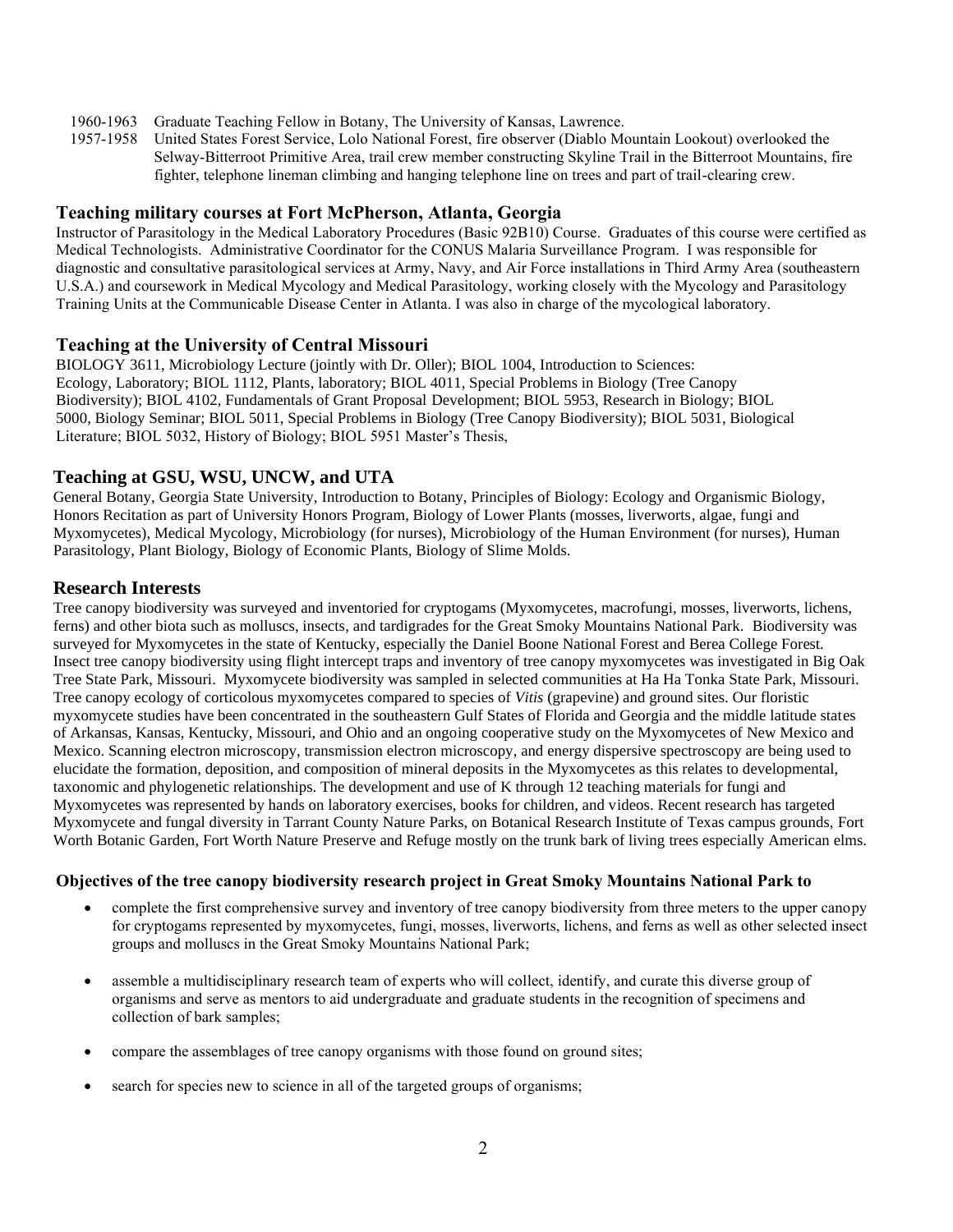1960-1963 Graduate Teaching Fellow in Botany, The University of Kansas, Lawrence.

1957-1958 United States Forest Service, Lolo National Forest, fire observer (Diablo Mountain Lookout) overlooked the Selway-Bitterroot Primitive Area, trail crew member constructing Skyline Trail in the Bitterroot Mountains, fire fighter, telephone lineman climbing and hanging telephone line on trees and part of trail-clearing crew.

## Teaching military courses at Fort McPherson, Atlanta, Georgia

Instructor of Parasitology in the Medical Laboratory Procedures (Basic 92B10) Course. Graduates of this course were certified as Medical Technologists. Administrative Coordinator for the CONUS Malaria Surveillance Program. I was responsible for diagnostic and consultative parasitological services at Army, Navy, and Air Force installations in Third Army Area (southeastern U.S.A.) and coursework in Medical Mycology and Medical Parasitology, working closely with the Mycology and Parasitology Training Units at the Communicable Disease Center in Atlanta. I was also in charge of the mycological laboratory.

## Teaching at the University of Central Missouri

BIOLOGY 3611, Microbiology Lecture (jointly with Dr. Oller); BIOL 1004, Introduction to Sciences: Ecology, Laboratory; BIOL 1112, Plants, laboratory; BIOL 4011, Special Problems in Biology (Tree Canopy Biodiversity); BIOL 4102, Fundamentals of Grant Proposal Development; BIOL 5953, Research in Biology; BIOL 5000, Biology Seminar; BIOL 5011, Special Problems in Biology (Tree Canopy Biodiversity); BIOL 5031, Biological Literature; BIOL 5032, History of Biology; BIOL 5951 Master's Thesis,

## Teaching at GSU, WSU, UNCW, and UTA

General Botany, Georgia State University, Introduction to Botany, Principles of Biology: Ecology and Organismic Biology, Honors Recitation as part of University Honors Program, Biology of Lower Plants (mosses, liverworts, algae, fungi and Myxomycetes), Medical Mycology, Microbiology (for nurses), Microbiology of the Human Environment (for nurses), Human Parasitology, Plant Biology, Biology of Economic Plants, Biology of Slime Molds.

## Research Interests

Tree canopy biodiversity was surveyed and inventoried for cryptogams (Myxomycetes, macrofungi, mosses, liverworts, lichens, ferns) and other biota such as molluscs, insects, and tardigrades for the Great Smoky Mountains National Park. Biodiversity was surveyed for Myxomycetes in the state of Kentucky, especially the Daniel Boone National Forest and Berea College Forest. Insect tree canopy biodiversity using flight intercept traps and inventory of tree canopy myxomycetes was investigated in Big Oak Tree State Park, Missouri. Myxomycete biodiversity was sampled in selected communities at Ha Ha Tonka State Park, Missouri. Tree canopy ecology of corticolous myxomycetes compared to species of *Vitis* (grapevine) and ground sites. Our floristic myxomycete studies have been concentrated in the southeastern Gulf States of Florida and Georgia and the middle latitude states of Arkansas, Kansas, Kentucky, Missouri, and Ohio and an ongoing cooperative study on the Myxomycetes of New Mexico and Mexico. Scanning electron microscopy, transmission electron microscopy, and energy dispersive spectroscopy are being used to elucidate the formation, deposition, and composition of mineral deposits in the Myxomycetes as this relates to developmental, taxonomic and phylogenetic relationships. The development and use of K through 12 teaching materials for fungi and Myxomycetes was represented by hands on laboratory exercises, books for children, and videos. Recent research has targeted Myxomycete and fungal diversity in Tarrant County Nature Parks, on Botanical Research Institute of Texas campus grounds, Fort Worth Botanic Garden, Fort Worth Nature Preserve and Refuge mostly on the trunk bark of living trees especially American elms.

### Objectives of the tree canopy biodiversity research project in Great Smoky Mountains National Park to

- complete the first comprehensive survey and inventory of tree canopy biodiversity from three meters to the upper canopy for cryptogams represented by myxomycetes, fungi, mosses, liverworts, lichens, and ferns as well as other selected insect groups and molluscs in the Great Smoky Mountains National Park;
- assemble a multidisciplinary research team of experts who will collect, identify, and curate this diverse group of organisms and serve as mentors to aid undergraduate and graduate students in the recognition of specimens and collection of bark samples;
- compare the assemblages of tree canopy organisms with those found on ground sites;
- search for species new to science in all of the targeted groups of organisms;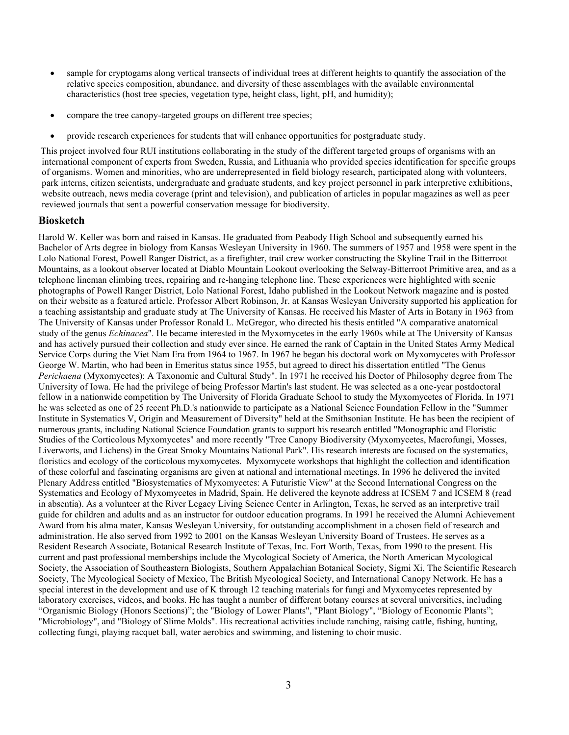- sample for cryptogams along vertical transects of individual trees at different heights to quantify the association of the relative species composition, abundance, and diversity of these assemblages with the available environmental characteristics (host tree species, vegetation type, height class, light, pH, and humidity);

- compare the tree canopy-targeted groups on different tree species;

- provide research experiences for students that will enhance opportunities for postgraduate study.

This project involved four RUI institutions collaborating in the study of the different targeted groups of organisms with an international component of experts from Sweden, Russia, and Lithuania who provided species identification for specific groups of organisms. Women and minorities, who are underrepresented in field biology research, participated along with volunteers, park interns, citizen scientists, undergraduate and graduate students, and key project personnel in park interpretive exhibitions, website outreach, news media coverage (print and television), and publication of articles in popular magazines as well as peer reviewed journals that sent a powerful conservation message for biodiversity.

## Biosketch

Harold W. Keller was born and raised in Kansas. He graduated from Peabody High School and subsequently earned his Bachelor of Arts degree in biology from Kansas Wesleyan University in 1960. The summers of 1957 and 1958 were spent in the Lolo National Forest, Powell Ranger District, as a firefighter, trail crew worker constructing the Skyline Trail in the Bitterroot Mountains, as a lookout observer located at Diablo Mountain Lookout overlooking the Selway-Bitterroot Primitive area, and as a telephone lineman climbing trees, repairing and re-hanging telephone line. These experiences were highlighted with scenic photographs of Powell Ranger District, Lolo National Forest, Idaho published in the Lookout Network magazine and is posted on their website as a featured article. Professor Albert Robinson, Jr. at Kansas Wesleyan University supported his application for a teaching assistantship and graduate study at The University of Kansas. He received his Master of Arts in Botany in 1963 from The University of Kansas under Professor Ronald L. McGregor, who directed his thesis entitled "A comparative anatomical study of the genus *Echinacea*". He became interested in the Myxomycetes in the early 1960s while at The University of Kansas and has actively pursued their collection and study ever since. He earned the rank of Captain in the United States Army Medical Service Corps during the Viet Nam Era from 1964 to 1967. In 1967 he began his doctoral work on Myxomycetes with Professor George W. Martin, who had been in Emeritus status since 1955, but agreed to direct his dissertation entitled "The Genus *Perichaena* (Myxomycetes): A Taxonomic and Cultural Study". In 1971 he received his Doctor of Philosophy degree from The University of Iowa. He had the privilege of being Professor Martin's last student. He was selected as a one-year postdoctoral fellow in a nationwide competition by The University of Florida Graduate School to study the Myxomycetes of Florida. In 1971 he was selected as one of 25 recent Ph.D.'s nationwide to participate as a National Science Foundation Fellow in the "Summer Institute in Systematics V, Origin and Measurement of Diversity" held at the Smithsonian Institute. He has been the recipient of numerous grants, including National Science Foundation grants to support his research entitled "Monographic and Floristic Studies of the Corticolous Myxomycetes" and more recently "Tree Canopy Biodiversity (Myxomycetes, Macrofungi, Mosses, Liverworts, and Lichens) in the Great Smoky Mountains National Park". His research interests are focused on the systematics, floristics and ecology of the corticolous myxomycetes. Myxomycete workshops that highlight the collection and identification of these colorful and fascinating organisms are given at national and international meetings. In 1996 he delivered the invited Plenary Address entitled "Biosystematics of Myxomycetes: A Futuristic View" at the Second International Congress on the Systematics and Ecology of Myxomycetes in Madrid, Spain. He delivered the keynote address at ICSEM 7 and ICSEM 8 (read in absentia). As a volunteer at the River Legacy Living Science Center in Arlington, Texas, he served as an interpretive trail guide for children and adults and as an instructor for outdoor education programs. In 1991 he received the Alumni Achievement Award from his alma mater, Kansas Wesleyan University, for outstanding accomplishment in a chosen field of research and administration. He also served from 1992 to 2001 on the Kansas Wesleyan University Board of Trustees. He serves as a Resident Research Associate, Botanical Research Institute of Texas, Inc. Fort Worth, Texas, from 1990 to the present. His current and past professional memberships include the Mycological Society of America, the North American Mycological Society, the Association of Southeastern Biologists, Southern Appalachian Botanical Society, Sigmi Xi, The Scientific Research Society, The Mycological Society of Mexico, The British Mycological Society, and International Canopy Network. He has a special interest in the development and use of K through 12 teaching materials for fungi and Myxomycetes represented by laboratory exercises, videos, and books. He has taught a number of different botany courses at several universities, including "Organismic Biology (Honors Sections)"; the "Biology of Lower Plants", "Plant Biology", "Biology of Economic Plants"; "Microbiology", and "Biology of Slime Molds". His recreational activities include ranching, raising cattle, fishing, hunting, collecting fungi, playing racquet ball, water aerobics and swimming, and listening to choir music.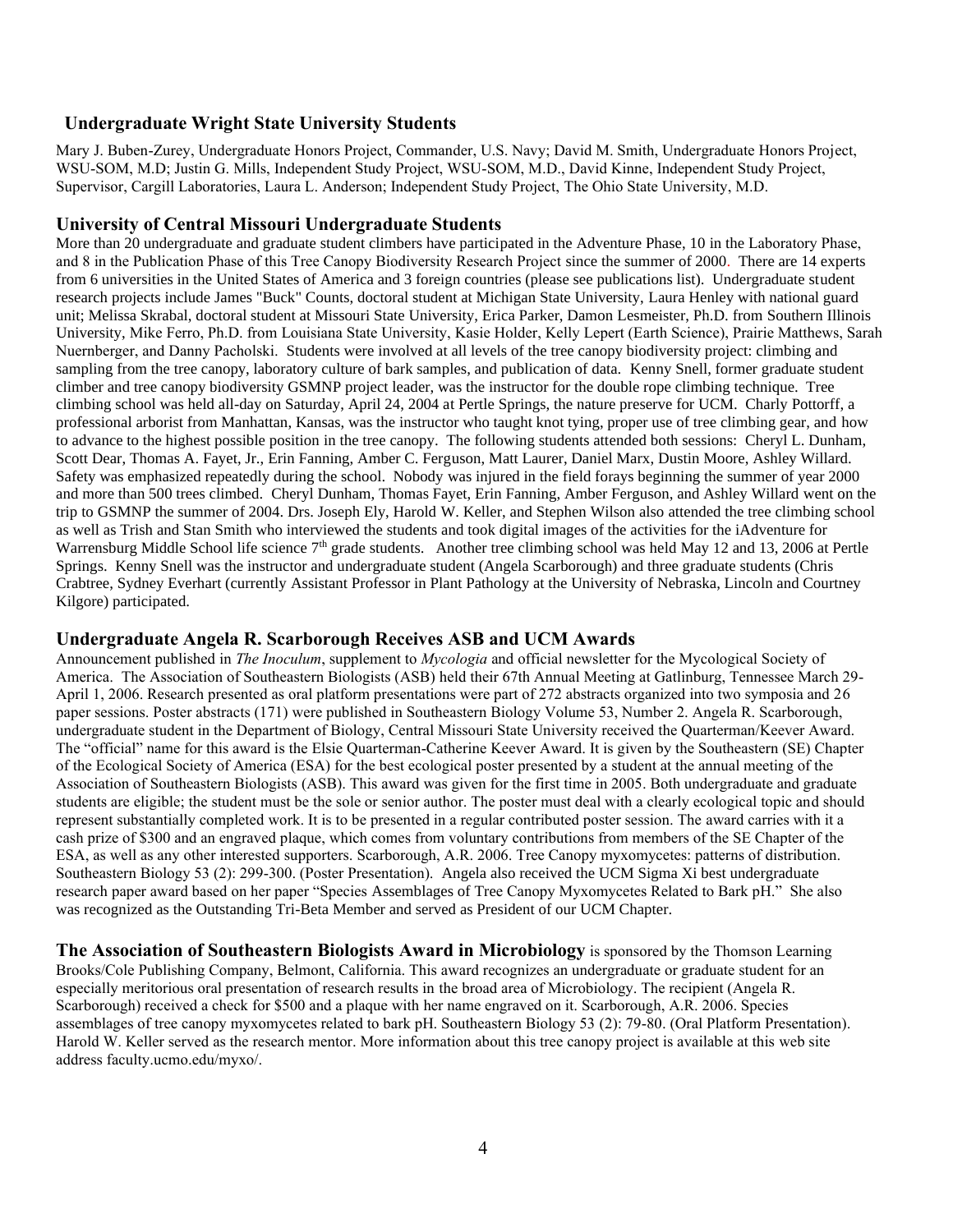### Undergraduate Wright State University Students

Mary J. Buben-Zurey, Undergraduate Honors Project, Commander, U.S. Navy; David M. Smith, Undergraduate Honors Project, WSU-SOM, M.D; Justin G. Mills, Independent Study Project, WSU-SOM, M.D., David Kinne, Independent Study Project, Supervisor, Cargill Laboratories, Laura L. Anderson; Independent Study Project, The Ohio State University, M.D.

### University of Central Missouri Undergraduate Students

More than 20 undergraduate and graduate student climbers have participated in the Adventure Phase, 10 in the Laboratory Phase, and 8 in the Publication Phase of this Tree Canopy Biodiversity Research Project since the summer of 2000. There are 14 experts from 6 universities in the United States of America and 3 foreign countries (please see publications list). Undergraduate student research projects include James "Buck" Counts, doctoral student at Michigan State University, Laura Henley with national guard unit; Melissa Skrabal, doctoral student at Missouri State University, Erica Parker, Damon Lesmeister, Ph.D. from Southern Illinois University, Mike Ferro, Ph.D. from Louisiana State University, Kasie Holder, Kelly Lepert (Earth Science), Prairie Matthews, Sarah Nuernberger, and Danny Pacholski. Students were involved at all levels of the tree canopy biodiversity project: climbing and sampling from the tree canopy, laboratory culture of bark samples, and publication of data. Kenny Snell, former graduate student climber and tree canopy biodiversity GSMNP project leader, was the instructor for the double rope climbing technique. Tree climbing school was held all-day on Saturday, April 24, 2004 at Pertle Springs, the nature preserve for UCM. Charly Pottorff, a professional arborist from Manhattan, Kansas, was the instructor who taught knot tying, proper use of tree climbing gear, and how to advance to the highest possible position in the tree canopy. The following students attended both sessions: Cheryl L. Dunham, Scott Dear, Thomas A. Fayet, Jr., Erin Fanning, Amber C. Ferguson, Matt Laurer, Daniel Marx, Dustin Moore, Ashley Willard. Safety was emphasized repeatedly during the school. Nobody was injured in the field forays beginning the summer of year 2000 and more than 500 trees climbed. Cheryl Dunham, Thomas Fayet, Erin Fanning, Amber Ferguson, and Ashley Willard went on the trip to GSMNP the summer of 2004. Drs. Joseph Ely, Harold W. Keller, and Stephen Wilson also attended the tree climbing school as well as Trish and Stan Smith who interviewed the students and took digital images of the activities for the iAdventure for Warrensburg Middle School life science 7th grade students. Another tree climbing school was held May 12 and 13, 2006 at Pertle Springs. Kenny Snell was the instructor and undergraduate student (Angela Scarborough) and three graduate students (Chris Crabtree, Sydney Everhart (currently Assistant Professor in Plant Pathology at the University of Nebraska, Lincoln and Courtney Kilgore) participated.

### Undergraduate Angela R. Scarborough Receives ASB and UCM Awards

Announcement published in *The Inoculum*, supplement to *Mycologia* and official newsletter for the Mycological Society of America. The Association of Southeastern Biologists (ASB) held their 67th Annual Meeting at Gatlinburg, Tennessee March 29-April 1, 2006. Research presented as oral platform presentations were part of 272 abstracts organized into two symposia and 26 paper sessions. Poster abstracts (171) were published in Southeastern Biology Volume 53, Number 2. Angela R. Scarborough, undergraduate student in the Department of Biology, Central Missouri State University received the Quarterman/Keever Award. The "official" name for this award is the Elsie Quarterman-Catherine Keever Award. It is given by the Southeastern (SE) Chapter of the Ecological Society of America (ESA) for the best ecological poster presented by a student at the annual meeting of the Association of Southeastern Biologists (ASB). This award was given for the first time in 2005. Both undergraduate and graduate students are eligible; the student must be the sole or senior author. The poster must deal with a clearly ecological topic and should represent substantially completed work. It is to be presented in a regular contributed poster session. The award carries with it a cash prize of $300 and an engraved plaque, which comes from voluntary contributions from members of the SE Chapter of the ESA, as well as any other interested supporters. Scarborough, A.R. 2006. Tree Canopy myxomycetes: patterns of distribution. Southeastern Biology 53 (2): 299-300. (Poster Presentation). Angela also received the UCM Sigma Xi best undergraduate research paper award based on her paper "Species Assemblages of Tree Canopy Myxomycetes Related to Bark pH." She also was recognized as the Outstanding Tri-Beta Member and served as President of our UCM Chapter.

**The Association of Southeastern Biologists Award in Microbiology** is sponsored by the Thomson Learning Brooks/Cole Publishing Company, Belmont, California. This award recognizes an undergraduate or graduate student for an especially meritorious oral presentation of research results in the broad area of Microbiology. The recipient (Angela R. Scarborough) received a check for $500 and a plaque with her name engraved on it. Scarborough, A.R. 2006. Species assemblages of tree canopy myxomycetes related to bark pH. Southeastern Biology 53 (2): 79-80. (Oral Platform Presentation). Harold W. Keller served as the research mentor. More information about this tree canopy project is available at this web site address faculty.ucmo.edu/myxo/.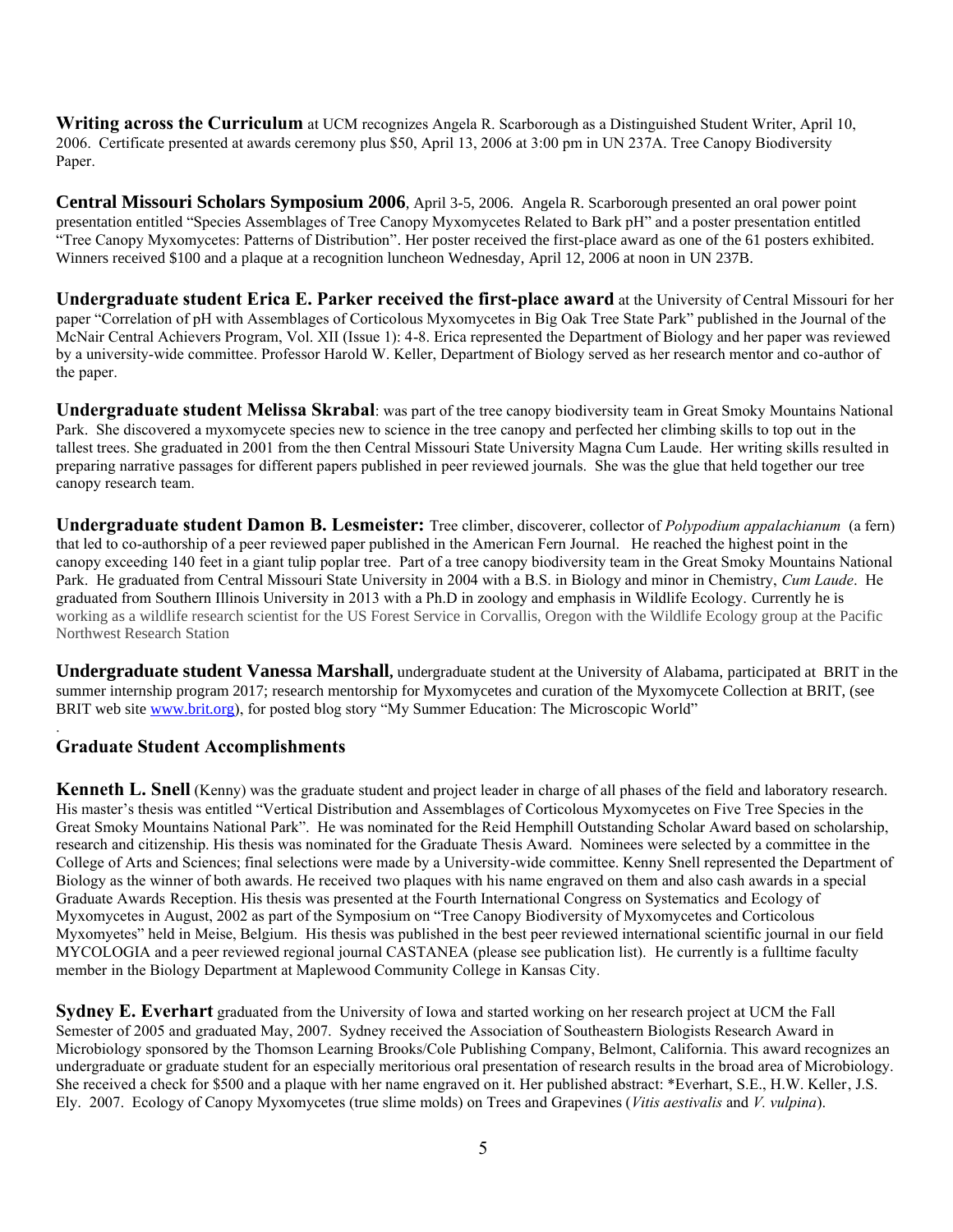**Writing across the Curriculum** at UCM recognizes Angela R. Scarborough as a Distinguished Student Writer, April 10, 2006. Certificate presented at awards ceremony plus $50, April 13, 2006 at 3:00 pm in UN 237A. Tree Canopy Biodiversity Paper.

**Central Missouri Scholars Symposium 2006**, April 3-5, 2006. Angela R. Scarborough presented an oral power point presentation entitled "Species Assemblages of Tree Canopy Myxomycetes Related to Bark pH" and a poster presentation entitled "Tree Canopy Myxomycetes: Patterns of Distribution". Her poster received the first-place award as one of the 61 posters exhibited. Winners received $100 and a plaque at a recognition luncheon Wednesday, April 12, 2006 at noon in UN 237B.

**Undergraduate student Erica E. Parker received the first-place award** at the University of Central Missouri for her paper "Correlation of pH with Assemblages of Corticolous Myxomycetes in Big Oak Tree State Park" published in the Journal of the McNair Central Achievers Program, Vol. XII (Issue 1): 4-8. Erica represented the Department of Biology and her paper was reviewed by a university-wide committee. Professor Harold W. Keller, Department of Biology served as her research mentor and co-author of the paper.

**Undergraduate student Melissa Skrabal**: was part of the tree canopy biodiversity team in Great Smoky Mountains National Park. She discovered a myxomycete species new to science in the tree canopy and perfected her climbing skills to top out in the tallest trees. She graduated in 2001 from the then Central Missouri State University Magna Cum Laude. Her writing skills resulted in preparing narrative passages for different papers published in peer reviewed journals. She was the glue that held together our tree canopy research team.

**Undergraduate student Damon B. Lesmeister:** Tree climber, discoverer, collector of *Polypodium appalachianum* (a fern) that led to co-authorship of a peer reviewed paper published in the American Fern Journal. He reached the highest point in the canopy exceeding 140 feet in a giant tulip poplar tree. Part of a tree canopy biodiversity team in the Great Smoky Mountains National Park. He graduated from Central Missouri State University in 2004 with a B.S. in Biology and minor in Chemistry, *Cum Laude*. He graduated from Southern Illinois University in 2013 with a Ph.D in zoology and emphasis in Wildlife Ecology. Currently he is working as a wildlife research scientist for the US Forest Service in Corvallis, Oregon with the Wildlife Ecology group at the Pacific Northwest Research Station

**Undergraduate student Vanessa Marshall,** undergraduate student at the University of Alabama, participated at BRIT in the summer internship program 2017; research mentorship for Myxomycetes and curation of the Myxomycete Collection at BRIT, (see BRIT web site [www.brit.org](http://www.brit.org)), for posted blog story "My Summer Education: The Microscopic World"

## Graduate Student Accomplishments

**Kenneth L. Snell** (Kenny) was the graduate student and project leader in charge of all phases of the field and laboratory research. His master's thesis was entitled "Vertical Distribution and Assemblages of Corticolous Myxomycetes on Five Tree Species in the Great Smoky Mountains National Park". He was nominated for the Reid Hemphill Outstanding Scholar Award based on scholarship, research and citizenship. His thesis was nominated for the Graduate Thesis Award. Nominees were selected by a committee in the College of Arts and Sciences; final selections were made by a University-wide committee. Kenny Snell represented the Department of Biology as the winner of both awards. He received two plaques with his name engraved on them and also cash awards in a special Graduate Awards Reception. His thesis was presented at the Fourth International Congress on Systematics and Ecology of Myxomycetes in August, 2002 as part of the Symposium on "Tree Canopy Biodiversity of Myxomycetes and Corticolous Myxomyetes" held in Meise, Belgium. His thesis was published in the best peer reviewed international scientific journal in our field MYCOLOGIA and a peer reviewed regional journal CASTANEA (please see publication list). He currently is a fulltime faculty member in the Biology Department at Maplewood Community College in Kansas City.

**Sydney E. Everhart** graduated from the University of Iowa and started working on her research project at UCM the Fall Semester of 2005 and graduated May, 2007. Sydney received the Association of Southeastern Biologists Research Award in Microbiology sponsored by the Thomson Learning Brooks/Cole Publishing Company, Belmont, California. This award recognizes an undergraduate or graduate student for an especially meritorious oral presentation of research results in the broad area of Microbiology. She received a check for $500 and a plaque with her name engraved on it. Her published abstract: *Everhart, S.E., H.W. Keller, J.S. Ely. 2007. Ecology of Canopy Myxomycetes (true slime molds) on Trees and Grapevines (*Vitis aestivalis* and *V. vulpina*).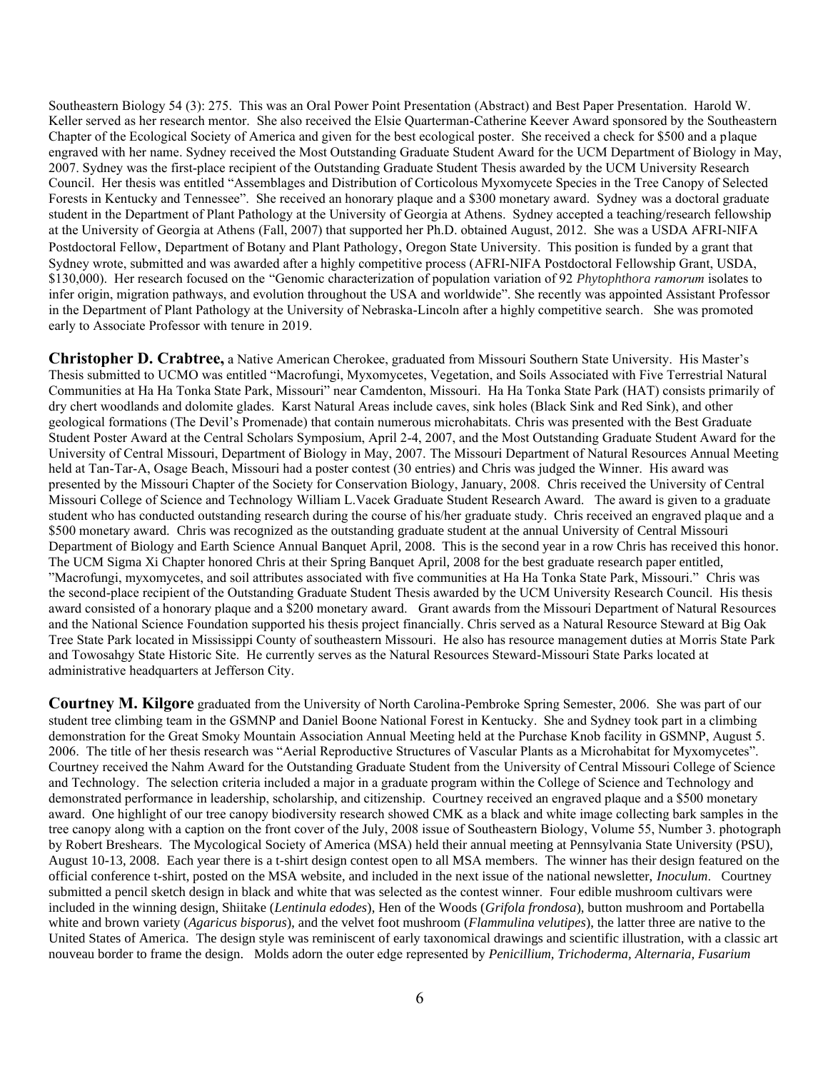Southeastern Biology 54 (3): 275. This was an Oral Power Point Presentation (Abstract) and Best Paper Presentation. Harold W. Keller served as her research mentor. She also received the Elsie Quarterman-Catherine Keever Award sponsored by the Southeastern Chapter of the Ecological Society of America and given for the best ecological poster. She received a check for $500 and a plaque engraved with her name. Sydney received the Most Outstanding Graduate Student Award for the UCM Department of Biology in May, 2007. Sydney was the first-place recipient of the Outstanding Graduate Student Thesis awarded by the UCM University Research Council. Her thesis was entitled "Assemblages and Distribution of Corticolous Myxomycete Species in the Tree Canopy of Selected Forests in Kentucky and Tennessee". She received an honorary plaque and a $300 monetary award. Sydney was a doctoral graduate student in the Department of Plant Pathology at the University of Georgia at Athens. Sydney accepted a teaching/research fellowship at the University of Georgia at Athens (Fall, 2007) that supported her Ph.D. obtained August, 2012. She was a USDA AFRI-NIFA Postdoctoral Fellow, Department of Botany and Plant Pathology, Oregon State University. This position is funded by a grant that Sydney wrote, submitted and was awarded after a highly competitive process (AFRI-NIFA Postdoctoral Fellowship Grant, USDA, $130,000). Her research focused on the "Genomic characterization of population variation of 92 *Phytophthora ramorum* isolates to infer origin, migration pathways, and evolution throughout the USA and worldwide". She recently was appointed Assistant Professor in the Department of Plant Pathology at the University of Nebraska-Lincoln after a highly competitive search. She was promoted early to Associate Professor with tenure in 2019.

**Christopher D. Crabtree,** a Native American Cherokee, graduated from Missouri Southern State University. His Master's Thesis submitted to UCMO was entitled "Macrofungi, Myxomycetes, Vegetation, and Soils Associated with Five Terrestrial Natural Communities at Ha Ha Tonka State Park, Missouri" near Camdenton, Missouri. Ha Ha Tonka State Park (HAT) consists primarily of dry chert woodlands and dolomite glades. Karst Natural Areas include caves, sink holes (Black Sink and Red Sink), and other geological formations (The Devil's Promenade) that contain numerous microhabitats. Chris was presented with the Best Graduate Student Poster Award at the Central Scholars Symposium, April 2-4, 2007, and the Most Outstanding Graduate Student Award for the University of Central Missouri, Department of Biology in May, 2007. The Missouri Department of Natural Resources Annual Meeting held at Tan-Tar-A, Osage Beach, Missouri had a poster contest (30 entries) and Chris was judged the Winner. His award was presented by the Missouri Chapter of the Society for Conservation Biology, January, 2008. Chris received the University of Central Missouri College of Science and Technology William L.Vacek Graduate Student Research Award. The award is given to a graduate student who has conducted outstanding research during the course of his/her graduate study. Chris received an engraved plaque and a $500 monetary award. Chris was recognized as the outstanding graduate student at the annual University of Central Missouri Department of Biology and Earth Science Annual Banquet April, 2008. This is the second year in a row Chris has received this honor. The UCM Sigma Xi Chapter honored Chris at their Spring Banquet April, 2008 for the best graduate research paper entitled, "Macrofungi, myxomycetes, and soil attributes associated with five communities at Ha Ha Tonka State Park, Missouri." Chris was the second-place recipient of the Outstanding Graduate Student Thesis awarded by the UCM University Research Council. His thesis award consisted of a honorary plaque and a $200 monetary award. Grant awards from the Missouri Department of Natural Resources and the National Science Foundation supported his thesis project financially. Chris served as a Natural Resource Steward at Big Oak Tree State Park located in Mississippi County of southeastern Missouri. He also has resource management duties at Morris State Park and Towosahgy State Historic Site. He currently serves as the Natural Resources Steward-Missouri State Parks located at administrative headquarters at Jefferson City.

**Courtney M. Kilgore** graduated from the University of North Carolina-Pembroke Spring Semester, 2006. She was part of our student tree climbing team in the GSMNP and Daniel Boone National Forest in Kentucky. She and Sydney took part in a climbing demonstration for the Great Smoky Mountain Association Annual Meeting held at the Purchase Knob facility in GSMNP, August 5. 2006. The title of her thesis research was "Aerial Reproductive Structures of Vascular Plants as a Microhabitat for Myxomycetes". Courtney received the Nahm Award for the Outstanding Graduate Student from the University of Central Missouri College of Science and Technology. The selection criteria included a major in a graduate program within the College of Science and Technology and demonstrated performance in leadership, scholarship, and citizenship. Courtney received an engraved plaque and a $500 monetary award. One highlight of our tree canopy biodiversity research showed CMK as a black and white image collecting bark samples in the tree canopy along with a caption on the front cover of the July, 2008 issue of Southeastern Biology, Volume 55, Number 3. photograph by Robert Breshears. The Mycological Society of America (MSA) held their annual meeting at Pennsylvania State University (PSU), August 10-13, 2008. Each year there is a t-shirt design contest open to all MSA members. The winner has their design featured on the official conference t-shirt, posted on the MSA website, and included in the next issue of the national newsletter, *Inoculum*. Courtney submitted a pencil sketch design in black and white that was selected as the contest winner. Four edible mushroom cultivars were included in the winning design, Shiitake (*Lentinula edodes*), Hen of the Woods (*Grifola frondosa*), button mushroom and Portabella white and brown variety (*Agaricus bisporus*), and the velvet foot mushroom (*Flammulina velutipes*), the latter three are native to the United States of America. The design style was reminiscent of early taxonomical drawings and scientific illustration, with a classic art nouveau border to frame the design. Molds adorn the outer edge represented by *Penicillium, Trichoderma, Alternaria, Fusarium*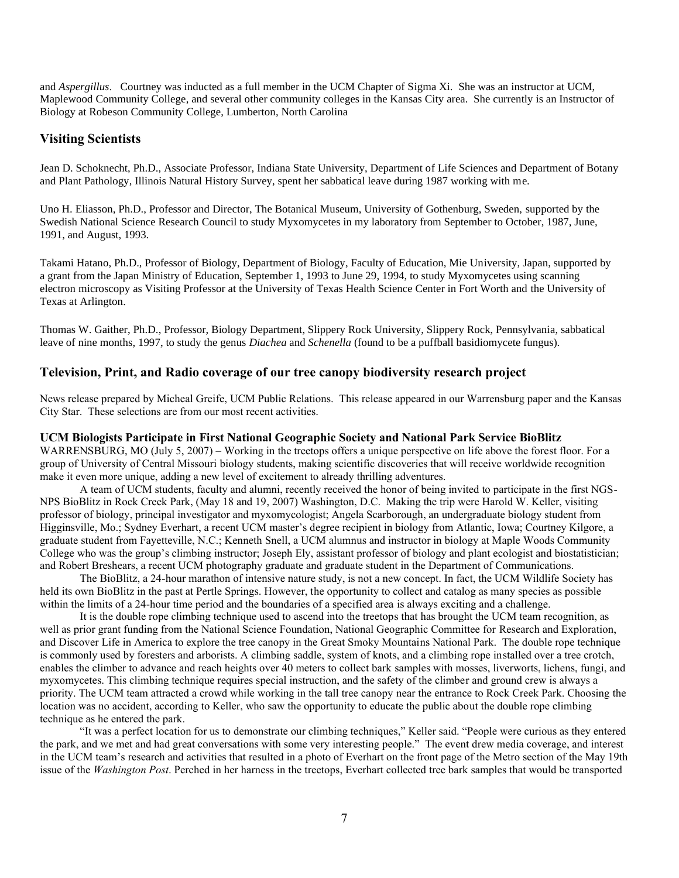and *Aspergillus*. Courtney was inducted as a full member in the UCM Chapter of Sigma Xi. She was an instructor at UCM, Maplewood Community College, and several other community colleges in the Kansas City area. She currently is an Instructor of Biology at Robeson Community College, Lumberton, North Carolina

## Visiting Scientists

Jean D. Schoknecht, Ph.D., Associate Professor, Indiana State University, Department of Life Sciences and Department of Botany and Plant Pathology, Illinois Natural History Survey, spent her sabbatical leave during 1987 working with me.

Uno H. Eliasson, Ph.D., Professor and Director, The Botanical Museum, University of Gothenburg, Sweden, supported by the Swedish National Science Research Council to study Myxomycetes in my laboratory from September to October, 1987, June, 1991, and August, 1993.

Takami Hatano, Ph.D., Professor of Biology, Department of Biology, Faculty of Education, Mie University, Japan, supported by a grant from the Japan Ministry of Education, September 1, 1993 to June 29, 1994, to study Myxomycetes using scanning electron microscopy as Visiting Professor at the University of Texas Health Science Center in Fort Worth and the University of Texas at Arlington.

Thomas W. Gaither, Ph.D., Professor, Biology Department, Slippery Rock University, Slippery Rock, Pennsylvania, sabbatical leave of nine months, 1997, to study the genus *Diachea* and *Schenella* (found to be a puffball basidiomycete fungus).

## Television, Print, and Radio coverage of our tree canopy biodiversity research project

News release prepared by Micheal Greife, UCM Public Relations. This release appeared in our Warrensburg paper and the Kansas City Star. These selections are from our most recent activities.

### UCM Biologists Participate in First National Geographic Society and National Park Service BioBlitz

WARRENSBURG, MO (July 5, 2007) – Working in the treetops offers a unique perspective on life above the forest floor. For a group of University of Central Missouri biology students, making scientific discoveries that will receive worldwide recognition make it even more unique, adding a new level of excitement to already thrilling adventures.

A team of UCM students, faculty and alumni, recently received the honor of being invited to participate in the first NGS-NPS BioBlitz in Rock Creek Park, (May 18 and 19, 2007) Washington, D.C. Making the trip were Harold W. Keller, visiting professor of biology, principal investigator and myxomycologist; Angela Scarborough, an undergraduate biology student from Higginsville, Mo.; Sydney Everhart, a recent UCM master's degree recipient in biology from Atlantic, Iowa; Courtney Kilgore, a graduate student from Fayetteville, N.C.; Kenneth Snell, a UCM alumnus and instructor in biology at Maple Woods Community College who was the group's climbing instructor; Joseph Ely, assistant professor of biology and plant ecologist and biostatistician; and Robert Breshears, a recent UCM photography graduate and graduate student in the Department of Communications.

The BioBlitz, a 24-hour marathon of intensive nature study, is not a new concept. In fact, the UCM Wildlife Society has held its own BioBlitz in the past at Pertle Springs. However, the opportunity to collect and catalog as many species as possible within the limits of a 24-hour time period and the boundaries of a specified area is always exciting and a challenge.

It is the double rope climbing technique used to ascend into the treetops that has brought the UCM team recognition, as well as prior grant funding from the National Science Foundation, National Geographic Committee for Research and Exploration, and Discover Life in America to explore the tree canopy in the Great Smoky Mountains National Park. The double rope technique is commonly used by foresters and arborists. A climbing saddle, system of knots, and a climbing rope installed over a tree crotch, enables the climber to advance and reach heights over 40 meters to collect bark samples with mosses, liverworts, lichens, fungi, and myxomycetes. This climbing technique requires special instruction, and the safety of the climber and ground crew is always a priority. The UCM team attracted a crowd while working in the tall tree canopy near the entrance to Rock Creek Park. Choosing the location was no accident, according to Keller, who saw the opportunity to educate the public about the double rope climbing technique as he entered the park.

"It was a perfect location for us to demonstrate our climbing techniques," Keller said. "People were curious as they entered the park, and we met and had great conversations with some very interesting people." The event drew media coverage, and interest in the UCM team's research and activities that resulted in a photo of Everhart on the front page of the Metro section of the May 19th issue of the *Washington Post*. Perched in her harness in the treetops, Everhart collected tree bark samples that would be transported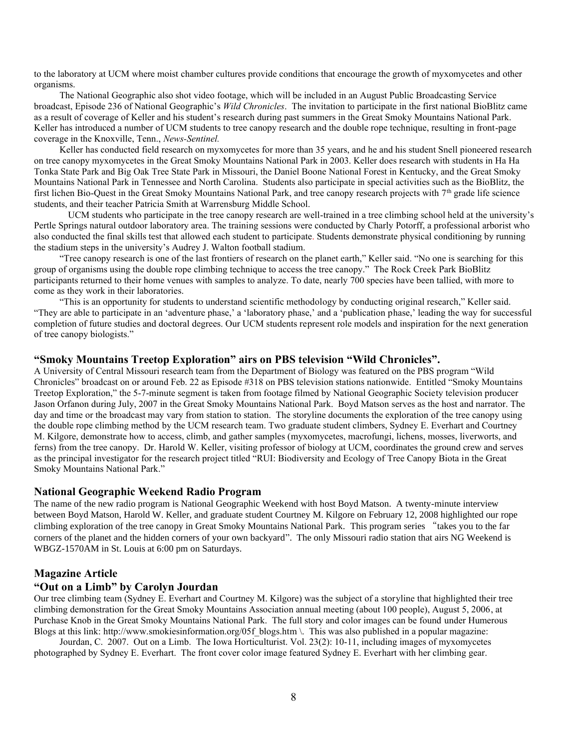to the laboratory at UCM where moist chamber cultures provide conditions that encourage the growth of myxomycetes and other organisms.

The National Geographic also shot video footage, which will be included in an August Public Broadcasting Service broadcast, Episode 236 of National Geographic's *Wild Chronicles*. The invitation to participate in the first national BioBlitz came as a result of coverage of Keller and his student's research during past summers in the Great Smoky Mountains National Park. Keller has introduced a number of UCM students to tree canopy research and the double rope technique, resulting in front-page coverage in the Knoxville, Tenn., *News-Sentinel.*

Keller has conducted field research on myxomycetes for more than 35 years, and he and his student Snell pioneered research on tree canopy myxomycetes in the Great Smoky Mountains National Park in 2003. Keller does research with students in Ha Ha Tonka State Park and Big Oak Tree State Park in Missouri, the Daniel Boone National Forest in Kentucky, and the Great Smoky Mountains National Park in Tennessee and North Carolina. Students also participate in special activities such as the BioBlitz, the first lichen Bio-Quest in the Great Smoky Mountains National Park, and tree canopy research projects with 7th grade life science students, and their teacher Patricia Smith at Warrensburg Middle School.

UCM students who participate in the tree canopy research are well-trained in a tree climbing school held at the university's Pertle Springs natural outdoor laboratory area. The training sessions were conducted by Charly Potorff, a professional arborist who also conducted the final skills test that allowed each student to participate. Students demonstrate physical conditioning by running the stadium steps in the university's Audrey J. Walton football stadium.

"Tree canopy research is one of the last frontiers of research on the planet earth," Keller said. "No one is searching for this group of organisms using the double rope climbing technique to access the tree canopy." The Rock Creek Park BioBlitz participants returned to their home venues with samples to analyze. To date, nearly 700 species have been tallied, with more to come as they work in their laboratories.

"This is an opportunity for students to understand scientific methodology by conducting original research," Keller said. "They are able to participate in an 'adventure phase,' a 'laboratory phase,' and a 'publication phase,' leading the way for successful completion of future studies and doctoral degrees. Our UCM students represent role models and inspiration for the next generation of tree canopy biologists."

### "Smoky Mountains Treetop Exploration" airs on PBS television "Wild Chronicles".

A University of Central Missouri research team from the Department of Biology was featured on the PBS program "Wild Chronicles" broadcast on or around Feb. 22 as Episode #318 on PBS television stations nationwide. Entitled "Smoky Mountains Treetop Exploration," the 5-7-minute segment is taken from footage filmed by National Geographic Society television producer Jason Orfanon during July, 2007 in the Great Smoky Mountains National Park. Boyd Matson serves as the host and narrator. The day and time or the broadcast may vary from station to station. The storyline documents the exploration of the tree canopy using the double rope climbing method by the UCM research team. Two graduate student climbers, Sydney E. Everhart and Courtney M. Kilgore, demonstrate how to access, climb, and gather samples (myxomycetes, macrofungi, lichens, mosses, liverworts, and ferns) from the tree canopy. Dr. Harold W. Keller, visiting professor of biology at UCM, coordinates the ground crew and serves as the principal investigator for the research project titled "RUI: Biodiversity and Ecology of Tree Canopy Biota in the Great Smoky Mountains National Park."

### National Geographic Weekend Radio Program

The name of the new radio program is National Geographic Weekend with host Boyd Matson. A twenty-minute interview between Boyd Matson, Harold W. Keller, and graduate student Courtney M. Kilgore on February 12, 2008 highlighted our rope climbing exploration of the tree canopy in Great Smoky Mountains National Park. This program series "takes you to the far corners of the planet and the hidden corners of your own backyard". The only Missouri radio station that airs NG Weekend is WBGZ-1570AM in St. Louis at 6:00 pm on Saturdays.

### Magazine Article

### "Out on a Limb" by Carolyn Jourdan

Our tree climbing team (Sydney E. Everhart and Courtney M. Kilgore) was the subject of a storyline that highlighted their tree climbing demonstration for the Great Smoky Mountains Association annual meeting (about 100 people), August 5, 2006, at Purchase Knob in the Great Smoky Mountains National Park. The full story and color images can be found under Humerous Blogs at this link: http://www.smokiesinformation.org/05f_blogs.htm \. This was also published in a popular magazine:

Jourdan, C. 2007. Out on a Limb. The Iowa Horticulturist. Vol. 23(2): 10-11, including images of myxomycetes photographed by Sydney E. Everhart. The front cover color image featured Sydney E. Everhart with her climbing gear.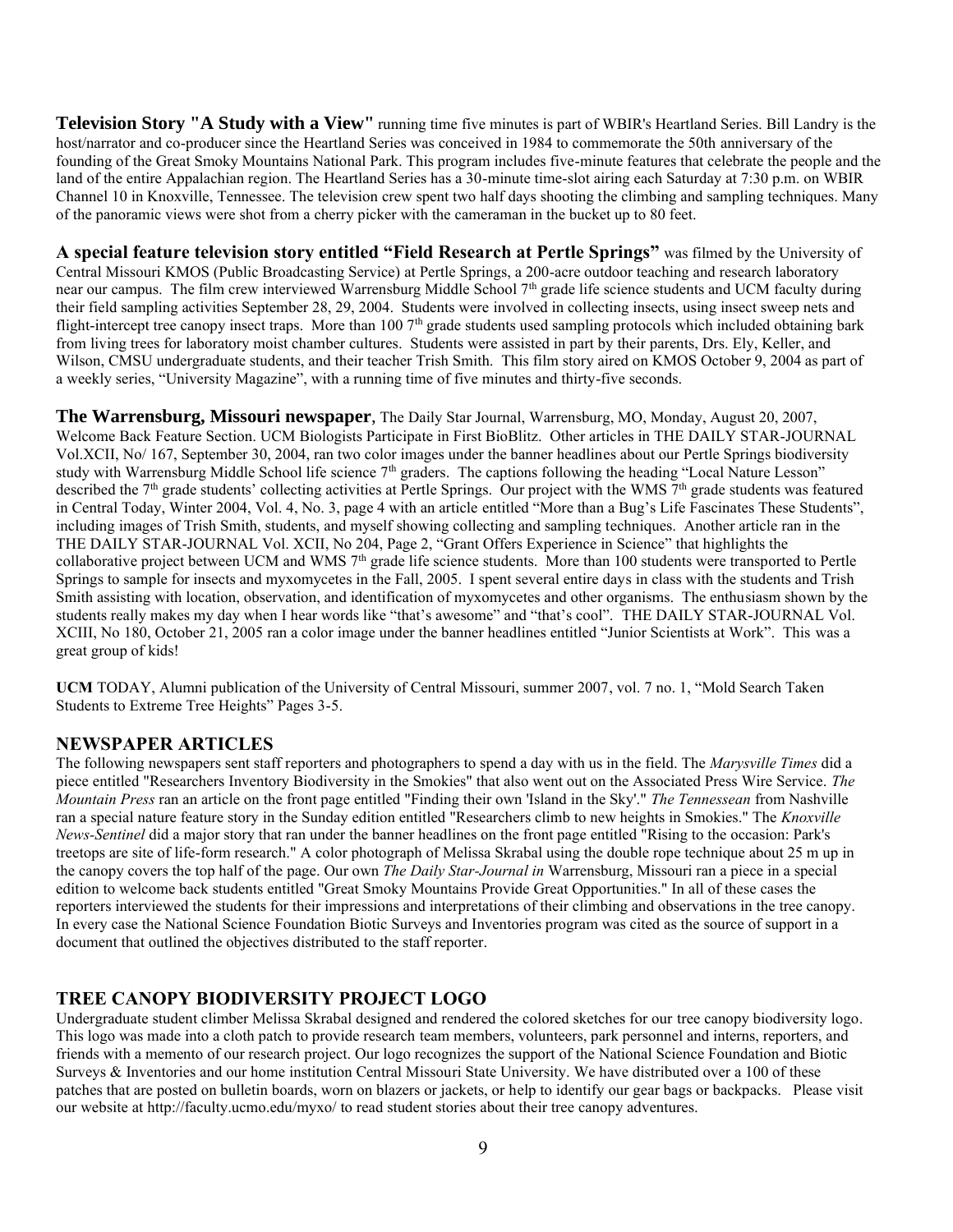**Television Story "A Study with a View"** running time five minutes is part of WBIR's Heartland Series. Bill Landry is the host/narrator and co-producer since the Heartland Series was conceived in 1984 to commemorate the 50th anniversary of the founding of the Great Smoky Mountains National Park. This program includes five-minute features that celebrate the people and the land of the entire Appalachian region. The Heartland Series has a 30-minute time-slot airing each Saturday at 7:30 p.m. on WBIR Channel 10 in Knoxville, Tennessee. The television crew spent two half days shooting the climbing and sampling techniques. Many of the panoramic views were shot from a cherry picker with the cameraman in the bucket up to 80 feet.

**A special feature television story entitled "Field Research at Pertle Springs"** was filmed by the University of Central Missouri KMOS (Public Broadcasting Service) at Pertle Springs, a 200-acre outdoor teaching and research laboratory near our campus. The film crew interviewed Warrensburg Middle School 7th grade life science students and UCM faculty during their field sampling activities September 28, 29, 2004. Students were involved in collecting insects, using insect sweep nets and flight-intercept tree canopy insect traps. More than 100 7th grade students used sampling protocols which included obtaining bark from living trees for laboratory moist chamber cultures. Students were assisted in part by their parents, Drs. Ely, Keller, and Wilson, CMSU undergraduate students, and their teacher Trish Smith. This film story aired on KMOS October 9, 2004 as part of a weekly series, "University Magazine", with a running time of five minutes and thirty-five seconds.

**The Warrensburg, Missouri newspaper**, The Daily Star Journal, Warrensburg, MO, Monday, August 20, 2007, Welcome Back Feature Section. UCM Biologists Participate in First BioBlitz. Other articles in THE DAILY STAR-JOURNAL Vol.XCII, No/ 167, September 30, 2004, ran two color images under the banner headlines about our Pertle Springs biodiversity study with Warrensburg Middle School life science 7th graders. The captions following the heading "Local Nature Lesson" described the 7th grade students' collecting activities at Pertle Springs. Our project with the WMS 7th grade students was featured in Central Today, Winter 2004, Vol. 4, No. 3, page 4 with an article entitled "More than a Bug's Life Fascinates These Students", including images of Trish Smith, students, and myself showing collecting and sampling techniques. Another article ran in the THE DAILY STAR-JOURNAL Vol. XCII, No 204, Page 2, "Grant Offers Experience in Science" that highlights the collaborative project between UCM and WMS 7th grade life science students. More than 100 students were transported to Pertle Springs to sample for insects and myxomycetes in the Fall, 2005. I spent several entire days in class with the students and Trish Smith assisting with location, observation, and identification of myxomycetes and other organisms. The enthusiasm shown by the students really makes my day when I hear words like "that's awesome" and "that's cool". THE DAILY STAR-JOURNAL Vol. XCIII, No 180, October 21, 2005 ran a color image under the banner headlines entitled "Junior Scientists at Work". This was a great group of kids!

**UCM** TODAY, Alumni publication of the University of Central Missouri, summer 2007, vol. 7 no. 1, "Mold Search Taken Students to Extreme Tree Heights" Pages 3-5.

## NEWSPAPER ARTICLES

The following newspapers sent staff reporters and photographers to spend a day with us in the field. The *Marysville Times* did a piece entitled "Researchers Inventory Biodiversity in the Smokies" that also went out on the Associated Press Wire Service. *The Mountain Press* ran an article on the front page entitled "Finding their own 'Island in the Sky'." *The Tennessean* from Nashville ran a special nature feature story in the Sunday edition entitled "Researchers climb to new heights in Smokies." The *Knoxville News-Sentinel* did a major story that ran under the banner headlines on the front page entitled "Rising to the occasion: Park's treetops are site of life-form research." A color photograph of Melissa Skrabal using the double rope technique about 25 m up in the canopy covers the top half of the page. Our own *The Daily Star-Journal in* Warrensburg, Missouri ran a piece in a special edition to welcome back students entitled "Great Smoky Mountains Provide Great Opportunities." In all of these cases the reporters interviewed the students for their impressions and interpretations of their climbing and observations in the tree canopy. In every case the National Science Foundation Biotic Surveys and Inventories program was cited as the source of support in a document that outlined the objectives distributed to the staff reporter.

## TREE CANOPY BIODIVERSITY PROJECT LOGO

Undergraduate student climber Melissa Skrabal designed and rendered the colored sketches for our tree canopy biodiversity logo. This logo was made into a cloth patch to provide research team members, volunteers, park personnel and interns, reporters, and friends with a memento of our research project. Our logo recognizes the support of the National Science Foundation and Biotic Surveys & Inventories and our home institution Central Missouri State University. We have distributed over a 100 of these patches that are posted on bulletin boards, worn on blazers or jackets, or help to identify our gear bags or backpacks. Please visit our website at http://faculty.ucmo.edu/myxo/ to read student stories about their tree canopy adventures.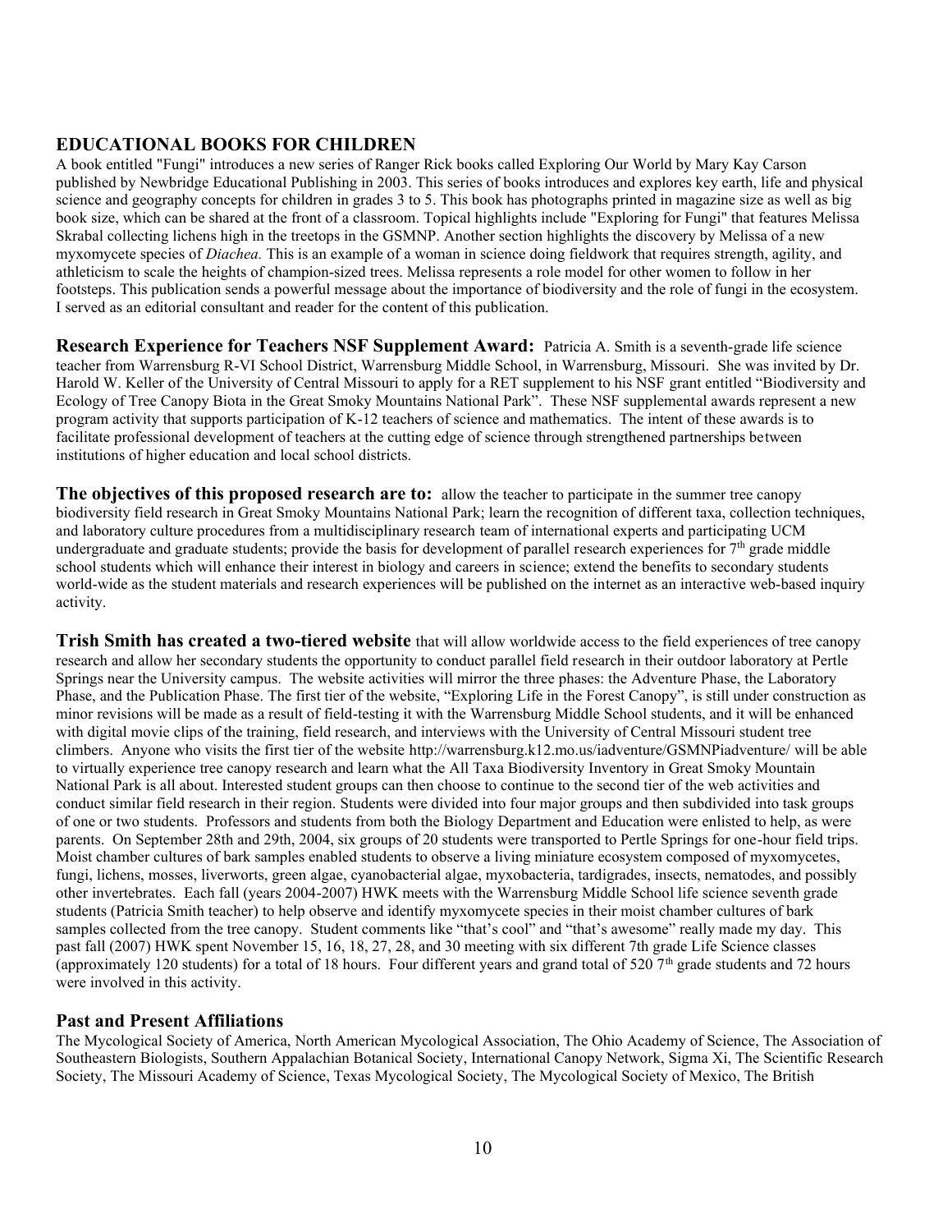## EDUCATIONAL BOOKS FOR CHILDREN

A book entitled "Fungi" introduces a new series of Ranger Rick books called Exploring Our World by Mary Kay Carson published by Newbridge Educational Publishing in 2003. This series of books introduces and explores key earth, life and physical science and geography concepts for children in grades 3 to 5. This book has photographs printed in magazine size as well as big book size, which can be shared at the front of a classroom. Topical highlights include "Exploring for Fungi" that features Melissa Skrabal collecting lichens high in the treetops in the GSMNP. Another section highlights the discovery by Melissa of a new myxomycete species of *Diachea.* This is an example of a woman in science doing fieldwork that requires strength, agility, and athleticism to scale the heights of champion-sized trees. Melissa represents a role model for other women to follow in her footsteps. This publication sends a powerful message about the importance of biodiversity and the role of fungi in the ecosystem. I served as an editorial consultant and reader for the content of this publication.

**Research Experience for Teachers NSF Supplement Award:** Patricia A. Smith is a seventh-grade life science teacher from Warrensburg R-VI School District, Warrensburg Middle School, in Warrensburg, Missouri. She was invited by Dr. Harold W. Keller of the University of Central Missouri to apply for a RET supplement to his NSF grant entitled "Biodiversity and Ecology of Tree Canopy Biota in the Great Smoky Mountains National Park". These NSF supplemental awards represent a new program activity that supports participation of K-12 teachers of science and mathematics. The intent of these awards is to facilitate professional development of teachers at the cutting edge of science through strengthened partnerships between institutions of higher education and local school districts.

**The objectives of this proposed research are to:** allow the teacher to participate in the summer tree canopy biodiversity field research in Great Smoky Mountains National Park; learn the recognition of different taxa, collection techniques, and laboratory culture procedures from a multidisciplinary research team of international experts and participating UCM undergraduate and graduate students; provide the basis for development of parallel research experiences for 7th grade middle school students which will enhance their interest in biology and careers in science; extend the benefits to secondary students world-wide as the student materials and research experiences will be published on the internet as an interactive web-based inquiry activity.

**Trish Smith has created a two-tiered website** that will allow worldwide access to the field experiences of tree canopy research and allow her secondary students the opportunity to conduct parallel field research in their outdoor laboratory at Pertle Springs near the University campus. The website activities will mirror the three phases: the Adventure Phase, the Laboratory Phase, and the Publication Phase. The first tier of the website, "Exploring Life in the Forest Canopy", is still under construction as minor revisions will be made as a result of field-testing it with the Warrensburg Middle School students, and it will be enhanced with digital movie clips of the training, field research, and interviews with the University of Central Missouri student tree climbers. Anyone who visits the first tier of the website http://warrensburg.k12.mo.us/iadventure/GSMNPiadventure/ will be able to virtually experience tree canopy research and learn what the All Taxa Biodiversity Inventory in Great Smoky Mountain National Park is all about. Interested student groups can then choose to continue to the second tier of the web activities and conduct similar field research in their region. Students were divided into four major groups and then subdivided into task groups of one or two students. Professors and students from both the Biology Department and Education were enlisted to help, as were parents. On September 28th and 29th, 2004, six groups of 20 students were transported to Pertle Springs for one-hour field trips. Moist chamber cultures of bark samples enabled students to observe a living miniature ecosystem composed of myxomycetes, fungi, lichens, mosses, liverworts, green algae, cyanobacterial algae, myxobacteria, tardigrades, insects, nematodes, and possibly other invertebrates. Each fall (years 2004-2007) HWK meets with the Warrensburg Middle School life science seventh grade students (Patricia Smith teacher) to help observe and identify myxomycete species in their moist chamber cultures of bark samples collected from the tree canopy. Student comments like "that's cool" and "that's awesome" really made my day. This past fall (2007) HWK spent November 15, 16, 18, 27, 28, and 30 meeting with six different 7th grade Life Science classes (approximately 120 students) for a total of 18 hours. Four different years and grand total of 520 7th grade students and 72 hours were involved in this activity.

### Past and Present Affiliations

The Mycological Society of America, North American Mycological Association, The Ohio Academy of Science, The Association of Southeastern Biologists, Southern Appalachian Botanical Society, International Canopy Network, Sigma Xi, The Scientific Research Society, The Missouri Academy of Science, Texas Mycological Society, The Mycological Society of Mexico, The British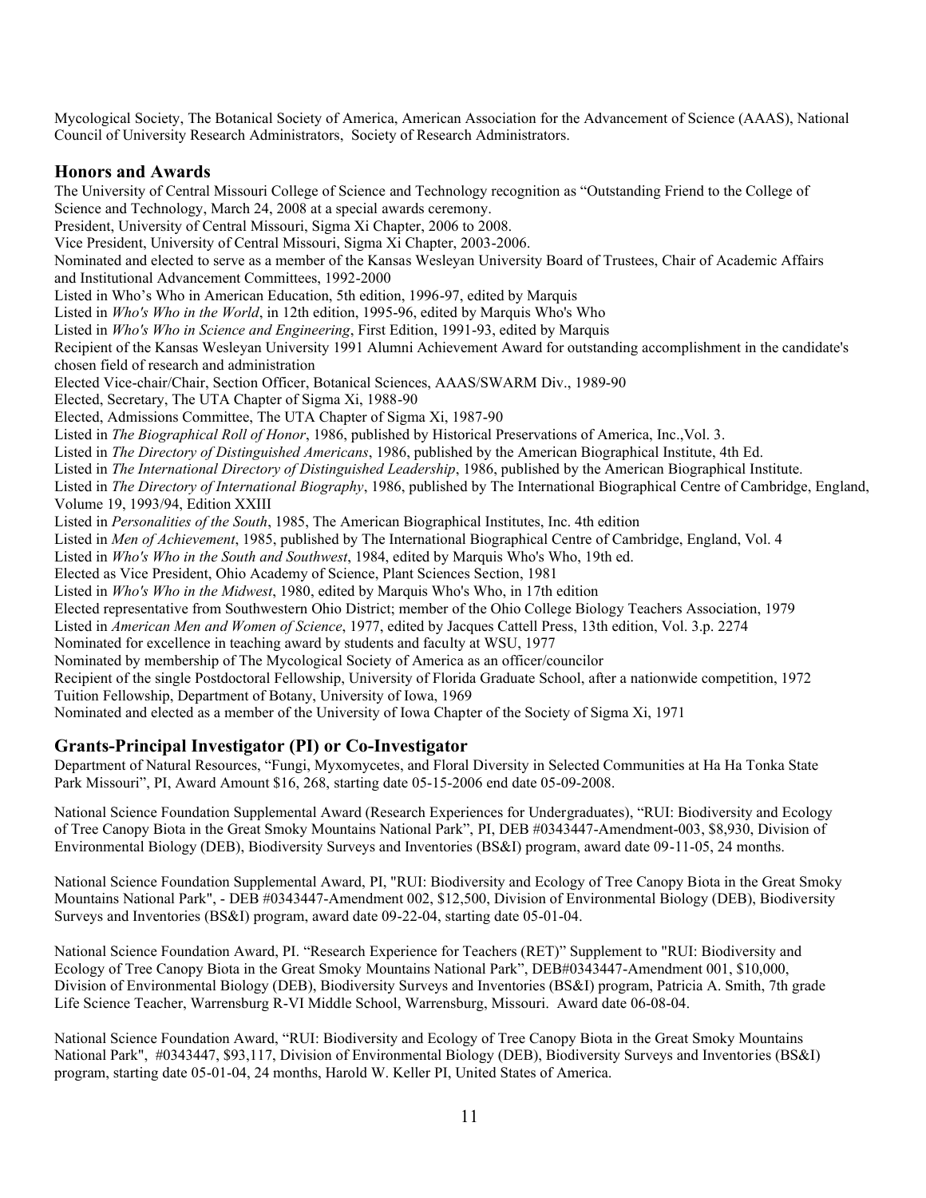Mycological Society, The Botanical Society of America, American Association for the Advancement of Science (AAAS), National Council of University Research Administrators, Society of Research Administrators.

## Honors and Awards

The University of Central Missouri College of Science and Technology recognition as "Outstanding Friend to the College of Science and Technology, March 24, 2008 at a special awards ceremony.
President, University of Central Missouri, Sigma Xi Chapter, 2006 to 2008.
Vice President, University of Central Missouri, Sigma Xi Chapter, 2003-2006.
Nominated and elected to serve as a member of the Kansas Wesleyan University Board of Trustees, Chair of Academic Affairs and Institutional Advancement Committees, 1992-2000
Listed in Who's Who in American Education, 5th edition, 1996-97, edited by Marquis
Listed in *Who's Who in the World*, in 12th edition, 1995-96, edited by Marquis Who's Who
Listed in *Who's Who in Science and Engineering*, First Edition, 1991-93, edited by Marquis
Recipient of the Kansas Wesleyan University 1991 Alumni Achievement Award for outstanding accomplishment in the candidate's chosen field of research and administration
Elected Vice-chair/Chair, Section Officer, Botanical Sciences, AAAS/SWARM Div., 1989-90
Elected, Secretary, The UTA Chapter of Sigma Xi, 1988-90
Elected, Admissions Committee, The UTA Chapter of Sigma Xi, 1987-90
Listed in *The Biographical Roll of Honor*, 1986, published by Historical Preservations of America, Inc.,Vol. 3.
Listed in *The Directory of Distinguished Americans*, 1986, published by the American Biographical Institute, 4th Ed.
Listed in *The International Directory of Distinguished Leadership*, 1986, published by the American Biographical Institute.
Listed in *The Directory of International Biography*, 1986, published by The International Biographical Centre of Cambridge, England, Volume 19, 1993/94, Edition XXIII
Listed in *Personalities of the South*, 1985, The American Biographical Institutes, Inc. 4th edition
Listed in *Men of Achievement*, 1985, published by The International Biographical Centre of Cambridge, England, Vol. 4
Listed in *Who's Who in the South and Southwest*, 1984, edited by Marquis Who's Who, 19th ed.
Elected as Vice President, Ohio Academy of Science, Plant Sciences Section, 1981
Listed in *Who's Who in the Midwest*, 1980, edited by Marquis Who's Who, in 17th edition
Elected representative from Southwestern Ohio District; member of the Ohio College Biology Teachers Association, 1979
Listed in *American Men and Women of Science*, 1977, edited by Jacques Cattell Press, 13th edition, Vol. 3.p. 2274
Nominated for excellence in teaching award by students and faculty at WSU, 1977
Nominated by membership of The Mycological Society of America as an officer/councilor
Recipient of the single Postdoctoral Fellowship, University of Florida Graduate School, after a nationwide competition, 1972
Tuition Fellowship, Department of Botany, University of Iowa, 1969
Nominated and elected as a member of the University of Iowa Chapter of the Society of Sigma Xi, 1971

## Grants-Principal Investigator (PI) or Co-Investigator

Department of Natural Resources, "Fungi, Myxomycetes, and Floral Diversity in Selected Communities at Ha Ha Tonka State Park Missouri", PI, Award Amount $16, 268, starting date 05-15-2006 end date 05-09-2008.

National Science Foundation Supplemental Award (Research Experiences for Undergraduates), "RUI: Biodiversity and Ecology of Tree Canopy Biota in the Great Smoky Mountains National Park", PI, DEB #0343447-Amendment-003, $8,930, Division of Environmental Biology (DEB), Biodiversity Surveys and Inventories (BS&I) program, award date 09-11-05, 24 months.

National Science Foundation Supplemental Award, PI, "RUI: Biodiversity and Ecology of Tree Canopy Biota in the Great Smoky Mountains National Park", - DEB #0343447-Amendment 002, $12,500, Division of Environmental Biology (DEB), Biodiversity Surveys and Inventories (BS&I) program, award date 09-22-04, starting date 05-01-04.

National Science Foundation Award, PI. "Research Experience for Teachers (RET)" Supplement to "RUI: Biodiversity and Ecology of Tree Canopy Biota in the Great Smoky Mountains National Park", DEB#0343447-Amendment 001, $10,000, Division of Environmental Biology (DEB), Biodiversity Surveys and Inventories (BS&I) program, Patricia A. Smith, 7th grade Life Science Teacher, Warrensburg R-VI Middle School, Warrensburg, Missouri. Award date 06-08-04.

National Science Foundation Award, "RUI: Biodiversity and Ecology of Tree Canopy Biota in the Great Smoky Mountains National Park", #0343447, $93,117, Division of Environmental Biology (DEB), Biodiversity Surveys and Inventories (BS&I) program, starting date 05-01-04, 24 months, Harold W. Keller PI, United States of America.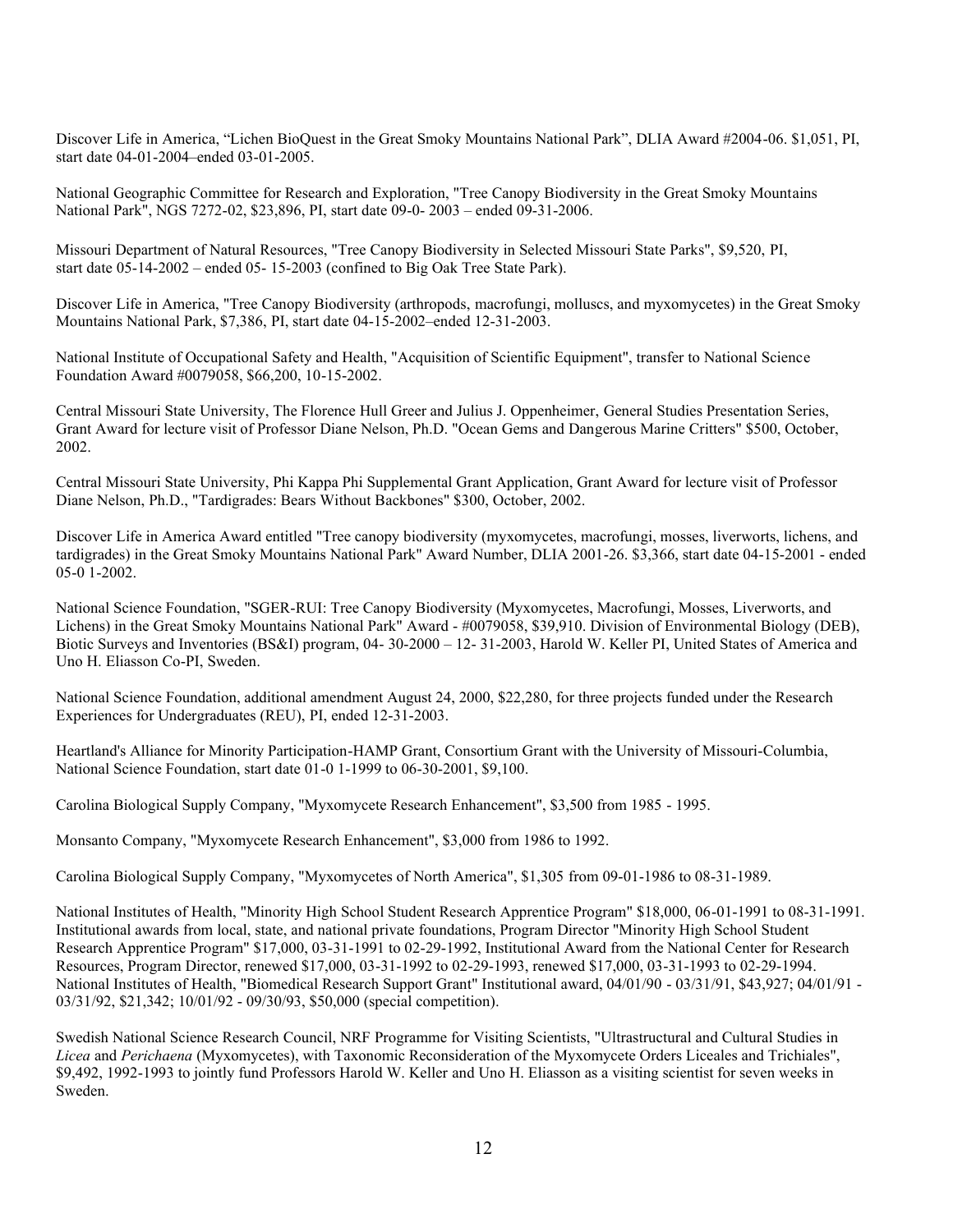Discover Life in America, “Lichen BioQuest in the Great Smoky Mountains National Park”, DLIA Award #2004-06. $1,051, PI, start date 04-01-2004–ended 03-01-2005.

National Geographic Committee for Research and Exploration, "Tree Canopy Biodiversity in the Great Smoky Mountains National Park", NGS 7272-02, $23,896, PI, start date 09-0- 2003 – ended 09-31-2006.

Missouri Department of Natural Resources, "Tree Canopy Biodiversity in Selected Missouri State Parks", $9,520, PI, start date 05-14-2002 – ended 05- 15-2003 (confined to Big Oak Tree State Park).

Discover Life in America, "Tree Canopy Biodiversity (arthropods, macrofungi, molluscs, and myxomycetes) in the Great Smoky Mountains National Park, $7,386, PI, start date 04-15-2002–ended 12-31-2003.

National Institute of Occupational Safety and Health, "Acquisition of Scientific Equipment", transfer to National Science Foundation Award #0079058, $66,200, 10-15-2002.

Central Missouri State University, The Florence Hull Greer and Julius J. Oppenheimer, General Studies Presentation Series, Grant Award for lecture visit of Professor Diane Nelson, Ph.D. "Ocean Gems and Dangerous Marine Critters" $500, October, 2002.

Central Missouri State University, Phi Kappa Phi Supplemental Grant Application, Grant Award for lecture visit of Professor Diane Nelson, Ph.D., "Tardigrades: Bears Without Backbones" $300, October, 2002.

Discover Life in America Award entitled "Tree canopy biodiversity (myxomycetes, macrofungi, mosses, liverworts, lichens, and tardigrades) in the Great Smoky Mountains National Park" Award Number, DLIA 2001-26. $3,366, start date 04-15-2001 - ended 05-0 1-2002.

National Science Foundation, "SGER-RUI: Tree Canopy Biodiversity (Myxomycetes, Macrofungi, Mosses, Liverworts, and Lichens) in the Great Smoky Mountains National Park" Award - #0079058, $39,910. Division of Environmental Biology (DEB), Biotic Surveys and Inventories (BS&I) program, 04- 30-2000 – 12- 31-2003, Harold W. Keller PI, United States of America and Uno H. Eliasson Co-PI, Sweden.

National Science Foundation, additional amendment August 24, 2000, $22,280, for three projects funded under the Research Experiences for Undergraduates (REU), PI, ended 12-31-2003.

Heartland's Alliance for Minority Participation-HAMP Grant, Consortium Grant with the University of Missouri-Columbia, National Science Foundation, start date 01-0 1-1999 to 06-30-2001, $9,100.

Carolina Biological Supply Company, "Myxomycete Research Enhancement", $3,500 from 1985 - 1995.

Monsanto Company, "Myxomycete Research Enhancement", $3,000 from 1986 to 1992.

Carolina Biological Supply Company, "Myxomycetes of North America", $1,305 from 09-01-1986 to 08-31-1989.

National Institutes of Health, "Minority High School Student Research Apprentice Program" $18,000, 06-01-1991 to 08-31-1991. Institutional awards from local, state, and national private foundations, Program Director "Minority High School Student Research Apprentice Program" $17,000, 03-31-1991 to 02-29-1992, Institutional Award from the National Center for Research Resources, Program Director, renewed $17,000, 03-31-1992 to 02-29-1993, renewed $17,000, 03-31-1993 to 02-29-1994. National Institutes of Health, "Biomedical Research Support Grant" Institutional award, 04/01/90 - 03/31/91, $43,927; 04/01/91 - 03/31/92, $21,342; 10/01/92 - 09/30/93, $50,000 (special competition).

Swedish National Science Research Council, NRF Programme for Visiting Scientists, "Ultrastructural and Cultural Studies in *Licea* and *Perichaena* (Myxomycetes), with Taxonomic Reconsideration of the Myxomycete Orders Liceales and Trichiales", $9,492, 1992-1993 to jointly fund Professors Harold W. Keller and Uno H. Eliasson as a visiting scientist for seven weeks in Sweden.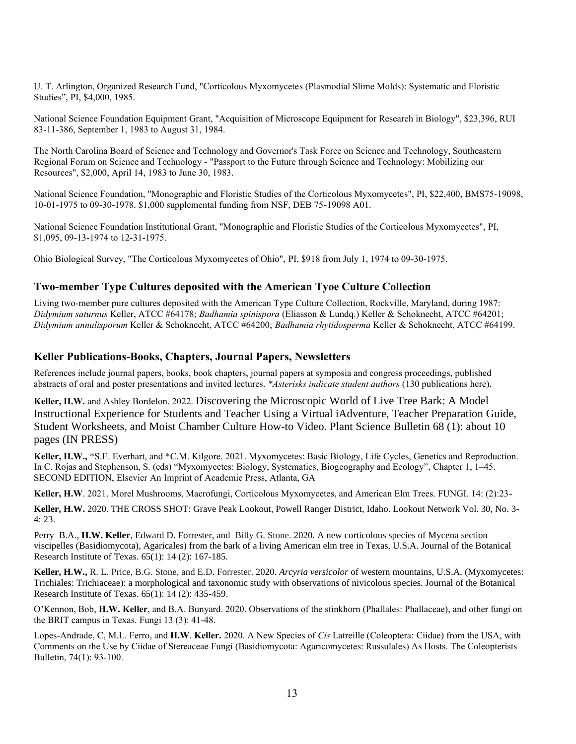U. T. Arlington, Organized Research Fund, "Corticolous Myxomycetes (Plasmodial Slime Molds): Systematic and Floristic Studies", PI, $4,000, 1985.

National Science Foundation Equipment Grant, "Acquisition of Microscope Equipment for Research in Biology", $23,396, RUI 83-11-386, September 1, 1983 to August 31, 1984.

The North Carolina Board of Science and Technology and Governor's Task Force on Science and Technology, Southeastern Regional Forum on Science and Technology - "Passport to the Future through Science and Technology: Mobilizing our Resources", $2,000, April 14, 1983 to June 30, 1983.

National Science Foundation, "Monographic and Floristic Studies of the Corticolous Myxomycetes", PI, $22,400, BMS75-19098, 10-01-1975 to 09-30-1978. $1,000 supplemental funding from NSF, DEB 75-19098 A01.

National Science Foundation Institutional Grant, "Monographic and Floristic Studies of the Corticolous Myxomycetes", PI, $1,095, 09-13-1974 to 12-31-1975.

Ohio Biological Survey, "The Corticolous Myxomycetes of Ohio", PI, $918 from July 1, 1974 to 09-30-1975.

## Two-member Type Cultures deposited with the American Tyoe Culture Collection

Living two-member pure cultures deposited with the American Type Culture Collection, Rockville, Maryland, during 1987: *Didymium saturnus* Keller, ATCC #64178; *Badhamia spinispora* (Eliasson & Lundq.) Keller & Schoknecht, ATCC #64201; *Didymium annulisporum* Keller & Schoknecht, ATCC #64200; *Badhamia rhytidosperma* Keller & Schoknecht, ATCC #64199.

## Keller Publications-Books, Chapters, Journal Papers, Newsletters

References include journal papers, books, book chapters, journal papers at symposia and congress proceedings, published abstracts of oral and poster presentations and invited lectures. *\*Asterisks indicate student authors* (130 publications here).

**Keller, H.W.** and Ashley Bordelon. 2022. Discovering the Microscopic World of Live Tree Bark: A Model Instructional Experience for Students and Teacher Using a Virtual iAdventure, Teacher Preparation Guide, Student Worksheets, and Moist Chamber Culture How-to Video. Plant Science Bulletin 68 (1): about 10 pages (IN PRESS)

**Keller, H.W.,** *S.E. Everhart, and *C.M. Kilgore. 2021. Myxomycetes: Basic Biology, Life Cycles, Genetics and Reproduction. In C. Rojas and Stephenson, S. (eds) "Myxomycetes: Biology, Systematics, Biogeography and Ecology", Chapter 1, 1–45. SECOND EDITION, Elsevier An Imprint of Academic Press, Atlanta, GA

**Keller, H.W**. 2021. Morel Mushrooms, Macrofungi, Corticolous Myxomycetes, and American Elm Trees. FUNGI. 14: (2):23-

**Keller, H.W.** 2020. THE CROSS SHOT: Grave Peak Lookout, Powell Ranger District, Idaho. Lookout Network Vol. 30, No. 3-4: 23.

Perry B.A., **H.W. Keller**, Edward D. Forrester, and Billy G. Stone. 2020. A new corticolous species of Mycena section viscipelles (Basidiomycota), Agaricales) from the bark of a living American elm tree in Texas, U.S.A. Journal of the Botanical Research Institute of Texas. 65(1): 14 (2): 167-185.

**Keller, H.W.,** R. L. Price, B.G. Stone, and E.D. Forrester. 2020. *Arcyria versicolor* of western mountains, U.S.A. (Myxomycetes: Trichiales: Trichiaceae): a morphological and taxonomic study with observations of nivicolous species. Journal of the Botanical Research Institute of Texas. 65(1): 14 (2): 435-459.

O'Kennon, Bob, **H.W. Keller**, and B.A. Bunyard. 2020. Observations of the stinkhorn (Phallales: Phallaceae), and other fungi on the BRIT campus in Texas. Fungi 13 (3): 41-48.

Lopes-Andrade, C, M.L. Ferro, and **H.W**. **Keller.** 2020. A New Species of *Cis* Latreille (Coleoptera: Ciidae) from the USA, with Comments on the Use by Ciidae of Stereaceae Fungi (Basidiomycota: Agaricomycetes: Russulales) As Hosts. The Coleopterists Bulletin, 74(1): 93-100.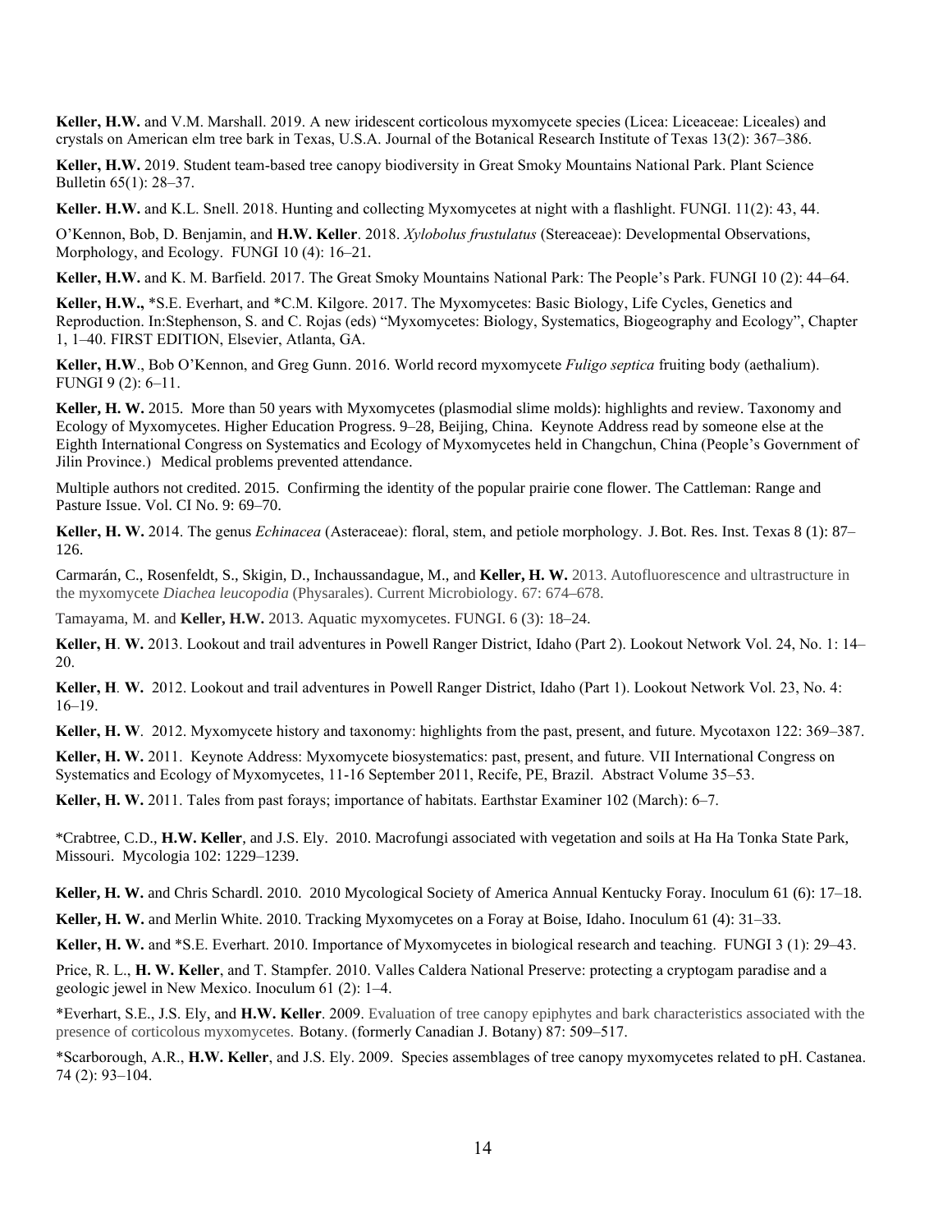**Keller, H.W.** and V.M. Marshall. 2019. A new iridescent corticolous myxomycete species (Licea: Liceaceae: Liceales) and crystals on American elm tree bark in Texas, U.S.A. Journal of the Botanical Research Institute of Texas 13(2): 367–386.

**Keller, H.W.** 2019. Student team-based tree canopy biodiversity in Great Smoky Mountains National Park. Plant Science Bulletin 65(1): 28–37.

**Keller. H.W.** and K.L. Snell. 2018. Hunting and collecting Myxomycetes at night with a flashlight. FUNGI. 11(2): 43, 44.

O'Kennon, Bob, D. Benjamin, and **H.W. Keller**. 2018. *Xylobolus frustulatus* (Stereaceae): Developmental Observations, Morphology, and Ecology. FUNGI 10 (4): 16–21.

**Keller, H.W.** and K. M. Barfield. 2017. The Great Smoky Mountains National Park: The People's Park. FUNGI 10 (2): 44–64.

**Keller, H.W.,** *S.E. Everhart, and *C.M. Kilgore. 2017. The Myxomycetes: Basic Biology, Life Cycles, Genetics and Reproduction. In:Stephenson, S. and C. Rojas (eds) "Myxomycetes: Biology, Systematics, Biogeography and Ecology", Chapter 1, 1–40. FIRST EDITION, Elsevier, Atlanta, GA.

**Keller, H.W**., Bob O'Kennon, and Greg Gunn. 2016. World record myxomycete *Fuligo septica* fruiting body (aethalium). FUNGI 9 (2): 6–11.

**Keller, H. W.** 2015. More than 50 years with Myxomycetes (plasmodial slime molds): highlights and review. Taxonomy and Ecology of Myxomycetes. Higher Education Progress. 9–28, Beijing, China. Keynote Address read by someone else at the Eighth International Congress on Systematics and Ecology of Myxomycetes held in Changchun, China (People's Government of Jilin Province.) Medical problems prevented attendance.

Multiple authors not credited. 2015. Confirming the identity of the popular prairie cone flower. The Cattleman: Range and Pasture Issue. Vol. CI No. 9: 69–70.

**Keller, H. W.** 2014. The genus *Echinacea* (Asteraceae): floral, stem, and petiole morphology. J. Bot. Res. Inst. Texas 8 (1): 87–126.

Carmarán, C., Rosenfeldt, S., Skigin, D., Inchaussandague, M., and **Keller, H. W.** 2013. Autofluorescence and ultrastructure in the myxomycete *Diachea leucopodia* (Physarales). Current Microbiology. 67: 674–678.

Tamayama, M. and **Keller, H.W.** 2013. Aquatic myxomycetes. FUNGI. 6 (3): 18–24.

**Keller, H**. **W.** 2013. Lookout and trail adventures in Powell Ranger District, Idaho (Part 2). Lookout Network Vol. 24, No. 1: 14–20.

**Keller, H**. **W.** 2012. Lookout and trail adventures in Powell Ranger District, Idaho (Part 1). Lookout Network Vol. 23, No. 4: 16–19.

**Keller, H. W**. 2012. Myxomycete history and taxonomy: highlights from the past, present, and future. Mycotaxon 122: 369–387.

**Keller, H. W.** 2011. Keynote Address: Myxomycete biosystematics: past, present, and future. VII International Congress on Systematics and Ecology of Myxomycetes, 11-16 September 2011, Recife, PE, Brazil. Abstract Volume 35–53.

**Keller, H. W.** 2011. Tales from past forays; importance of habitats. Earthstar Examiner 102 (March): 6–7.

*Crabtree, C.D., **H.W. Keller**, and J.S. Ely. 2010. Macrofungi associated with vegetation and soils at Ha Ha Tonka State Park, Missouri. Mycologia 102: 1229–1239.

**Keller, H. W.** and Chris Schardl. 2010. 2010 Mycological Society of America Annual Kentucky Foray. Inoculum 61 (6): 17–18.

**Keller, H. W.** and Merlin White. 2010. Tracking Myxomycetes on a Foray at Boise, Idaho. Inoculum 61 (4): 31–33.

**Keller, H. W.** and *S.E. Everhart. 2010. Importance of Myxomycetes in biological research and teaching. FUNGI 3 (1): 29–43.

Price, R. L., **H. W. Keller**, and T. Stampfer. 2010. Valles Caldera National Preserve: protecting a cryptogam paradise and a geologic jewel in New Mexico. Inoculum 61 (2): 1–4.

*Everhart, S.E., J.S. Ely, and **H.W. Keller**. 2009. Evaluation of tree canopy epiphytes and bark characteristics associated with the presence of corticolous myxomycetes. Botany. (formerly Canadian J. Botany) 87: 509–517.

*Scarborough, A.R., **H.W. Keller**, and J.S. Ely. 2009. Species assemblages of tree canopy myxomycetes related to pH. Castanea. 74 (2): 93–104.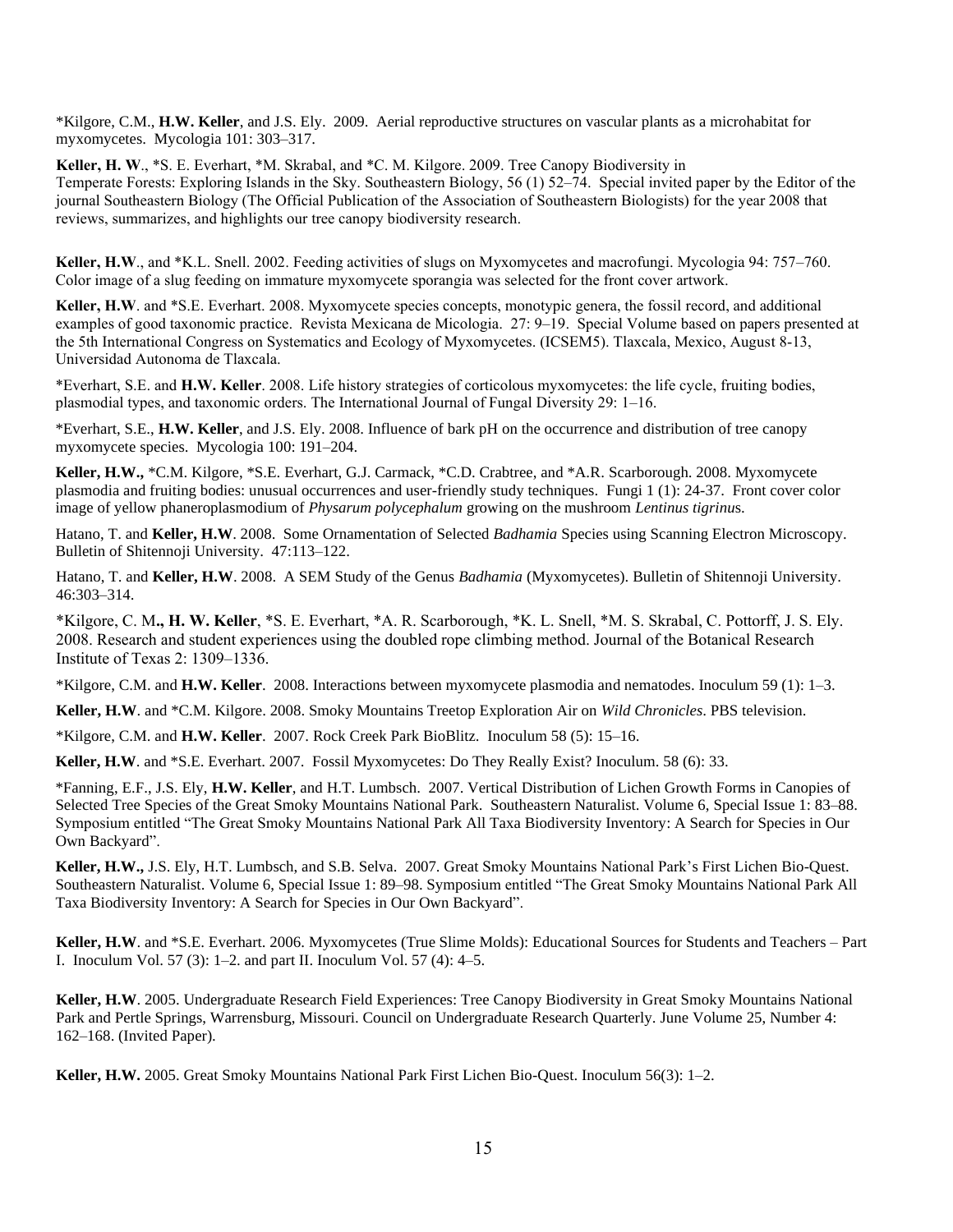*Kilgore, C.M., **H.W. Keller**, and J.S. Ely. 2009. Aerial reproductive structures on vascular plants as a microhabitat for myxomycetes. Mycologia 101: 303–317.

**Keller, H. W**., *S. E. Everhart, *M. Skrabal, and *C. M. Kilgore. 2009. Tree Canopy Biodiversity in Temperate Forests: Exploring Islands in the Sky. Southeastern Biology, 56 (1) 52–74. Special invited paper by the Editor of the journal Southeastern Biology (The Official Publication of the Association of Southeastern Biologists) for the year 2008 that reviews, summarizes, and highlights our tree canopy biodiversity research.

**Keller, H.W**., and *K.L. Snell. 2002. Feeding activities of slugs on Myxomycetes and macrofungi. Mycologia 94: 757–760. Color image of a slug feeding on immature myxomycete sporangia was selected for the front cover artwork.

**Keller, H.W**. and *S.E. Everhart. 2008. Myxomycete species concepts, monotypic genera, the fossil record, and additional examples of good taxonomic practice. Revista Mexicana de Micologia. 27: 9–19. Special Volume based on papers presented at the 5th International Congress on Systematics and Ecology of Myxomycetes. (ICSEM5). Tlaxcala, Mexico, August 8-13, Universidad Autonoma de Tlaxcala.

*Everhart, S.E. and **H.W. Keller**. 2008. Life history strategies of corticolous myxomycetes: the life cycle, fruiting bodies, plasmodial types, and taxonomic orders. The International Journal of Fungal Diversity 29: 1–16.

*Everhart, S.E., **H.W. Keller**, and J.S. Ely. 2008. Influence of bark pH on the occurrence and distribution of tree canopy myxomycete species. Mycologia 100: 191–204.

**Keller, H.W.,** *C.M. Kilgore, *S.E. Everhart, G.J. Carmack, *C.D. Crabtree, and *A.R. Scarborough. 2008. Myxomycete plasmodia and fruiting bodies: unusual occurrences and user-friendly study techniques. Fungi 1 (1): 24-37. Front cover color image of yellow phaneroplasmodium of *Physarum polycephalum* growing on the mushroom *Lentinus tigrinus*.

Hatano, T. and **Keller, H.W**. 2008. Some Ornamentation of Selected *Badhamia* Species using Scanning Electron Microscopy. Bulletin of Shitennoji University. 47:113–122.

Hatano, T. and **Keller, H.W**. 2008. A SEM Study of the Genus *Badhamia* (Myxomycetes). Bulletin of Shitennoji University. 46:303–314.

*Kilgore, C. M**., H. W. Keller**, *S. E. Everhart, *A. R. Scarborough, *K. L. Snell, *M. S. Skrabal, C. Pottorff, J. S. Ely. 2008. Research and student experiences using the doubled rope climbing method. Journal of the Botanical Research Institute of Texas 2: 1309–1336.

*Kilgore, C.M. and **H.W. Keller**. 2008. Interactions between myxomycete plasmodia and nematodes. Inoculum 59 (1): 1–3.

**Keller, H.W**. and *C.M. Kilgore. 2008. Smoky Mountains Treetop Exploration Air on *Wild Chronicles*. PBS television.

*Kilgore, C.M. and **H.W. Keller**. 2007. Rock Creek Park BioBlitz. Inoculum 58 (5): 15–16.

**Keller, H.W**. and *S.E. Everhart. 2007. Fossil Myxomycetes: Do They Really Exist? Inoculum. 58 (6): 33.

*Fanning, E.F., J.S. Ely, **H.W. Keller**, and H.T. Lumbsch. 2007. Vertical Distribution of Lichen Growth Forms in Canopies of Selected Tree Species of the Great Smoky Mountains National Park. Southeastern Naturalist. Volume 6, Special Issue 1: 83–88. Symposium entitled "The Great Smoky Mountains National Park All Taxa Biodiversity Inventory: A Search for Species in Our Own Backyard".

**Keller, H.W.,** J.S. Ely, H.T. Lumbsch, and S.B. Selva. 2007. Great Smoky Mountains National Park's First Lichen Bio-Quest. Southeastern Naturalist. Volume 6, Special Issue 1: 89–98. Symposium entitled "The Great Smoky Mountains National Park All Taxa Biodiversity Inventory: A Search for Species in Our Own Backyard".

**Keller, H.W**. and *S.E. Everhart. 2006. Myxomycetes (True Slime Molds): Educational Sources for Students and Teachers – Part I. Inoculum Vol. 57 (3): 1–2. and part II. Inoculum Vol. 57 (4): 4–5.

**Keller, H.W**. 2005. Undergraduate Research Field Experiences: Tree Canopy Biodiversity in Great Smoky Mountains National Park and Pertle Springs, Warrensburg, Missouri. Council on Undergraduate Research Quarterly. June Volume 25, Number 4: 162–168. (Invited Paper).

**Keller, H.W.** 2005. Great Smoky Mountains National Park First Lichen Bio-Quest. Inoculum 56(3): 1–2.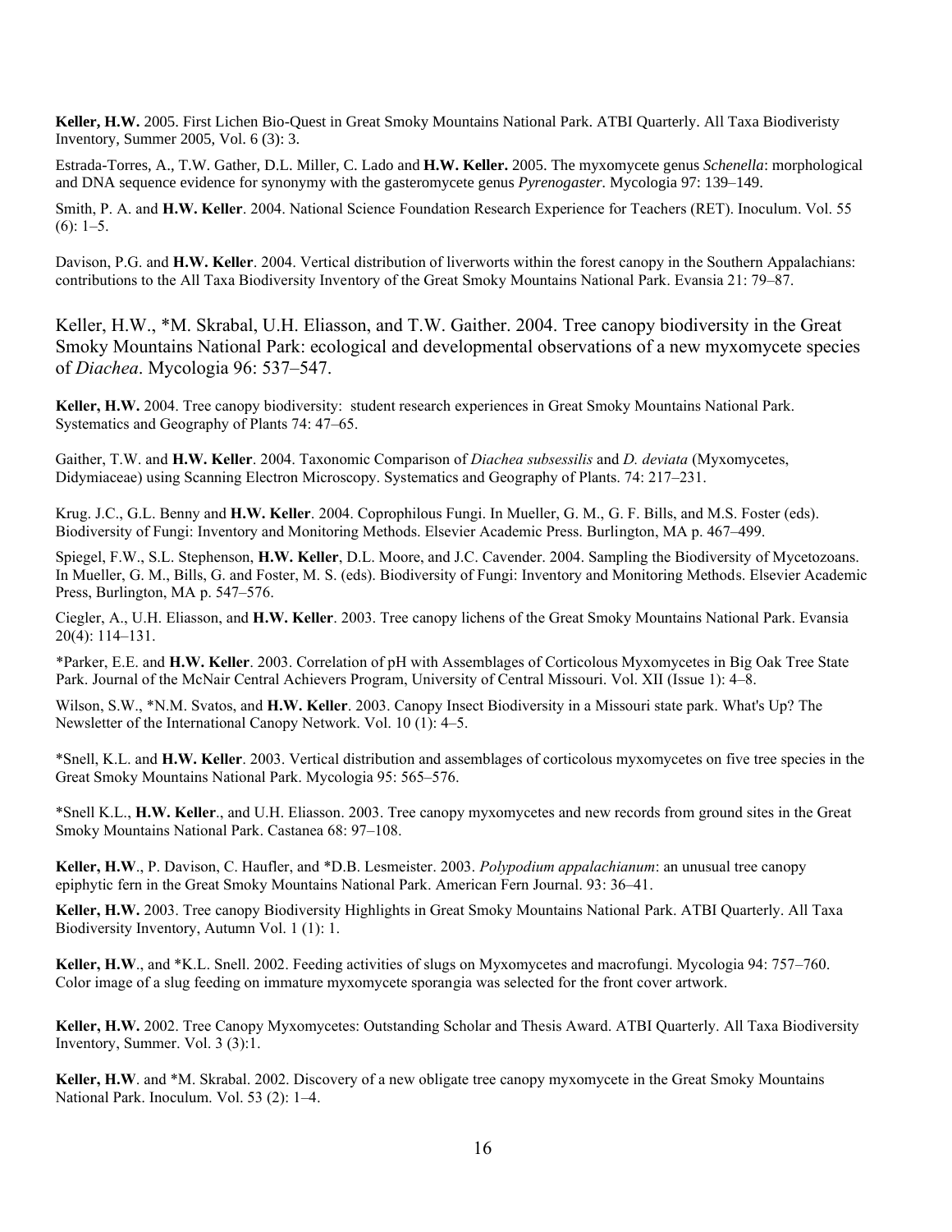**Keller, H.W.** 2005. First Lichen Bio-Quest in Great Smoky Mountains National Park. ATBI Quarterly. All Taxa Biodiveristy Inventory, Summer 2005, Vol. 6 (3): 3.

Estrada-Torres, A., T.W. Gather, D.L. Miller, C. Lado and **H.W. Keller.** 2005. The myxomycete genus *Schenella*: morphological and DNA sequence evidence for synonymy with the gasteromycete genus *Pyrenogaster*. Mycologia 97: 139–149.

Smith, P. A. and **H.W. Keller**. 2004. National Science Foundation Research Experience for Teachers (RET). Inoculum. Vol. 55 (6): 1–5.

Davison, P.G. and **H.W. Keller**. 2004. Vertical distribution of liverworts within the forest canopy in the Southern Appalachians: contributions to the All Taxa Biodiversity Inventory of the Great Smoky Mountains National Park. Evansia 21: 79–87.

Keller, H.W., *M. Skrabal, U.H. Eliasson, and T.W. Gaither. 2004. Tree canopy biodiversity in the Great Smoky Mountains National Park: ecological and developmental observations of a new myxomycete species of *Diachea*. Mycologia 96: 537–547.

**Keller, H.W.** 2004. Tree canopy biodiversity: student research experiences in Great Smoky Mountains National Park. Systematics and Geography of Plants 74: 47–65.

Gaither, T.W. and **H.W. Keller**. 2004. Taxonomic Comparison of *Diachea subsessilis* and *D. deviata* (Myxomycetes, Didymiaceae) using Scanning Electron Microscopy. Systematics and Geography of Plants. 74: 217–231.

Krug. J.C., G.L. Benny and **H.W. Keller**. 2004. Coprophilous Fungi. In Mueller, G. M., G. F. Bills, and M.S. Foster (eds). Biodiversity of Fungi: Inventory and Monitoring Methods. Elsevier Academic Press. Burlington, MA p. 467–499.

Spiegel, F.W., S.L. Stephenson, **H.W. Keller**, D.L. Moore, and J.C. Cavender. 2004. Sampling the Biodiversity of Mycetozoans. In Mueller, G. M., Bills, G. and Foster, M. S. (eds). Biodiversity of Fungi: Inventory and Monitoring Methods. Elsevier Academic Press, Burlington, MA p. 547–576.

Ciegler, A., U.H. Eliasson, and **H.W. Keller**. 2003. Tree canopy lichens of the Great Smoky Mountains National Park. Evansia 20(4): 114–131.

*Parker, E.E. and **H.W. Keller**. 2003. Correlation of pH with Assemblages of Corticolous Myxomycetes in Big Oak Tree State Park. Journal of the McNair Central Achievers Program, University of Central Missouri. Vol. XII (Issue 1): 4–8.

Wilson, S.W., *N.M. Svatos, and **H.W. Keller**. 2003. Canopy Insect Biodiversity in a Missouri state park. What's Up? The Newsletter of the International Canopy Network. Vol. 10 (1): 4–5.

*Snell, K.L. and **H.W. Keller**. 2003. Vertical distribution and assemblages of corticolous myxomycetes on five tree species in the Great Smoky Mountains National Park. Mycologia 95: 565–576.

*Snell K.L., **H.W. Keller**., and U.H. Eliasson. 2003. Tree canopy myxomycetes and new records from ground sites in the Great Smoky Mountains National Park. Castanea 68: 97–108.

**Keller, H.W**., P. Davison, C. Haufler, and *D.B. Lesmeister. 2003. *Polypodium appalachianum*: an unusual tree canopy epiphytic fern in the Great Smoky Mountains National Park. American Fern Journal. 93: 36–41.

**Keller, H.W.** 2003. Tree canopy Biodiversity Highlights in Great Smoky Mountains National Park. ATBI Quarterly. All Taxa Biodiversity Inventory, Autumn Vol. 1 (1): 1.

**Keller, H.W**., and *K.L. Snell. 2002. Feeding activities of slugs on Myxomycetes and macrofungi. Mycologia 94: 757–760. Color image of a slug feeding on immature myxomycete sporangia was selected for the front cover artwork.

**Keller, H.W.** 2002. Tree Canopy Myxomycetes: Outstanding Scholar and Thesis Award. ATBI Quarterly. All Taxa Biodiversity Inventory, Summer. Vol. 3 (3):1.

**Keller, H.W**. and *M. Skrabal. 2002. Discovery of a new obligate tree canopy myxomycete in the Great Smoky Mountains National Park. Inoculum. Vol. 53 (2): 1–4.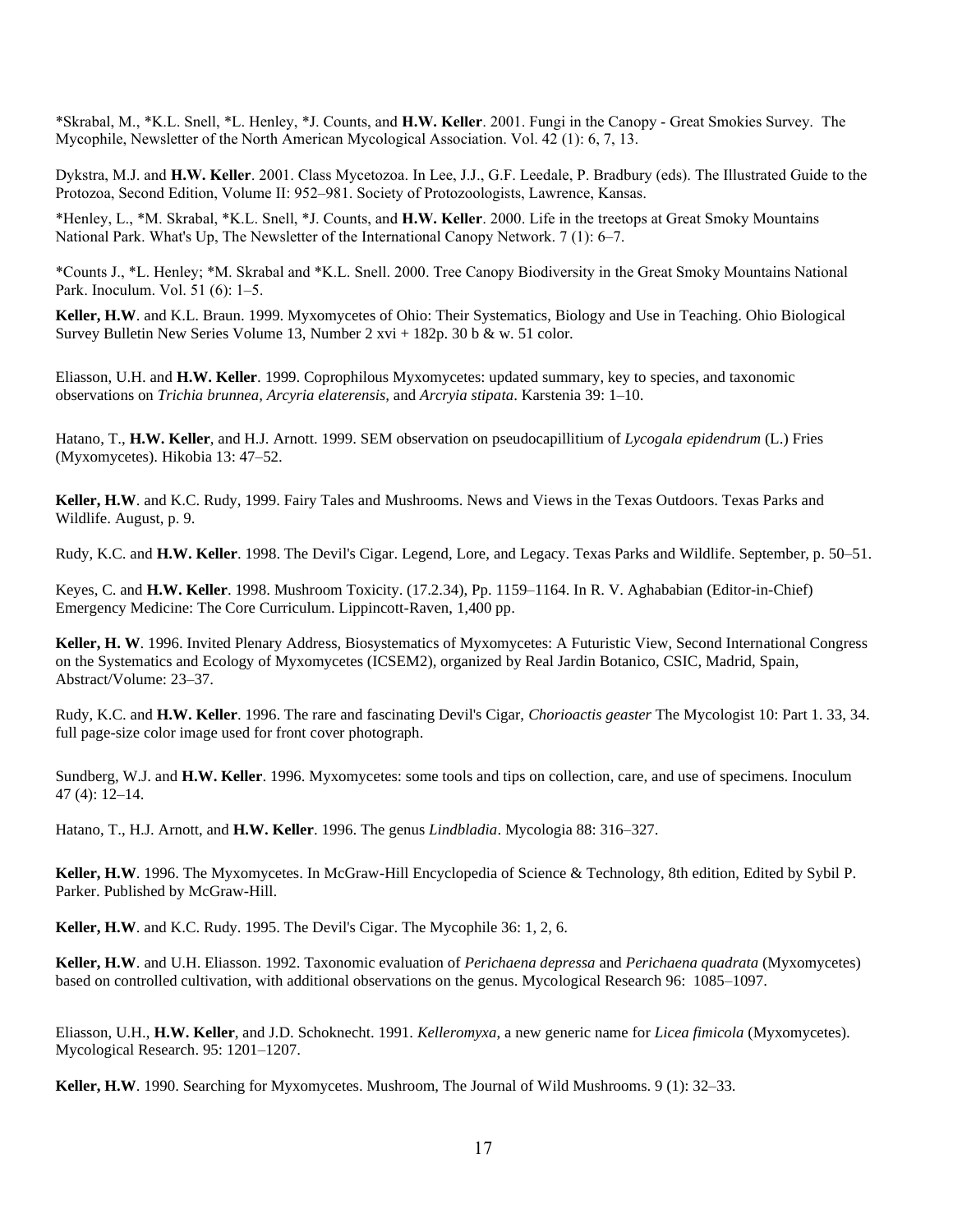*Skrabal, M., *K.L. Snell, *L. Henley, *J. Counts, and **H.W. Keller**. 2001. Fungi in the Canopy - Great Smokies Survey. The Mycophile, Newsletter of the North American Mycological Association. Vol. 42 (1): 6, 7, 13.

Dykstra, M.J. and **H.W. Keller**. 2001. Class Mycetozoa. In Lee, J.J., G.F. Leedale, P. Bradbury (eds). The Illustrated Guide to the Protozoa, Second Edition, Volume II: 952–981. Society of Protozoologists, Lawrence, Kansas.

*Henley, L., *M. Skrabal, *K.L. Snell, *J. Counts, and **H.W. Keller**. 2000. Life in the treetops at Great Smoky Mountains National Park. What's Up, The Newsletter of the International Canopy Network. 7 (1): 6–7.

*Counts J., *L. Henley; *M. Skrabal and *K.L. Snell. 2000. Tree Canopy Biodiversity in the Great Smoky Mountains National Park. Inoculum. Vol. 51 (6): 1–5.

**Keller, H.W**. and K.L. Braun. 1999. Myxomycetes of Ohio: Their Systematics, Biology and Use in Teaching. Ohio Biological Survey Bulletin New Series Volume 13, Number 2 xvi + 182p. 30 b & w. 51 color.

Eliasson, U.H. and **H.W. Keller**. 1999. Coprophilous Myxomycetes: updated summary, key to species, and taxonomic observations on *Trichia brunnea, Arcyria elaterensis,* and *Arcryia stipata*. Karstenia 39: 1–10.

Hatano, T., **H.W. Keller**, and H.J. Arnott. 1999. SEM observation on pseudocapillitium of *Lycogala epidendrum* (L.) Fries (Myxomycetes). Hikobia 13: 47–52.

**Keller, H.W**. and K.C. Rudy, 1999. Fairy Tales and Mushrooms. News and Views in the Texas Outdoors. Texas Parks and Wildlife. August, p. 9.

Rudy, K.C. and **H.W. Keller**. 1998. The Devil's Cigar. Legend, Lore, and Legacy. Texas Parks and Wildlife. September, p. 50–51.

Keyes, C. and **H.W. Keller**. 1998. Mushroom Toxicity. (17.2.34), Pp. 1159–1164. In R. V. Aghababian (Editor-in-Chief) Emergency Medicine: The Core Curriculum. Lippincott-Raven, 1,400 pp.

**Keller, H. W**. 1996. Invited Plenary Address, Biosystematics of Myxomycetes: A Futuristic View, Second International Congress on the Systematics and Ecology of Myxomycetes (ICSEM2), organized by Real Jardin Botanico, CSIC, Madrid, Spain, Abstract/Volume: 23–37.

Rudy, K.C. and **H.W. Keller**. 1996. The rare and fascinating Devil's Cigar, *Chorioactis geaster* The Mycologist 10: Part 1. 33, 34. full page-size color image used for front cover photograph.

Sundberg, W.J. and **H.W. Keller**. 1996. Myxomycetes: some tools and tips on collection, care, and use of specimens. Inoculum 47 (4): 12–14.

Hatano, T., H.J. Arnott, and **H.W. Keller**. 1996. The genus *Lindbladia*. Mycologia 88: 316–327.

**Keller, H.W**. 1996. The Myxomycetes. In McGraw-Hill Encyclopedia of Science & Technology, 8th edition, Edited by Sybil P. Parker. Published by McGraw-Hill.

**Keller, H.W**. and K.C. Rudy. 1995. The Devil's Cigar. The Mycophile 36: 1, 2, 6.

**Keller, H.W**. and U.H. Eliasson. 1992. Taxonomic evaluation of *Perichaena depressa* and *Perichaena quadrata* (Myxomycetes) based on controlled cultivation, with additional observations on the genus. Mycological Research 96: 1085–1097.

Eliasson, U.H., **H.W. Keller**, and J.D. Schoknecht. 1991. *Kelleromyxa*, a new generic name for *Licea fimicola* (Myxomycetes). Mycological Research. 95: 1201–1207.

**Keller, H.W**. 1990. Searching for Myxomycetes. Mushroom, The Journal of Wild Mushrooms. 9 (1): 32–33.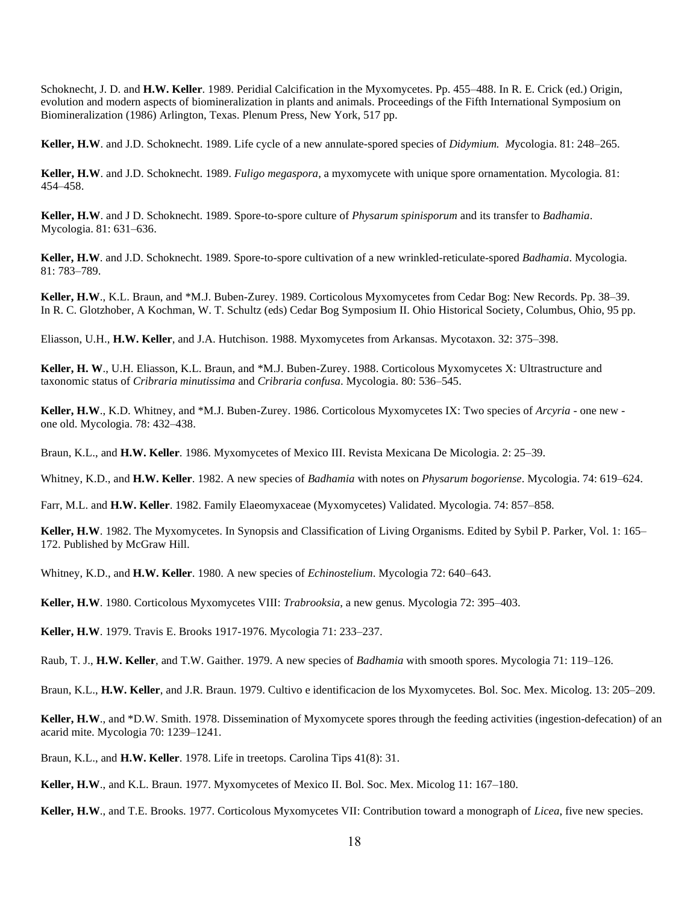Schoknecht, J. D. and **H.W. Keller**. 1989. Peridial Calcification in the Myxomycetes. Pp. 455–488. In R. E. Crick (ed.) Origin, evolution and modern aspects of biomineralization in plants and animals. Proceedings of the Fifth International Symposium on Biomineralization (1986) Arlington, Texas. Plenum Press, New York, 517 pp.

**Keller, H.W**. and J.D. Schoknecht. 1989. Life cycle of a new annulate-spored species of *Didymium. M*ycologia. 81: 248–265.

**Keller, H.W**. and J.D. Schoknecht. 1989. *Fuligo megaspora*, a myxomycete with unique spore ornamentation. Mycologia. 81: 454–458.

**Keller, H.W**. and J D. Schoknecht. 1989. Spore-to-spore culture of *Physarum spinisporum* and its transfer to *Badhamia*. Mycologia. 81: 631–636.

**Keller, H.W**. and J.D. Schoknecht. 1989. Spore-to-spore cultivation of a new wrinkled-reticulate-spored *Badhamia*. Mycologia. 81: 783–789.

**Keller, H.W**., K.L. Braun, and *M.J. Buben-Zurey. 1989. Corticolous Myxomycetes from Cedar Bog: New Records. Pp. 38–39. In R. C. Glotzhober, A Kochman, W. T. Schultz (eds) Cedar Bog Symposium II. Ohio Historical Society, Columbus, Ohio, 95 pp.

Eliasson, U.H., **H.W. Keller**, and J.A. Hutchison. 1988. Myxomycetes from Arkansas. Mycotaxon. 32: 375–398.

**Keller, H. W**., U.H. Eliasson, K.L. Braun, and *M.J. Buben-Zurey. 1988. Corticolous Myxomycetes X: Ultrastructure and taxonomic status of *Cribraria minutissima* and *Cribraria confusa*. Mycologia. 80: 536–545.

**Keller, H.W**., K.D. Whitney, and *M.J. Buben-Zurey. 1986. Corticolous Myxomycetes IX: Two species of *Arcyria* - one new - one old. Mycologia. 78: 432–438.

Braun, K.L., and **H.W. Keller**. 1986. Myxomycetes of Mexico III. Revista Mexicana De Micologia. 2: 25–39.

Whitney, K.D., and **H.W. Keller**. 1982. A new species of *Badhamia* with notes on *Physarum bogoriense*. Mycologia. 74: 619–624.

Farr, M.L. and **H.W. Keller**. 1982. Family Elaeomyxaceae (Myxomycetes) Validated. Mycologia. 74: 857–858.

**Keller, H.W**. 1982. The Myxomycetes. In Synopsis and Classification of Living Organisms. Edited by Sybil P. Parker, Vol. 1: 165–172. Published by McGraw Hill.

Whitney, K.D., and **H.W. Keller**. 1980. A new species of *Echinostelium*. Mycologia 72: 640–643.

**Keller, H.W**. 1980. Corticolous Myxomycetes VIII: *Trabrooksia*, a new genus. Mycologia 72: 395–403.

**Keller, H.W**. 1979. Travis E. Brooks 1917-1976. Mycologia 71: 233–237.

Raub, T. J., **H.W. Keller**, and T.W. Gaither. 1979. A new species of *Badhamia* with smooth spores. Mycologia 71: 119–126.

Braun, K.L., **H.W. Keller**, and J.R. Braun. 1979. Cultivo e identificacion de los Myxomycetes. Bol. Soc. Mex. Micolog. 13: 205–209.

**Keller, H.W**., and *D.W. Smith. 1978. Dissemination of Myxomycete spores through the feeding activities (ingestion-defecation) of an acarid mite. Mycologia 70: 1239–1241.

Braun, K.L., and **H.W. Keller**. 1978. Life in treetops. Carolina Tips 41(8): 31.

**Keller, H.W**., and K.L. Braun. 1977. Myxomycetes of Mexico II. Bol. Soc. Mex. Micolog 11: 167–180.

**Keller, H.W**., and T.E. Brooks. 1977. Corticolous Myxomycetes VII: Contribution toward a monograph of *Licea*, five new species.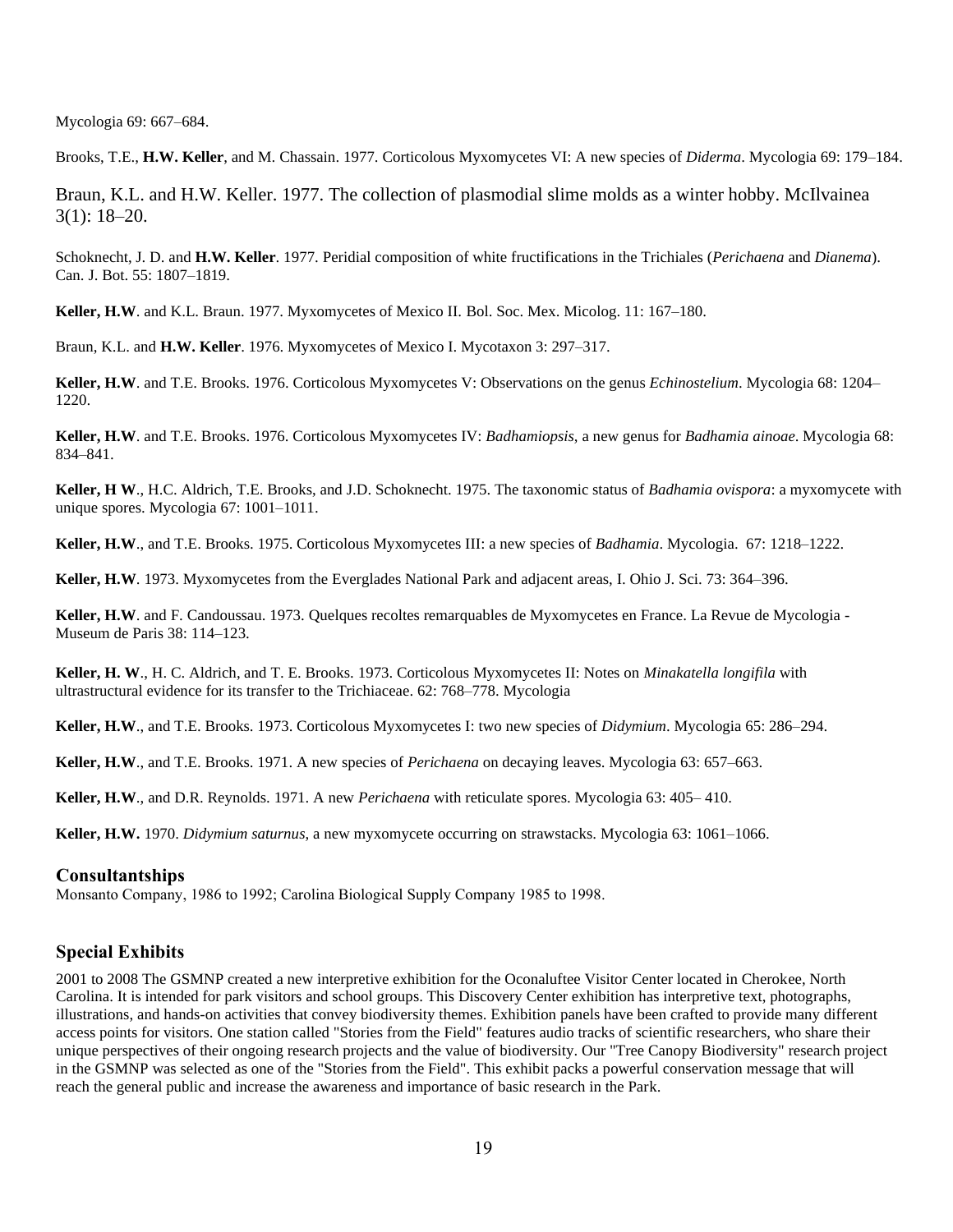Mycologia 69: 667–684.

Brooks, T.E., **H.W. Keller**, and M. Chassain. 1977. Corticolous Myxomycetes VI: A new species of *Diderma*. Mycologia 69: 179–184.

Braun, K.L. and H.W. Keller. 1977. The collection of plasmodial slime molds as a winter hobby. McIlvainea 3(1): 18–20.

Schoknecht, J. D. and **H.W. Keller**. 1977. Peridial composition of white fructifications in the Trichiales (*Perichaena* and *Dianema*). Can. J. Bot. 55: 1807–1819.

**Keller, H.W**. and K.L. Braun. 1977. Myxomycetes of Mexico II. Bol. Soc. Mex. Micolog. 11: 167–180.

Braun, K.L. and **H.W. Keller**. 1976. Myxomycetes of Mexico I. Mycotaxon 3: 297–317.

**Keller, H.W**. and T.E. Brooks. 1976. Corticolous Myxomycetes V: Observations on the genus *Echinostelium*. Mycologia 68: 1204–1220.

**Keller, H.W**. and T.E. Brooks. 1976. Corticolous Myxomycetes IV: *Badhamiopsis*, a new genus for *Badhamia ainoae*. Mycologia 68: 834–841.

**Keller, H W**., H.C. Aldrich, T.E. Brooks, and J.D. Schoknecht. 1975. The taxonomic status of *Badhamia ovispora*: a myxomycete with unique spores. Mycologia 67: 1001–1011.

**Keller, H.W**., and T.E. Brooks. 1975. Corticolous Myxomycetes III: a new species of *Badhamia*. Mycologia. 67: 1218–1222.

**Keller, H.W**. 1973. Myxomycetes from the Everglades National Park and adjacent areas, I. Ohio J. Sci. 73: 364–396.

**Keller, H.W**. and F. Candoussau. 1973. Quelques recoltes remarquables de Myxomycetes en France. La Revue de Mycologia - Museum de Paris 38: 114–123.

**Keller, H. W**., H. C. Aldrich, and T. E. Brooks. 1973. Corticolous Myxomycetes II: Notes on *Minakatella longifila* with ultrastructural evidence for its transfer to the Trichiaceae. 62: 768–778. Mycologia

**Keller, H.W**., and T.E. Brooks. 1973. Corticolous Myxomycetes I: two new species of *Didymium*. Mycologia 65: 286–294.

**Keller, H.W**., and T.E. Brooks. 1971. A new species of *Perichaena* on decaying leaves. Mycologia 63: 657–663.

**Keller, H.W**., and D.R. Reynolds. 1971. A new *Perichaena* with reticulate spores. Mycologia 63: 405– 410.

**Keller, H.W.** 1970. *Didymium saturnus*, a new myxomycete occurring on strawstacks. Mycologia 63: 1061–1066.

### Consultantships

Monsanto Company, 1986 to 1992; Carolina Biological Supply Company 1985 to 1998.

### Special Exhibits

2001 to 2008 The GSMNP created a new interpretive exhibition for the Oconaluftee Visitor Center located in Cherokee, North Carolina. It is intended for park visitors and school groups. This Discovery Center exhibition has interpretive text, photographs, illustrations, and hands-on activities that convey biodiversity themes. Exhibition panels have been crafted to provide many different access points for visitors. One station called "Stories from the Field" features audio tracks of scientific researchers, who share their unique perspectives of their ongoing research projects and the value of biodiversity. Our "Tree Canopy Biodiversity" research project in the GSMNP was selected as one of the "Stories from the Field". This exhibit packs a powerful conservation message that will reach the general public and increase the awareness and importance of basic research in the Park.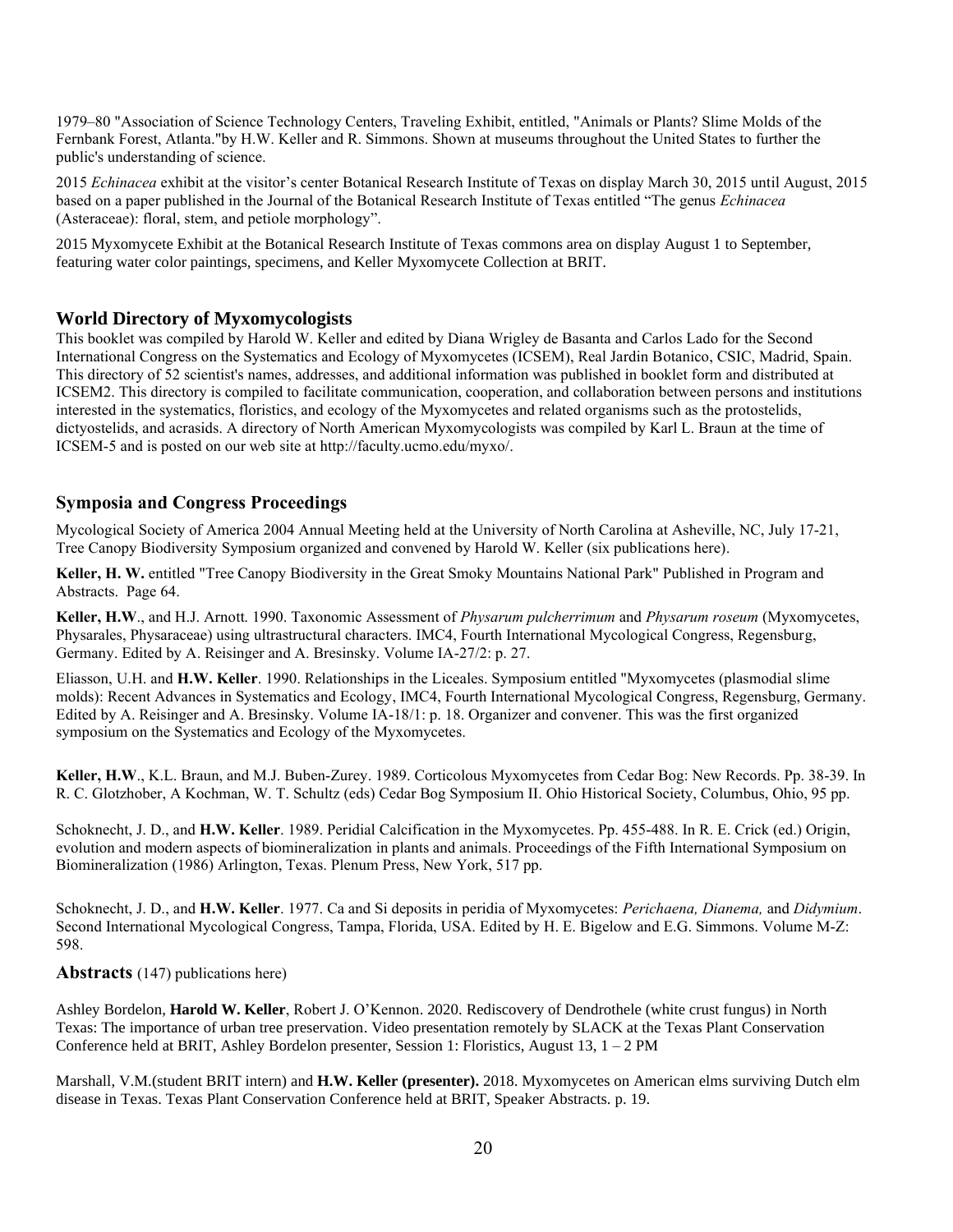1979–80 "Association of Science Technology Centers, Traveling Exhibit, entitled, "Animals or Plants? Slime Molds of the Fernbank Forest, Atlanta."by H.W. Keller and R. Simmons. Shown at museums throughout the United States to further the public's understanding of science.

2015 *Echinacea* exhibit at the visitor's center Botanical Research Institute of Texas on display March 30, 2015 until August, 2015 based on a paper published in the Journal of the Botanical Research Institute of Texas entitled "The genus *Echinacea* (Asteraceae): floral, stem, and petiole morphology".

2015 Myxomycete Exhibit at the Botanical Research Institute of Texas commons area on display August 1 to September, featuring water color paintings, specimens, and Keller Myxomycete Collection at BRIT.

## World Directory of Myxomycologists

This booklet was compiled by Harold W. Keller and edited by Diana Wrigley de Basanta and Carlos Lado for the Second International Congress on the Systematics and Ecology of Myxomycetes (ICSEM), Real Jardin Botanico, CSIC, Madrid, Spain. This directory of 52 scientist's names, addresses, and additional information was published in booklet form and distributed at ICSEM2. This directory is compiled to facilitate communication, cooperation, and collaboration between persons and institutions interested in the systematics, floristics, and ecology of the Myxomycetes and related organisms such as the protostelids, dictyostelids, and acrasids. A directory of North American Myxomycologists was compiled by Karl L. Braun at the time of ICSEM-5 and is posted on our web site at http://faculty.ucmo.edu/myxo/.

## Symposia and Congress Proceedings

Mycological Society of America 2004 Annual Meeting held at the University of North Carolina at Asheville, NC, July 17-21, Tree Canopy Biodiversity Symposium organized and convened by Harold W. Keller (six publications here).

**Keller, H. W.** entitled "Tree Canopy Biodiversity in the Great Smoky Mountains National Park" Published in Program and Abstracts. Page 64.

**Keller, H.W**., and H.J. Arnott. 1990. Taxonomic Assessment of *Physarum pulcherrimum* and *Physarum roseum* (Myxomycetes, Physarales, Physaraceae) using ultrastructural characters. IMC4, Fourth International Mycological Congress, Regensburg, Germany. Edited by A. Reisinger and A. Bresinsky. Volume IA-27/2: p. 27.

Eliasson, U.H. and **H.W. Keller**. 1990. Relationships in the Liceales. Symposium entitled "Myxomycetes (plasmodial slime molds): Recent Advances in Systematics and Ecology, IMC4, Fourth International Mycological Congress, Regensburg, Germany. Edited by A. Reisinger and A. Bresinsky. Volume IA-18/1: p. 18. Organizer and convener. This was the first organized symposium on the Systematics and Ecology of the Myxomycetes.

**Keller, H.W**., K.L. Braun, and M.J. Buben-Zurey. 1989. Corticolous Myxomycetes from Cedar Bog: New Records. Pp. 38-39. In R. C. Glotzhober, A Kochman, W. T. Schultz (eds) Cedar Bog Symposium II. Ohio Historical Society, Columbus, Ohio, 95 pp.

Schoknecht, J. D., and **H.W. Keller**. 1989. Peridial Calcification in the Myxomycetes. Pp. 455-488. In R. E. Crick (ed.) Origin, evolution and modern aspects of biomineralization in plants and animals. Proceedings of the Fifth International Symposium on Biomineralization (1986) Arlington, Texas. Plenum Press, New York, 517 pp.

Schoknecht, J. D., and **H.W. Keller**. 1977. Ca and Si deposits in peridia of Myxomycetes: *Perichaena, Dianema,* and *Didymium*. Second International Mycological Congress, Tampa, Florida, USA. Edited by H. E. Bigelow and E.G. Simmons. Volume M-Z: 598.

**Abstracts** (147) publications here)

Ashley Bordelon, **Harold W. Keller**, Robert J. O'Kennon. 2020. Rediscovery of Dendrothele (white crust fungus) in North Texas: The importance of urban tree preservation. Video presentation remotely by SLACK at the Texas Plant Conservation Conference held at BRIT, Ashley Bordelon presenter, Session 1: Floristics, August 13, 1 – 2 PM

Marshall, V.M.(student BRIT intern) and **H.W. Keller (presenter).** 2018. Myxomycetes on American elms surviving Dutch elm disease in Texas. Texas Plant Conservation Conference held at BRIT, Speaker Abstracts. p. 19.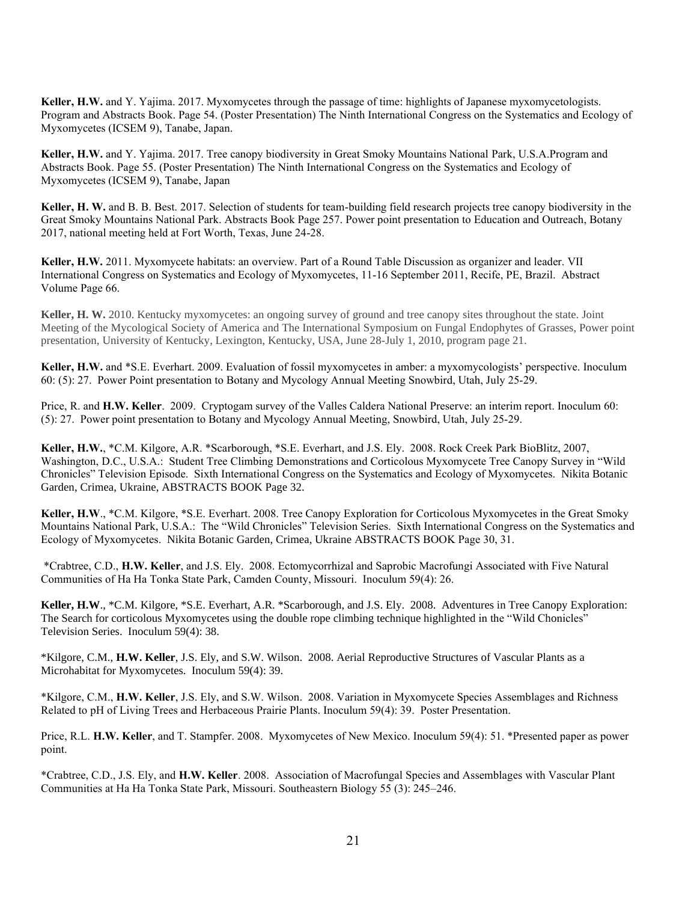**Keller, H.W.** and Y. Yajima. 2017. Myxomycetes through the passage of time: highlights of Japanese myxomycetologists. Program and Abstracts Book. Page 54. (Poster Presentation) The Ninth International Congress on the Systematics and Ecology of Myxomycetes (ICSEM 9), Tanabe, Japan.

**Keller, H.W.** and Y. Yajima. 2017. Tree canopy biodiversity in Great Smoky Mountains National Park, U.S.A.Program and Abstracts Book. Page 55. (Poster Presentation) The Ninth International Congress on the Systematics and Ecology of Myxomycetes (ICSEM 9), Tanabe, Japan

**Keller, H. W.** and B. B. Best. 2017. Selection of students for team-building field research projects tree canopy biodiversity in the Great Smoky Mountains National Park. Abstracts Book Page 257. Power point presentation to Education and Outreach, Botany 2017, national meeting held at Fort Worth, Texas, June 24-28.

**Keller, H.W.** 2011. Myxomycete habitats: an overview. Part of a Round Table Discussion as organizer and leader. VII International Congress on Systematics and Ecology of Myxomycetes, 11-16 September 2011, Recife, PE, Brazil. Abstract Volume Page 66.

**Keller, H. W.** 2010. Kentucky myxomycetes: an ongoing survey of ground and tree canopy sites throughout the state. Joint Meeting of the Mycological Society of America and The International Symposium on Fungal Endophytes of Grasses, Power point presentation, University of Kentucky, Lexington, Kentucky, USA, June 28-July 1, 2010, program page 21.

**Keller, H.W.** and *S.E. Everhart. 2009. Evaluation of fossil myxomycetes in amber: a myxomycologists' perspective. Inoculum 60: (5): 27. Power Point presentation to Botany and Mycology Annual Meeting Snowbird, Utah, July 25-29.

Price, R. and **H.W. Keller**. 2009. Cryptogam survey of the Valles Caldera National Preserve: an interim report. Inoculum 60: (5): 27. Power point presentation to Botany and Mycology Annual Meeting, Snowbird, Utah, July 25-29.

**Keller, H.W.**, *C.M. Kilgore, A.R. *Scarborough, *S.E. Everhart, and J.S. Ely. 2008. Rock Creek Park BioBlitz, 2007, Washington, D.C., U.S.A.: Student Tree Climbing Demonstrations and Corticolous Myxomycete Tree Canopy Survey in "Wild Chronicles" Television Episode. Sixth International Congress on the Systematics and Ecology of Myxomycetes. Nikita Botanic Garden, Crimea, Ukraine, ABSTRACTS BOOK Page 32.

**Keller, H.W**., *C.M. Kilgore, *S.E. Everhart. 2008. Tree Canopy Exploration for Corticolous Myxomycetes in the Great Smoky Mountains National Park, U.S.A.: The "Wild Chronicles" Television Series. Sixth International Congress on the Systematics and Ecology of Myxomycetes. Nikita Botanic Garden, Crimea, Ukraine ABSTRACTS BOOK Page 30, 31.

*Crabtree, C.D., **H.W. Keller**, and J.S. Ely. 2008. Ectomycorrhizal and Saprobic Macrofungi Associated with Five Natural Communities of Ha Ha Tonka State Park, Camden County, Missouri. Inoculum 59(4): 26.

**Keller, H.W**., *C.M. Kilgore, *S.E. Everhart, A.R. *Scarborough, and J.S. Ely. 2008. Adventures in Tree Canopy Exploration: The Search for corticolous Myxomycetes using the double rope climbing technique highlighted in the "Wild Chonicles" Television Series. Inoculum 59(4): 38.

*Kilgore, C.M., **H.W. Keller**, J.S. Ely, and S.W. Wilson. 2008. Aerial Reproductive Structures of Vascular Plants as a Microhabitat for Myxomycetes. Inoculum 59(4): 39.

*Kilgore, C.M., **H.W. Keller**, J.S. Ely, and S.W. Wilson. 2008. Variation in Myxomycete Species Assemblages and Richness Related to pH of Living Trees and Herbaceous Prairie Plants. Inoculum 59(4): 39. Poster Presentation.

Price, R.L. **H.W. Keller**, and T. Stampfer. 2008. Myxomycetes of New Mexico. Inoculum 59(4): 51. *Presented paper as power point.

*Crabtree, C.D., J.S. Ely, and **H.W. Keller**. 2008. Association of Macrofungal Species and Assemblages with Vascular Plant Communities at Ha Ha Tonka State Park, Missouri. Southeastern Biology 55 (3): 245–246.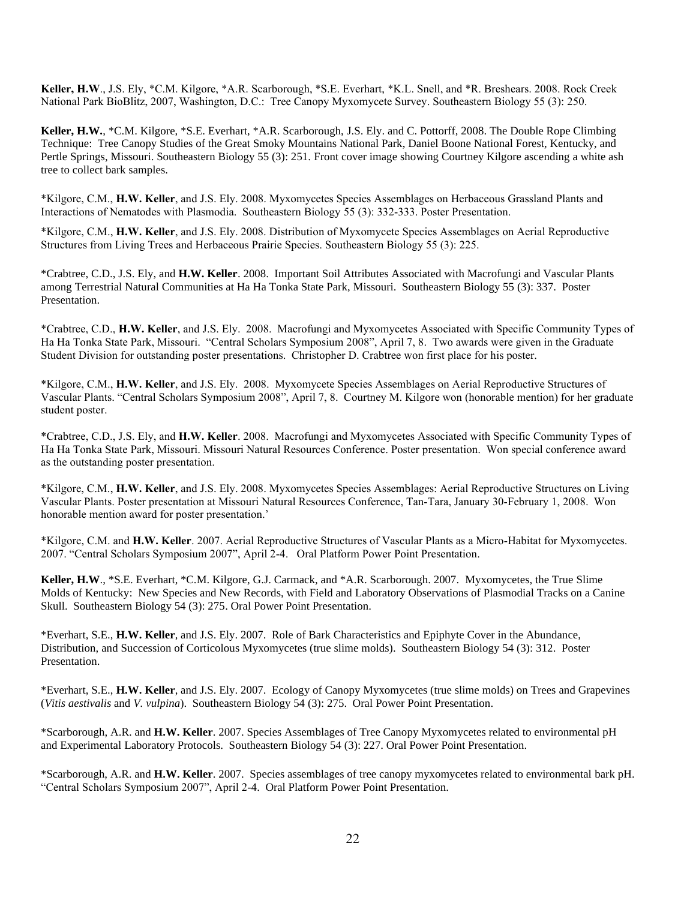**Keller, H.W**., J.S. Ely, *C.M. Kilgore, *A.R. Scarborough, *S.E. Everhart, *K.L. Snell, and *R. Breshears. 2008. Rock Creek National Park BioBlitz, 2007, Washington, D.C.: Tree Canopy Myxomycete Survey. Southeastern Biology 55 (3): 250.

**Keller, H.W.**, *C.M. Kilgore, *S.E. Everhart, *A.R. Scarborough, J.S. Ely. and C. Pottorff, 2008. The Double Rope Climbing Technique: Tree Canopy Studies of the Great Smoky Mountains National Park, Daniel Boone National Forest, Kentucky, and Pertle Springs, Missouri. Southeastern Biology 55 (3): 251. Front cover image showing Courtney Kilgore ascending a white ash tree to collect bark samples.

*Kilgore, C.M., **H.W. Keller**, and J.S. Ely. 2008. Myxomycetes Species Assemblages on Herbaceous Grassland Plants and Interactions of Nematodes with Plasmodia. Southeastern Biology 55 (3): 332-333. Poster Presentation.

*Kilgore, C.M., **H.W. Keller**, and J.S. Ely. 2008. Distribution of Myxomycete Species Assemblages on Aerial Reproductive Structures from Living Trees and Herbaceous Prairie Species. Southeastern Biology 55 (3): 225.

*Crabtree, C.D., J.S. Ely, and **H.W. Keller**. 2008. Important Soil Attributes Associated with Macrofungi and Vascular Plants among Terrestrial Natural Communities at Ha Ha Tonka State Park, Missouri. Southeastern Biology 55 (3): 337. Poster Presentation.

*Crabtree, C.D., **H.W. Keller**, and J.S. Ely. 2008. Macrofungi and Myxomycetes Associated with Specific Community Types of Ha Ha Tonka State Park, Missouri. "Central Scholars Symposium 2008", April 7, 8. Two awards were given in the Graduate Student Division for outstanding poster presentations. Christopher D. Crabtree won first place for his poster.

*Kilgore, C.M., **H.W. Keller**, and J.S. Ely. 2008. Myxomycete Species Assemblages on Aerial Reproductive Structures of Vascular Plants. "Central Scholars Symposium 2008", April 7, 8. Courtney M. Kilgore won (honorable mention) for her graduate student poster.

*Crabtree, C.D., J.S. Ely, and **H.W. Keller**. 2008. Macrofungi and Myxomycetes Associated with Specific Community Types of Ha Ha Tonka State Park, Missouri. Missouri Natural Resources Conference. Poster presentation. Won special conference award as the outstanding poster presentation.

*Kilgore, C.M., **H.W. Keller**, and J.S. Ely. 2008. Myxomycetes Species Assemblages: Aerial Reproductive Structures on Living Vascular Plants. Poster presentation at Missouri Natural Resources Conference, Tan-Tara, January 30-February 1, 2008. Won honorable mention award for poster presentation.'

*Kilgore, C.M. and **H.W. Keller**. 2007. Aerial Reproductive Structures of Vascular Plants as a Micro-Habitat for Myxomycetes. 2007. "Central Scholars Symposium 2007", April 2-4. Oral Platform Power Point Presentation.

**Keller, H.W**., *S.E. Everhart, *C.M. Kilgore, G.J. Carmack, and *A.R. Scarborough. 2007. Myxomycetes, the True Slime Molds of Kentucky: New Species and New Records, with Field and Laboratory Observations of Plasmodial Tracks on a Canine Skull. Southeastern Biology 54 (3): 275. Oral Power Point Presentation.

*Everhart, S.E., **H.W. Keller**, and J.S. Ely. 2007. Role of Bark Characteristics and Epiphyte Cover in the Abundance, Distribution, and Succession of Corticolous Myxomycetes (true slime molds). Southeastern Biology 54 (3): 312. Poster Presentation.

*Everhart, S.E., **H.W. Keller**, and J.S. Ely. 2007. Ecology of Canopy Myxomycetes (true slime molds) on Trees and Grapevines (*Vitis aestivalis* and *V. vulpina*). Southeastern Biology 54 (3): 275. Oral Power Point Presentation.

*Scarborough, A.R. and **H.W. Keller**. 2007. Species Assemblages of Tree Canopy Myxomycetes related to environmental pH and Experimental Laboratory Protocols. Southeastern Biology 54 (3): 227. Oral Power Point Presentation.

*Scarborough, A.R. and **H.W. Keller**. 2007. Species assemblages of tree canopy myxomycetes related to environmental bark pH. "Central Scholars Symposium 2007", April 2-4. Oral Platform Power Point Presentation.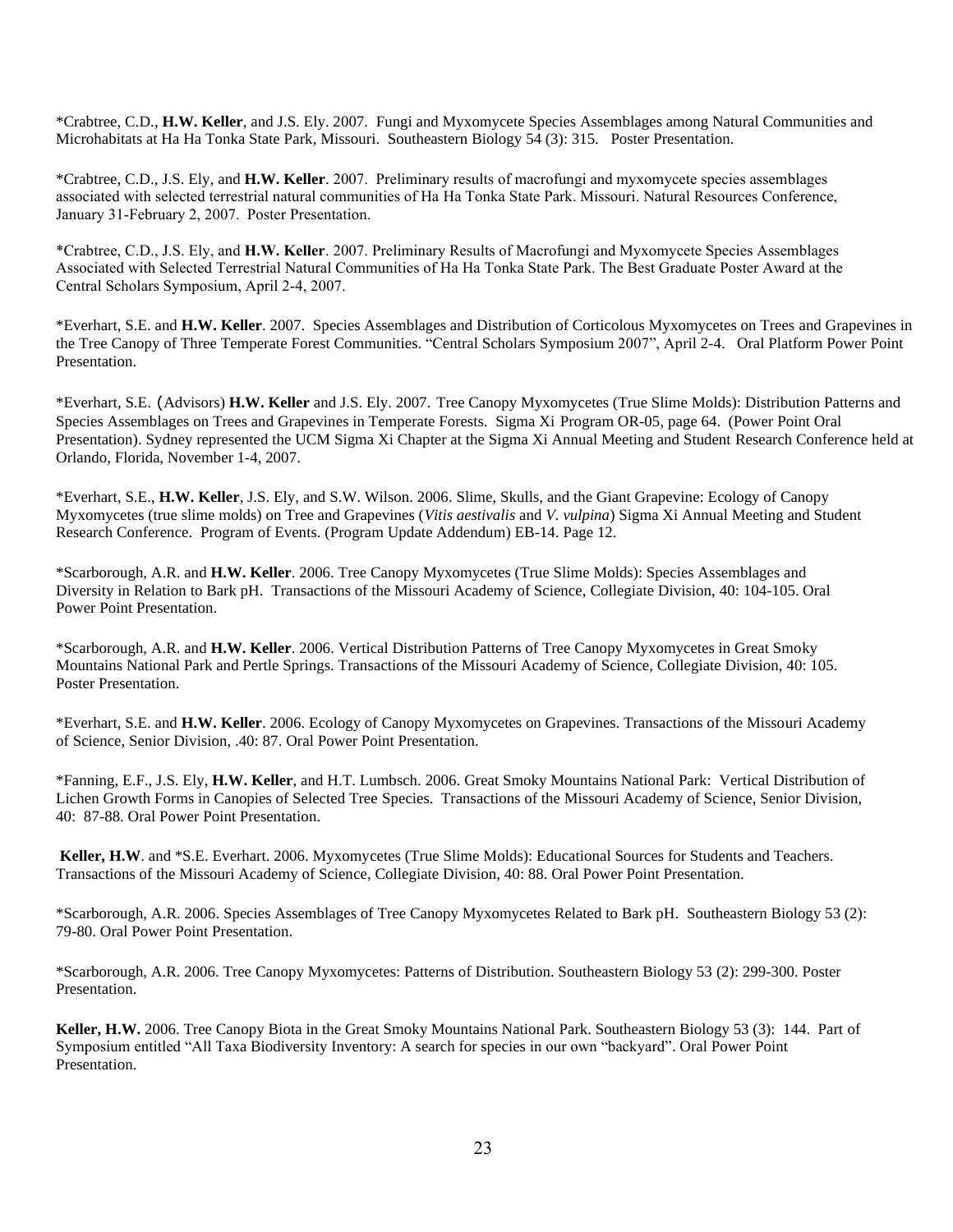*Crabtree, C.D., **H.W. Keller**, and J.S. Ely. 2007. Fungi and Myxomycete Species Assemblages among Natural Communities and Microhabitats at Ha Ha Tonka State Park, Missouri. Southeastern Biology 54 (3): 315. Poster Presentation.

*Crabtree, C.D., J.S. Ely, and **H.W. Keller**. 2007. Preliminary results of macrofungi and myxomycete species assemblages associated with selected terrestrial natural communities of Ha Ha Tonka State Park. Missouri. Natural Resources Conference, January 31-February 2, 2007. Poster Presentation.

*Crabtree, C.D., J.S. Ely, and **H.W. Keller**. 2007. Preliminary Results of Macrofungi and Myxomycete Species Assemblages Associated with Selected Terrestrial Natural Communities of Ha Ha Tonka State Park. The Best Graduate Poster Award at the Central Scholars Symposium, April 2-4, 2007.

*Everhart, S.E. and **H.W. Keller**. 2007. Species Assemblages and Distribution of Corticolous Myxomycetes on Trees and Grapevines in the Tree Canopy of Three Temperate Forest Communities. "Central Scholars Symposium 2007", April 2-4. Oral Platform Power Point Presentation.

*Everhart, S.E. (Advisors) **H.W. Keller** and J.S. Ely. 2007. Tree Canopy Myxomycetes (True Slime Molds): Distribution Patterns and Species Assemblages on Trees and Grapevines in Temperate Forests. Sigma Xi Program OR-05, page 64. (Power Point Oral Presentation). Sydney represented the UCM Sigma Xi Chapter at the Sigma Xi Annual Meeting and Student Research Conference held at Orlando, Florida, November 1-4, 2007.

*Everhart, S.E., **H.W. Keller**, J.S. Ely, and S.W. Wilson. 2006. Slime, Skulls, and the Giant Grapevine: Ecology of Canopy Myxomycetes (true slime molds) on Tree and Grapevines (*Vitis aestivalis* and *V. vulpina*) Sigma Xi Annual Meeting and Student Research Conference. Program of Events. (Program Update Addendum) EB-14. Page 12.

*Scarborough, A.R. and **H.W. Keller**. 2006. Tree Canopy Myxomycetes (True Slime Molds): Species Assemblages and Diversity in Relation to Bark pH. Transactions of the Missouri Academy of Science, Collegiate Division, 40: 104-105. Oral Power Point Presentation.

*Scarborough, A.R. and **H.W. Keller**. 2006. Vertical Distribution Patterns of Tree Canopy Myxomycetes in Great Smoky Mountains National Park and Pertle Springs. Transactions of the Missouri Academy of Science, Collegiate Division, 40: 105. Poster Presentation.

*Everhart, S.E. and **H.W. Keller**. 2006. Ecology of Canopy Myxomycetes on Grapevines. Transactions of the Missouri Academy of Science, Senior Division, .40: 87. Oral Power Point Presentation.

*Fanning, E.F., J.S. Ely, **H.W. Keller**, and H.T. Lumbsch. 2006. Great Smoky Mountains National Park: Vertical Distribution of Lichen Growth Forms in Canopies of Selected Tree Species. Transactions of the Missouri Academy of Science, Senior Division, 40: 87-88. Oral Power Point Presentation.

**Keller, H.W**. and *S.E. Everhart. 2006. Myxomycetes (True Slime Molds): Educational Sources for Students and Teachers. Transactions of the Missouri Academy of Science, Collegiate Division, 40: 88. Oral Power Point Presentation.

*Scarborough, A.R. 2006. Species Assemblages of Tree Canopy Myxomycetes Related to Bark pH. Southeastern Biology 53 (2): 79-80. Oral Power Point Presentation.

*Scarborough, A.R. 2006. Tree Canopy Myxomycetes: Patterns of Distribution. Southeastern Biology 53 (2): 299-300. Poster Presentation.

**Keller, H.W.** 2006. Tree Canopy Biota in the Great Smoky Mountains National Park. Southeastern Biology 53 (3): 144. Part of Symposium entitled "All Taxa Biodiversity Inventory: A search for species in our own "backyard". Oral Power Point Presentation.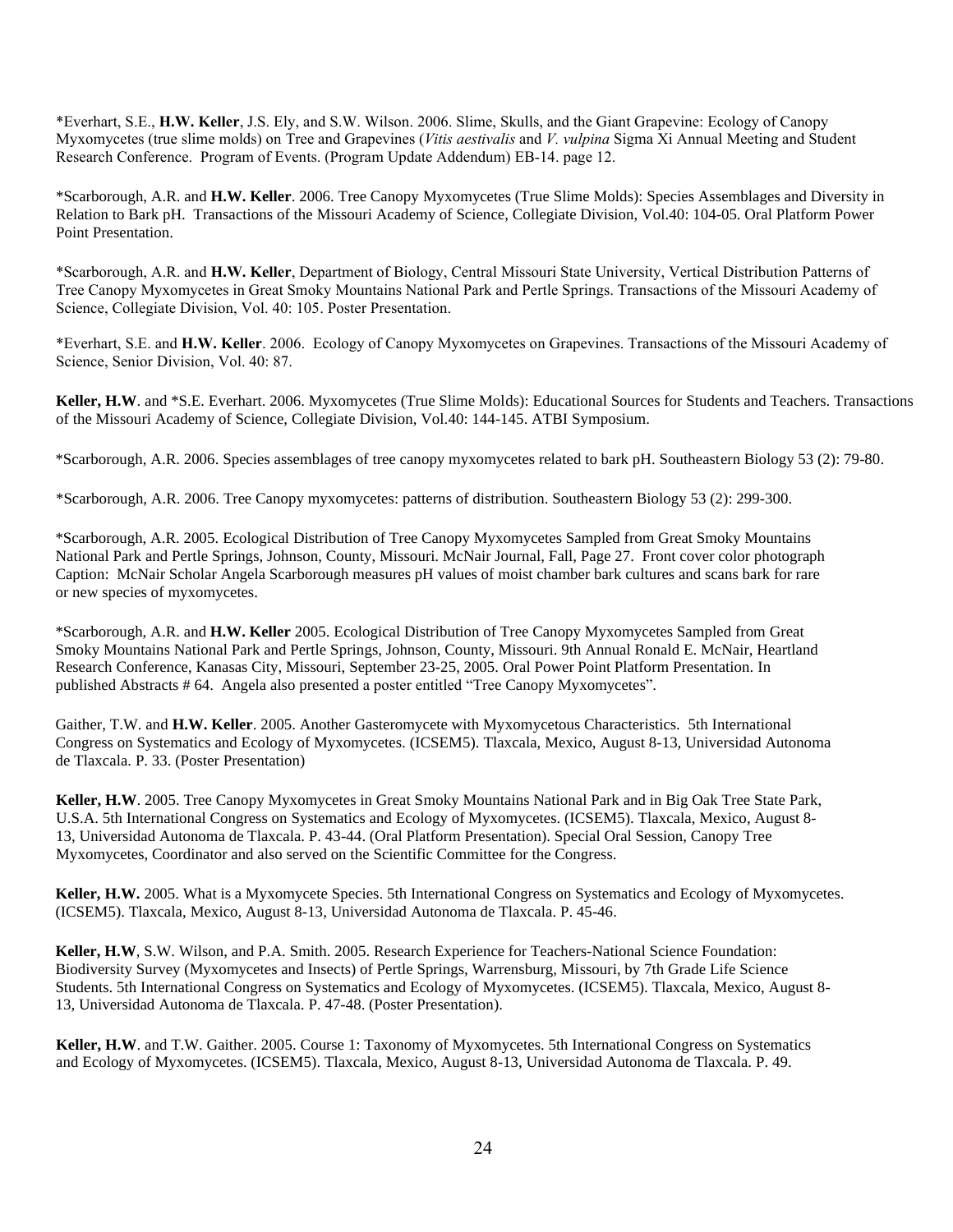*Everhart, S.E., **H.W. Keller**, J.S. Ely, and S.W. Wilson. 2006. Slime, Skulls, and the Giant Grapevine: Ecology of Canopy Myxomycetes (true slime molds) on Tree and Grapevines (*Vitis aestivalis* and *V. vulpina* Sigma Xi Annual Meeting and Student Research Conference. Program of Events. (Program Update Addendum) EB-14. page 12.

*Scarborough, A.R. and **H.W. Keller**. 2006. Tree Canopy Myxomycetes (True Slime Molds): Species Assemblages and Diversity in Relation to Bark pH. Transactions of the Missouri Academy of Science, Collegiate Division, Vol.40: 104-05. Oral Platform Power Point Presentation.

*Scarborough, A.R. and **H.W. Keller**, Department of Biology, Central Missouri State University, Vertical Distribution Patterns of Tree Canopy Myxomycetes in Great Smoky Mountains National Park and Pertle Springs. Transactions of the Missouri Academy of Science, Collegiate Division, Vol. 40: 105. Poster Presentation.

*Everhart, S.E. and **H.W. Keller**. 2006. Ecology of Canopy Myxomycetes on Grapevines. Transactions of the Missouri Academy of Science, Senior Division, Vol. 40: 87.

**Keller, H.W**. and *S.E. Everhart. 2006. Myxomycetes (True Slime Molds): Educational Sources for Students and Teachers. Transactions of the Missouri Academy of Science, Collegiate Division, Vol.40: 144-145. ATBI Symposium.

*Scarborough, A.R. 2006. Species assemblages of tree canopy myxomycetes related to bark pH. Southeastern Biology 53 (2): 79-80.

*Scarborough, A.R. 2006. Tree Canopy myxomycetes: patterns of distribution. Southeastern Biology 53 (2): 299-300.

*Scarborough, A.R. 2005. Ecological Distribution of Tree Canopy Myxomycetes Sampled from Great Smoky Mountains National Park and Pertle Springs, Johnson, County, Missouri. McNair Journal, Fall, Page 27. Front cover color photograph Caption: McNair Scholar Angela Scarborough measures pH values of moist chamber bark cultures and scans bark for rare or new species of myxomycetes.

*Scarborough, A.R. and **H.W. Keller** 2005. Ecological Distribution of Tree Canopy Myxomycetes Sampled from Great Smoky Mountains National Park and Pertle Springs, Johnson, County, Missouri. 9th Annual Ronald E. McNair, Heartland Research Conference, Kanasas City, Missouri, September 23-25, 2005. Oral Power Point Platform Presentation. In published Abstracts # 64. Angela also presented a poster entitled "Tree Canopy Myxomycetes".

Gaither, T.W. and **H.W. Keller**. 2005. Another Gasteromycete with Myxomycetous Characteristics. 5th International Congress on Systematics and Ecology of Myxomycetes. (ICSEM5). Tlaxcala, Mexico, August 8-13, Universidad Autonoma de Tlaxcala. P. 33. (Poster Presentation)

**Keller, H.W**. 2005. Tree Canopy Myxomycetes in Great Smoky Mountains National Park and in Big Oak Tree State Park, U.S.A. 5th International Congress on Systematics and Ecology of Myxomycetes. (ICSEM5). Tlaxcala, Mexico, August 8-13, Universidad Autonoma de Tlaxcala. P. 43-44. (Oral Platform Presentation). Special Oral Session, Canopy Tree Myxomycetes, Coordinator and also served on the Scientific Committee for the Congress.

**Keller, H.W.** 2005. What is a Myxomycete Species. 5th International Congress on Systematics and Ecology of Myxomycetes. (ICSEM5). Tlaxcala, Mexico, August 8-13, Universidad Autonoma de Tlaxcala. P. 45-46.

**Keller, H.W**, S.W. Wilson, and P.A. Smith. 2005. Research Experience for Teachers-National Science Foundation: Biodiversity Survey (Myxomycetes and Insects) of Pertle Springs, Warrensburg, Missouri, by 7th Grade Life Science Students. 5th International Congress on Systematics and Ecology of Myxomycetes. (ICSEM5). Tlaxcala, Mexico, August 8-13, Universidad Autonoma de Tlaxcala. P. 47-48. (Poster Presentation).

**Keller, H.W**. and T.W. Gaither. 2005. Course 1: Taxonomy of Myxomycetes. 5th International Congress on Systematics and Ecology of Myxomycetes. (ICSEM5). Tlaxcala, Mexico, August 8-13, Universidad Autonoma de Tlaxcala. P. 49.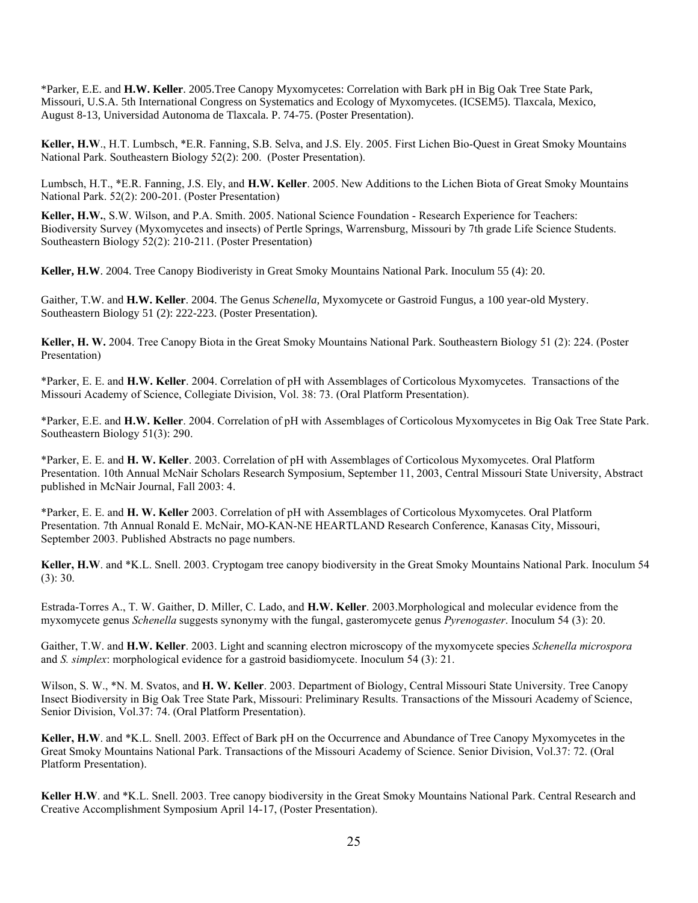*Parker, E.E. and **H.W. Keller**. 2005.Tree Canopy Myxomycetes: Correlation with Bark pH in Big Oak Tree State Park, Missouri, U.S.A. 5th International Congress on Systematics and Ecology of Myxomycetes. (ICSEM5). Tlaxcala, Mexico, August 8-13, Universidad Autonoma de Tlaxcala. P. 74-75. (Poster Presentation).

**Keller, H.W**., H.T. Lumbsch, *E.R. Fanning, S.B. Selva, and J.S. Ely. 2005. First Lichen Bio-Quest in Great Smoky Mountains National Park. Southeastern Biology 52(2): 200. (Poster Presentation).

Lumbsch, H.T., *E.R. Fanning, J.S. Ely, and **H.W. Keller**. 2005. New Additions to the Lichen Biota of Great Smoky Mountains National Park. 52(2): 200-201. (Poster Presentation)

**Keller, H.W.**, S.W. Wilson, and P.A. Smith. 2005. National Science Foundation - Research Experience for Teachers: Biodiversity Survey (Myxomycetes and insects) of Pertle Springs, Warrensburg, Missouri by 7th grade Life Science Students. Southeastern Biology 52(2): 210-211. (Poster Presentation)

**Keller, H.W**. 2004. Tree Canopy Biodiveristy in Great Smoky Mountains National Park. Inoculum 55 (4): 20.

Gaither, T.W. and **H.W. Keller**. 2004. The Genus *Schenella*, Myxomycete or Gastroid Fungus, a 100 year-old Mystery. Southeastern Biology 51 (2): 222-223. (Poster Presentation).

**Keller, H. W.** 2004. Tree Canopy Biota in the Great Smoky Mountains National Park. Southeastern Biology 51 (2): 224. (Poster Presentation)

*Parker, E. E. and **H.W. Keller**. 2004. Correlation of pH with Assemblages of Corticolous Myxomycetes. Transactions of the Missouri Academy of Science, Collegiate Division, Vol. 38: 73. (Oral Platform Presentation).

*Parker, E.E. and **H.W. Keller**. 2004. Correlation of pH with Assemblages of Corticolous Myxomycetes in Big Oak Tree State Park. Southeastern Biology 51(3): 290.

*Parker, E. E. and **H. W. Keller**. 2003. Correlation of pH with Assemblages of Corticolous Myxomycetes. Oral Platform Presentation. 10th Annual McNair Scholars Research Symposium, September 11, 2003, Central Missouri State University, Abstract published in McNair Journal, Fall 2003: 4.

*Parker, E. E. and **H. W. Keller** 2003. Correlation of pH with Assemblages of Corticolous Myxomycetes. Oral Platform Presentation. 7th Annual Ronald E. McNair, MO-KAN-NE HEARTLAND Research Conference, Kanasas City, Missouri, September 2003. Published Abstracts no page numbers.

**Keller, H.W**. and *K.L. Snell. 2003. Cryptogam tree canopy biodiversity in the Great Smoky Mountains National Park. Inoculum 54 (3): 30.

Estrada-Torres A., T. W. Gaither, D. Miller, C. Lado, and **H.W. Keller**. 2003.Morphological and molecular evidence from the myxomycete genus *Schenella* suggests synonymy with the fungal, gasteromycete genus *Pyrenogaster*. Inoculum 54 (3): 20.

Gaither, T.W. and **H.W. Keller**. 2003. Light and scanning electron microscopy of the myxomycete species *Schenella microspora* and *S. simplex*: morphological evidence for a gastroid basidiomycete. Inoculum 54 (3): 21.

Wilson, S. W., *N. M. Svatos, and **H. W. Keller**. 2003. Department of Biology, Central Missouri State University. Tree Canopy Insect Biodiversity in Big Oak Tree State Park, Missouri: Preliminary Results. Transactions of the Missouri Academy of Science, Senior Division, Vol.37: 74. (Oral Platform Presentation).

**Keller, H.W**. and *K.L. Snell. 2003. Effect of Bark pH on the Occurrence and Abundance of Tree Canopy Myxomycetes in the Great Smoky Mountains National Park. Transactions of the Missouri Academy of Science. Senior Division, Vol.37: 72. (Oral Platform Presentation).

**Keller H.W**. and *K.L. Snell. 2003. Tree canopy biodiversity in the Great Smoky Mountains National Park. Central Research and Creative Accomplishment Symposium April 14-17, (Poster Presentation).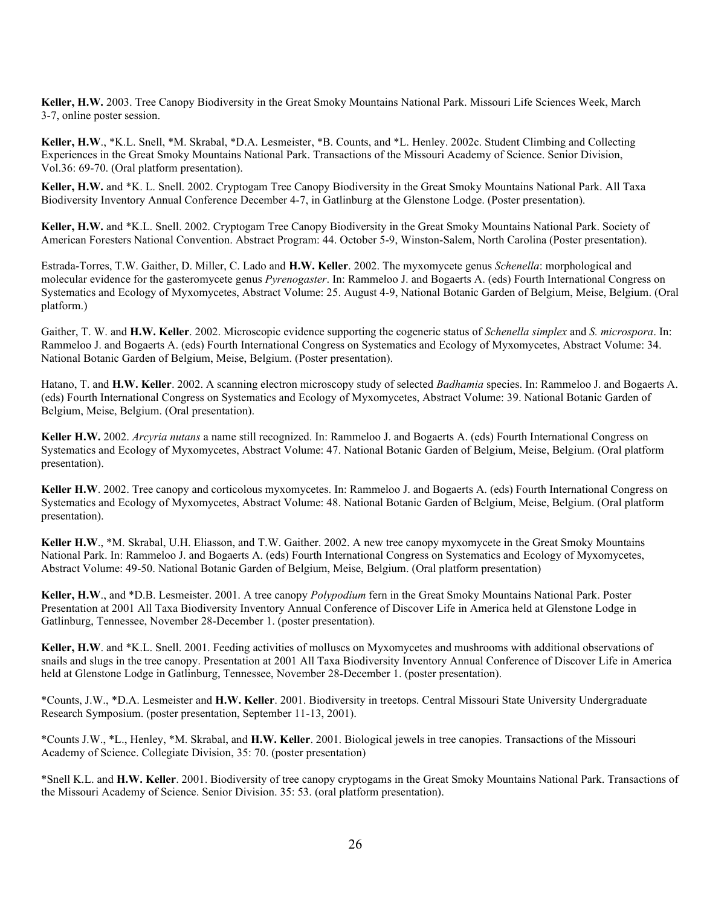**Keller, H.W.** 2003. Tree Canopy Biodiversity in the Great Smoky Mountains National Park. Missouri Life Sciences Week, March 3-7, online poster session.

**Keller, H.W**., *K.L. Snell, *M. Skrabal, *D.A. Lesmeister, *B. Counts, and *L. Henley. 2002c. Student Climbing and Collecting Experiences in the Great Smoky Mountains National Park. Transactions of the Missouri Academy of Science. Senior Division, Vol.36: 69-70. (Oral platform presentation).

**Keller, H.W.** and *K. L. Snell. 2002. Cryptogam Tree Canopy Biodiversity in the Great Smoky Mountains National Park. All Taxa Biodiversity Inventory Annual Conference December 4-7, in Gatlinburg at the Glenstone Lodge. (Poster presentation).

**Keller, H.W.** and *K.L. Snell. 2002. Cryptogam Tree Canopy Biodiversity in the Great Smoky Mountains National Park. Society of American Foresters National Convention. Abstract Program: 44. October 5-9, Winston-Salem, North Carolina (Poster presentation).

Estrada-Torres, T.W. Gaither, D. Miller, C. Lado and **H.W. Keller**. 2002. The myxomycete genus *Schenella*: morphological and molecular evidence for the gasteromycete genus *Pyrenogaster*. In: Rammeloo J. and Bogaerts A. (eds) Fourth International Congress on Systematics and Ecology of Myxomycetes, Abstract Volume: 25. August 4-9, National Botanic Garden of Belgium, Meise, Belgium. (Oral platform.)

Gaither, T. W. and **H.W. Keller**. 2002. Microscopic evidence supporting the cogeneric status of *Schenella simplex* and *S. microspora*. In: Rammeloo J. and Bogaerts A. (eds) Fourth International Congress on Systematics and Ecology of Myxomycetes, Abstract Volume: 34. National Botanic Garden of Belgium, Meise, Belgium. (Poster presentation).

Hatano, T. and **H.W. Keller**. 2002. A scanning electron microscopy study of selected *Badhamia* species. In: Rammeloo J. and Bogaerts A. (eds) Fourth International Congress on Systematics and Ecology of Myxomycetes, Abstract Volume: 39. National Botanic Garden of Belgium, Meise, Belgium. (Oral presentation).

**Keller H.W.** 2002. *Arcyria nutans* a name still recognized. In: Rammeloo J. and Bogaerts A. (eds) Fourth International Congress on Systematics and Ecology of Myxomycetes, Abstract Volume: 47. National Botanic Garden of Belgium, Meise, Belgium. (Oral platform presentation).

**Keller H.W**. 2002. Tree canopy and corticolous myxomycetes. In: Rammeloo J. and Bogaerts A. (eds) Fourth International Congress on Systematics and Ecology of Myxomycetes, Abstract Volume: 48. National Botanic Garden of Belgium, Meise, Belgium. (Oral platform presentation).

**Keller H.W**., *M. Skrabal, U.H. Eliasson, and T.W. Gaither. 2002. A new tree canopy myxomycete in the Great Smoky Mountains National Park. In: Rammeloo J. and Bogaerts A. (eds) Fourth International Congress on Systematics and Ecology of Myxomycetes, Abstract Volume: 49-50. National Botanic Garden of Belgium, Meise, Belgium. (Oral platform presentation)

**Keller, H.W**., and *D.B. Lesmeister. 2001. A tree canopy *Polypodium* fern in the Great Smoky Mountains National Park. Poster Presentation at 2001 All Taxa Biodiversity Inventory Annual Conference of Discover Life in America held at Glenstone Lodge in Gatlinburg, Tennessee, November 28-December 1. (poster presentation).

**Keller, H.W**. and *K.L. Snell. 2001. Feeding activities of molluscs on Myxomycetes and mushrooms with additional observations of snails and slugs in the tree canopy. Presentation at 2001 All Taxa Biodiversity Inventory Annual Conference of Discover Life in America held at Glenstone Lodge in Gatlinburg, Tennessee, November 28-December 1. (poster presentation).

*Counts, J.W., *D.A. Lesmeister and **H.W. Keller**. 2001. Biodiversity in treetops. Central Missouri State University Undergraduate Research Symposium. (poster presentation, September 11-13, 2001).

*Counts J.W., *L., Henley, *M. Skrabal, and **H.W. Keller**. 2001. Biological jewels in tree canopies. Transactions of the Missouri Academy of Science. Collegiate Division, 35: 70. (poster presentation)

*Snell K.L. and **H.W. Keller**. 2001. Biodiversity of tree canopy cryptogams in the Great Smoky Mountains National Park. Transactions of the Missouri Academy of Science. Senior Division. 35: 53. (oral platform presentation).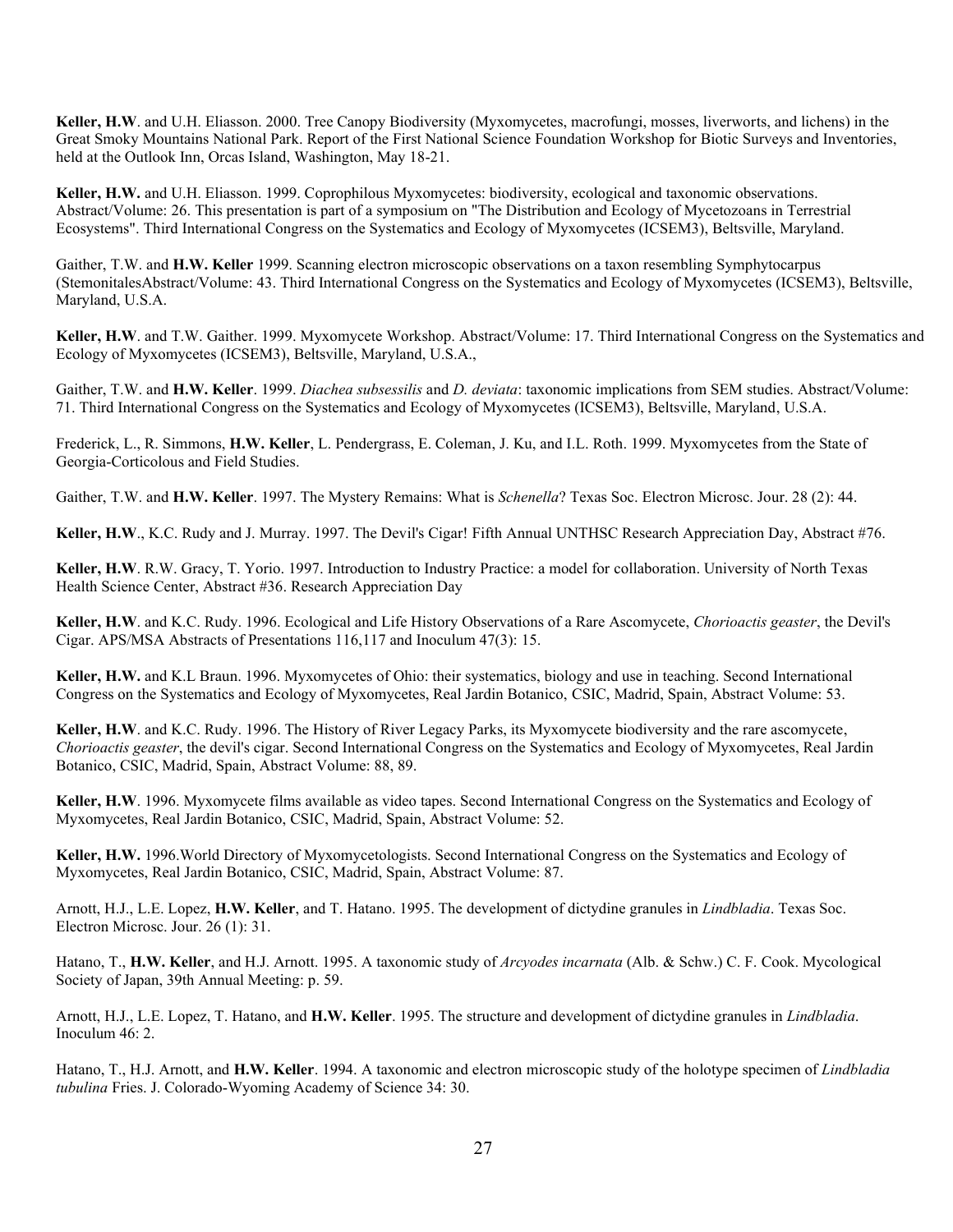**Keller, H.W**. and U.H. Eliasson. 2000. Tree Canopy Biodiversity (Myxomycetes, macrofungi, mosses, liverworts, and lichens) in the Great Smoky Mountains National Park. Report of the First National Science Foundation Workshop for Biotic Surveys and Inventories, held at the Outlook Inn, Orcas Island, Washington, May 18-21.

**Keller, H.W.** and U.H. Eliasson. 1999. Coprophilous Myxomycetes: biodiversity, ecological and taxonomic observations. Abstract/Volume: 26. This presentation is part of a symposium on "The Distribution and Ecology of Mycetozoans in Terrestrial Ecosystems". Third International Congress on the Systematics and Ecology of Myxomycetes (ICSEM3), Beltsville, Maryland.

Gaither, T.W. and **H.W. Keller** 1999. Scanning electron microscopic observations on a taxon resembling Symphytocarpus (StemonitalesAbstract/Volume: 43. Third International Congress on the Systematics and Ecology of Myxomycetes (ICSEM3), Beltsville, Maryland, U.S.A.

**Keller, H.W**. and T.W. Gaither. 1999. Myxomycete Workshop. Abstract/Volume: 17. Third International Congress on the Systematics and Ecology of Myxomycetes (ICSEM3), Beltsville, Maryland, U.S.A.,

Gaither, T.W. and **H.W. Keller**. 1999. *Diachea subsessilis* and *D. deviata*: taxonomic implications from SEM studies. Abstract/Volume: 71. Third International Congress on the Systematics and Ecology of Myxomycetes (ICSEM3), Beltsville, Maryland, U.S.A.

Frederick, L., R. Simmons, **H.W. Keller**, L. Pendergrass, E. Coleman, J. Ku, and I.L. Roth. 1999. Myxomycetes from the State of Georgia-Corticolous and Field Studies.

Gaither, T.W. and **H.W. Keller**. 1997. The Mystery Remains: What is *Schenella*? Texas Soc. Electron Microsc. Jour. 28 (2): 44.

**Keller, H.W**., K.C. Rudy and J. Murray. 1997. The Devil's Cigar! Fifth Annual UNTHSC Research Appreciation Day, Abstract #76.

**Keller, H.W**. R.W. Gracy, T. Yorio. 1997. Introduction to Industry Practice: a model for collaboration. University of North Texas Health Science Center, Abstract #36. Research Appreciation Day

**Keller, H.W**. and K.C. Rudy. 1996. Ecological and Life History Observations of a Rare Ascomycete, *Chorioactis geaster*, the Devil's Cigar. APS/MSA Abstracts of Presentations 116,117 and Inoculum 47(3): 15.

**Keller, H.W.** and K.L Braun. 1996. Myxomycetes of Ohio: their systematics, biology and use in teaching. Second International Congress on the Systematics and Ecology of Myxomycetes, Real Jardin Botanico, CSIC, Madrid, Spain, Abstract Volume: 53.

**Keller, H.W**. and K.C. Rudy. 1996. The History of River Legacy Parks, its Myxomycete biodiversity and the rare ascomycete, *Chorioactis geaster*, the devil's cigar. Second International Congress on the Systematics and Ecology of Myxomycetes, Real Jardin Botanico, CSIC, Madrid, Spain, Abstract Volume: 88, 89.

**Keller, H.W**. 1996. Myxomycete films available as video tapes. Second International Congress on the Systematics and Ecology of Myxomycetes, Real Jardin Botanico, CSIC, Madrid, Spain, Abstract Volume: 52.

**Keller, H.W.** 1996.World Directory of Myxomycetologists. Second International Congress on the Systematics and Ecology of Myxomycetes, Real Jardin Botanico, CSIC, Madrid, Spain, Abstract Volume: 87.

Arnott, H.J., L.E. Lopez, **H.W. Keller**, and T. Hatano. 1995. The development of dictydine granules in *Lindbladia*. Texas Soc. Electron Microsc. Jour. 26 (1): 31.

Hatano, T., **H.W. Keller**, and H.J. Arnott. 1995. A taxonomic study of *Arcyodes incarnata* (Alb. & Schw.) C. F. Cook. Mycological Society of Japan, 39th Annual Meeting: p. 59.

Arnott, H.J., L.E. Lopez, T. Hatano, and **H.W. Keller**. 1995. The structure and development of dictydine granules in *Lindbladia*. Inoculum 46: 2.

Hatano, T., H.J. Arnott, and **H.W. Keller**. 1994. A taxonomic and electron microscopic study of the holotype specimen of *Lindbladia tubulina* Fries. J. Colorado-Wyoming Academy of Science 34: 30.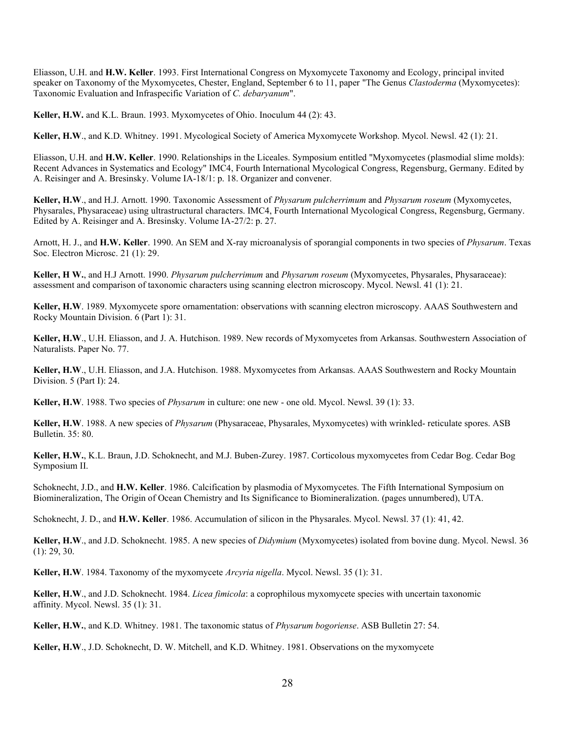Eliasson, U.H. and **H.W. Keller**. 1993. First International Congress on Myxomycete Taxonomy and Ecology, principal invited speaker on Taxonomy of the Myxomycetes, Chester, England, September 6 to 11, paper "The Genus *Clastoderma* (Myxomycetes): Taxonomic Evaluation and Infraspecific Variation of *C. debaryanum*".

**Keller, H.W.** and K.L. Braun. 1993. Myxomycetes of Ohio. Inoculum 44 (2): 43.

**Keller, H.W**., and K.D. Whitney. 1991. Mycological Society of America Myxomycete Workshop. Mycol. Newsl. 42 (1): 21.

Eliasson, U.H. and **H.W. Keller**. 1990. Relationships in the Liceales. Symposium entitled "Myxomycetes (plasmodial slime molds): Recent Advances in Systematics and Ecology" IMC4, Fourth International Mycological Congress, Regensburg, Germany. Edited by A. Reisinger and A. Bresinsky. Volume IA-18/1: p. 18. Organizer and convener.

**Keller, H.W**., and H.J. Arnott. 1990. Taxonomic Assessment of *Physarum pulcherrimum* and *Physarum roseum* (Myxomycetes, Physarales, Physaraceae) using ultrastructural characters. IMC4, Fourth International Mycological Congress, Regensburg, Germany. Edited by A. Reisinger and A. Bresinsky. Volume IA-27/2: p. 27.

Arnott, H. J., and **H.W. Keller**. 1990. An SEM and X-ray microanalysis of sporangial components in two species of *Physarum*. Texas Soc. Electron Microsc. 21 (1): 29.

**Keller, H W.**, and H.J Arnott. 1990. *Physarum pulcherrimum* and *Physarum roseum* (Myxomycetes, Physarales, Physaraceae): assessment and comparison of taxonomic characters using scanning electron microscopy. Mycol. Newsl. 41 (1): 21.

**Keller, H.W**. 1989. Myxomycete spore ornamentation: observations with scanning electron microscopy. AAAS Southwestern and Rocky Mountain Division. 6 (Part 1): 31.

**Keller, H.W**., U.H. Eliasson, and J. A. Hutchison. 1989. New records of Myxomycetes from Arkansas. Southwestern Association of Naturalists. Paper No. 77.

**Keller, H.W**., U.H. Eliasson, and J.A. Hutchison. 1988. Myxomycetes from Arkansas. AAAS Southwestern and Rocky Mountain Division. 5 (Part I): 24.

**Keller, H.W**. 1988. Two species of *Physarum* in culture: one new - one old. Mycol. Newsl. 39 (1): 33.

**Keller, H.W**. 1988. A new species of *Physarum* (Physaraceae, Physarales, Myxomycetes) with wrinkled- reticulate spores. ASB Bulletin. 35: 80.

**Keller, H.W.**, K.L. Braun, J.D. Schoknecht, and M.J. Buben-Zurey. 1987. Corticolous myxomycetes from Cedar Bog. Cedar Bog Symposium II.

Schoknecht, J.D., and **H.W. Keller**. 1986. Calcification by plasmodia of Myxomycetes. The Fifth International Symposium on Biomineralization, The Origin of Ocean Chemistry and Its Significance to Biomineralization. (pages unnumbered), UTA.

Schoknecht, J. D., and **H.W. Keller**. 1986. Accumulation of silicon in the Physarales. Mycol. Newsl. 37 (1): 41, 42.

**Keller, H.W**., and J.D. Schoknecht. 1985. A new species of *Didymium* (Myxomycetes) isolated from bovine dung. Mycol. Newsl. 36 (1): 29, 30.

**Keller, H.W**. 1984. Taxonomy of the myxomycete *Arcyria nigella*. Mycol. Newsl. 35 (1): 31.

**Keller, H.W**., and J.D. Schoknecht. 1984. *Licea fimicola*: a coprophilous myxomycete species with uncertain taxonomic affinity. Mycol. Newsl. 35 (1): 31.

**Keller, H.W.**, and K.D. Whitney. 1981. The taxonomic status of *Physarum bogoriense*. ASB Bulletin 27: 54.

**Keller, H.W**., J.D. Schoknecht, D. W. Mitchell, and K.D. Whitney. 1981. Observations on the myxomycete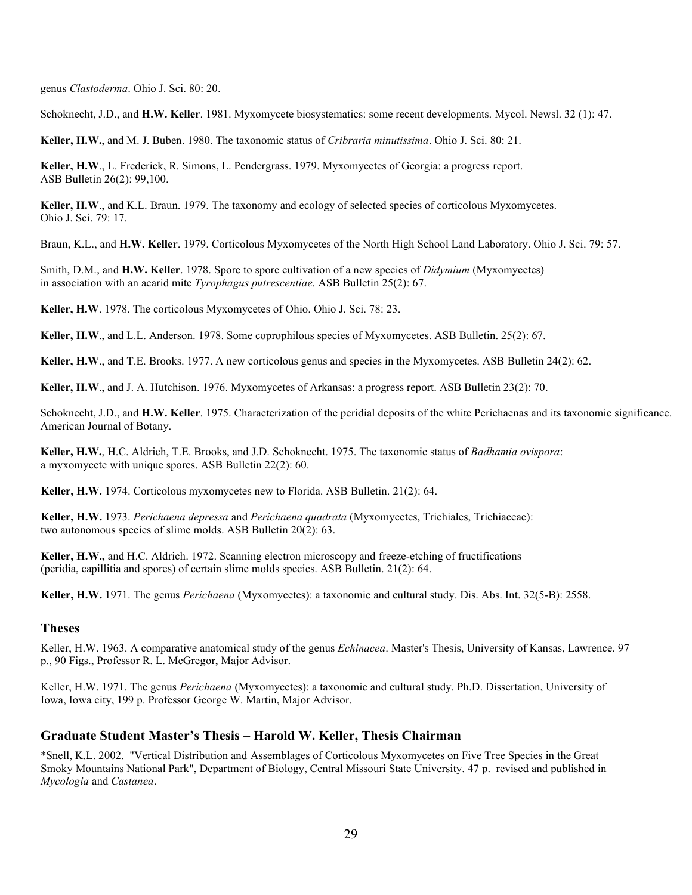genus *Clastoderma*. Ohio J. Sci. 80: 20.

Schoknecht, J.D., and **H.W. Keller**. 1981. Myxomycete biosystematics: some recent developments. Mycol. Newsl. 32 (1): 47.

**Keller, H.W.**, and M. J. Buben. 1980. The taxonomic status of *Cribraria minutissima*. Ohio J. Sci. 80: 21.

**Keller, H.W**., L. Frederick, R. Simons, L. Pendergrass. 1979. Myxomycetes of Georgia: a progress report. ASB Bulletin 26(2): 99,100.

**Keller, H.W**., and K.L. Braun. 1979. The taxonomy and ecology of selected species of corticolous Myxomycetes. Ohio J. Sci. 79: 17.

Braun, K.L., and **H.W. Keller**. 1979. Corticolous Myxomycetes of the North High School Land Laboratory. Ohio J. Sci. 79: 57.

Smith, D.M., and **H.W. Keller**. 1978. Spore to spore cultivation of a new species of *Didymium* (Myxomycetes) in association with an acarid mite *Tyrophagus putrescentiae*. ASB Bulletin 25(2): 67.

**Keller, H.W**. 1978. The corticolous Myxomycetes of Ohio. Ohio J. Sci. 78: 23.

**Keller, H.W**., and L.L. Anderson. 1978. Some coprophilous species of Myxomycetes. ASB Bulletin. 25(2): 67.

**Keller, H.W**., and T.E. Brooks. 1977. A new corticolous genus and species in the Myxomycetes. ASB Bulletin 24(2): 62.

**Keller, H.W**., and J. A. Hutchison. 1976. Myxomycetes of Arkansas: a progress report. ASB Bulletin 23(2): 70.

Schoknecht, J.D., and **H.W. Keller**. 1975. Characterization of the peridial deposits of the white Perichaenas and its taxonomic significance. American Journal of Botany.

**Keller, H.W.**, H.C. Aldrich, T.E. Brooks, and J.D. Schoknecht. 1975. The taxonomic status of *Badhamia ovispora*: a myxomycete with unique spores. ASB Bulletin 22(2): 60.

**Keller, H.W.** 1974. Corticolous myxomycetes new to Florida. ASB Bulletin. 21(2): 64.

**Keller, H.W.** 1973. *Perichaena depressa* and *Perichaena quadrata* (Myxomycetes, Trichiales, Trichiaceae): two autonomous species of slime molds. ASB Bulletin 20(2): 63.

**Keller, H.W.,** and H.C. Aldrich. 1972. Scanning electron microscopy and freeze-etching of fructifications (peridia, capillitia and spores) of certain slime molds species. ASB Bulletin. 21(2): 64.

**Keller, H.W.** 1971. The genus *Perichaena* (Myxomycetes): a taxonomic and cultural study. Dis. Abs. Int. 32(5-B): 2558.

## Theses

Keller, H.W. 1963. A comparative anatomical study of the genus *Echinacea*. Master's Thesis, University of Kansas, Lawrence. 97 p., 90 Figs., Professor R. L. McGregor, Major Advisor.

Keller, H.W. 1971. The genus *Perichaena* (Myxomycetes): a taxonomic and cultural study. Ph.D. Dissertation, University of Iowa, Iowa city, 199 p. Professor George W. Martin, Major Advisor.

## Graduate Student Master's Thesis – Harold W. Keller, Thesis Chairman

*Snell, K.L. 2002. "Vertical Distribution and Assemblages of Corticolous Myxomycetes on Five Tree Species in the Great Smoky Mountains National Park", Department of Biology, Central Missouri State University. 47 p. revised and published in *Mycologia* and *Castanea*.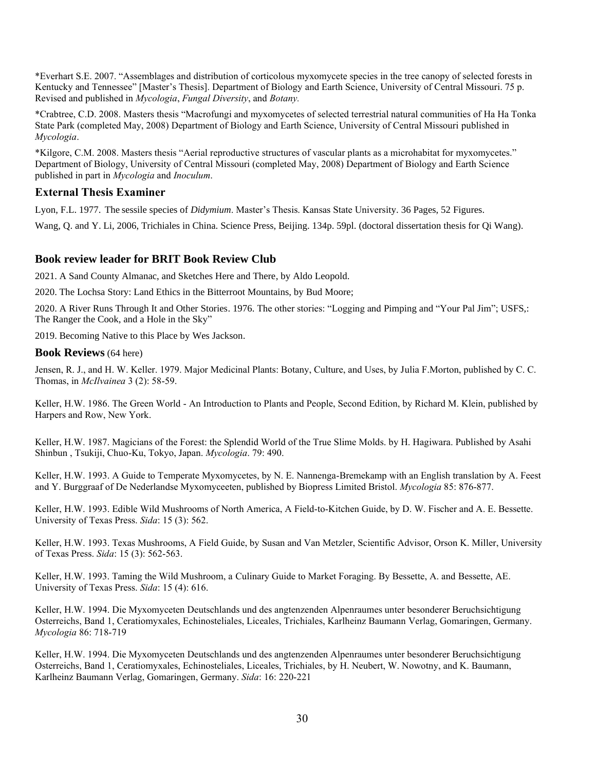*Everhart S.E. 2007. "Assemblages and distribution of corticolous myxomycete species in the tree canopy of selected forests in Kentucky and Tennessee" [Master's Thesis]. Department of Biology and Earth Science, University of Central Missouri. 75 p. Revised and published in *Mycologia*, *Fungal Diversity*, and *Botany.*

*Crabtree, C.D. 2008. Masters thesis "Macrofungi and myxomycetes of selected terrestrial natural communities of Ha Ha Tonka State Park (completed May, 2008) Department of Biology and Earth Science, University of Central Missouri published in *Mycologia*.

*Kilgore, C.M. 2008. Masters thesis "Aerial reproductive structures of vascular plants as a microhabitat for myxomycetes." Department of Biology, University of Central Missouri (completed May, 2008) Department of Biology and Earth Science published in part in *Mycologia* and *Inoculum*.

### External Thesis Examiner

Lyon, F.L. 1977. The sessile species of *Didymium*. Master's Thesis. Kansas State University. 36 Pages, 52 Figures.

Wang, Q. and Y. Li, 2006, Trichiales in China. Science Press, Beijing. 134p. 59pl. (doctoral dissertation thesis for Qi Wang).

### Book review leader for BRIT Book Review Club

2021. A Sand County Almanac, and Sketches Here and There, by Aldo Leopold.

2020. The Lochsa Story: Land Ethics in the Bitterroot Mountains, by Bud Moore;

2020. A River Runs Through It and Other Stories. 1976. The other stories: "Logging and Pimping and "Your Pal Jim"; USFS,: The Ranger the Cook, and a Hole in the Sky"

2019. Becoming Native to this Place by Wes Jackson.

### Book Reviews (64 here)

Jensen, R. J., and H. W. Keller. 1979. Major Medicinal Plants: Botany, Culture, and Uses, by Julia F.Morton, published by C. C. Thomas, in *McIlvainea* 3 (2): 58-59.

Keller, H.W. 1986. The Green World - An Introduction to Plants and People, Second Edition, by Richard M. Klein, published by Harpers and Row, New York.

Keller, H.W. 1987. Magicians of the Forest: the Splendid World of the True Slime Molds. by H. Hagiwara. Published by Asahi Shinbun , Tsukiji, Chuo-Ku, Tokyo, Japan. *Mycologia*. 79: 490.

Keller, H.W. 1993. A Guide to Temperate Myxomycetes, by N. E. Nannenga-Bremekamp with an English translation by A. Feest and Y. Burggraaf of De Nederlandse Myxomyceeten, published by Biopress Limited Bristol. *Mycologia* 85: 876-877.

Keller, H.W. 1993. Edible Wild Mushrooms of North America, A Field-to-Kitchen Guide, by D. W. Fischer and A. E. Bessette. University of Texas Press. *Sida*: 15 (3): 562.

Keller, H.W. 1993. Texas Mushrooms, A Field Guide, by Susan and Van Metzler, Scientific Advisor, Orson K. Miller, University of Texas Press. *Sida*: 15 (3): 562-563.

Keller, H.W. 1993. Taming the Wild Mushroom, a Culinary Guide to Market Foraging. By Bessette, A. and Bessette, AE. University of Texas Press. *Sida*: 15 (4): 616.

Keller, H.W. 1994. Die Myxomyceten Deutschlands und des angtenzenden Alpenraumes unter besonderer Beruchsichtigung Osterreichs, Band 1, Ceratiomyxales, Echinosteliales, Liceales, Trichiales, Karlheinz Baumann Verlag, Gomaringen, Germany. *Mycologia* 86: 718-719

Keller, H.W. 1994. Die Myxomyceten Deutschlands und des angtenzenden Alpenraumes unter besonderer Beruchsichtigung Osterreichs, Band 1, Ceratiomyxales, Echinosteliales, Liceales, Trichiales, by H. Neubert, W. Nowotny, and K. Baumann, Karlheinz Baumann Verlag, Gomaringen, Germany. *Sida*: 16: 220-221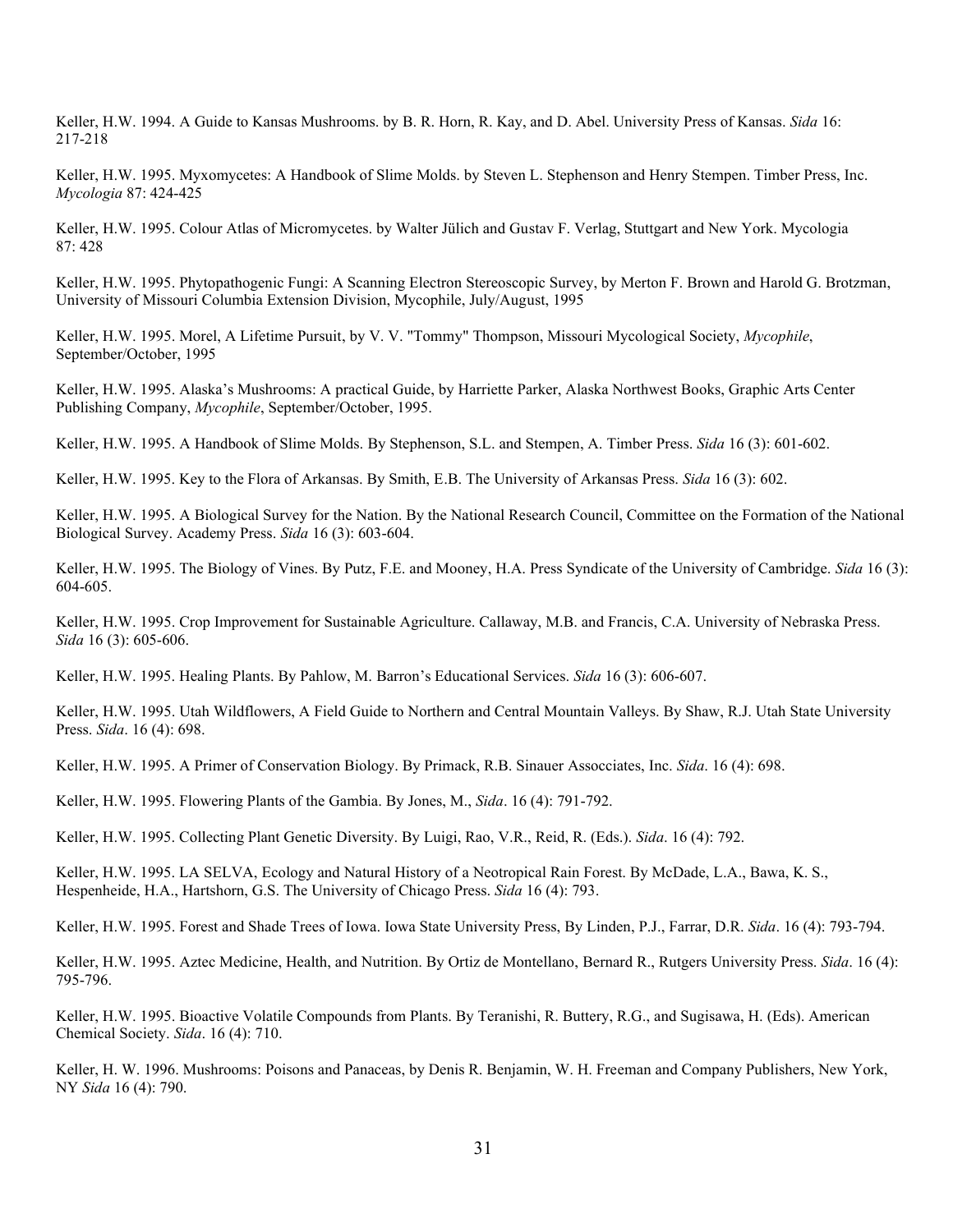Keller, H.W. 1994. A Guide to Kansas Mushrooms. by B. R. Horn, R. Kay, and D. Abel. University Press of Kansas. *Sida* 16: 217-218

Keller, H.W. 1995. Myxomycetes: A Handbook of Slime Molds. by Steven L. Stephenson and Henry Stempen. Timber Press, Inc. *Mycologia* 87: 424-425

Keller, H.W. 1995. Colour Atlas of Micromycetes. by Walter Jülich and Gustav F. Verlag, Stuttgart and New York. Mycologia 87: 428

Keller, H.W. 1995. Phytopathogenic Fungi: A Scanning Electron Stereoscopic Survey, by Merton F. Brown and Harold G. Brotzman, University of Missouri Columbia Extension Division, Mycophile, July/August, 1995

Keller, H.W. 1995. Morel, A Lifetime Pursuit, by V. V. "Tommy" Thompson, Missouri Mycological Society, *Mycophile*, September/October, 1995

Keller, H.W. 1995. Alaska's Mushrooms: A practical Guide, by Harriette Parker, Alaska Northwest Books, Graphic Arts Center Publishing Company, *Mycophile*, September/October, 1995.

Keller, H.W. 1995. A Handbook of Slime Molds. By Stephenson, S.L. and Stempen, A. Timber Press. *Sida* 16 (3): 601-602.

Keller, H.W. 1995. Key to the Flora of Arkansas. By Smith, E.B. The University of Arkansas Press. *Sida* 16 (3): 602.

Keller, H.W. 1995. A Biological Survey for the Nation. By the National Research Council, Committee on the Formation of the National Biological Survey. Academy Press. *Sida* 16 (3): 603-604.

Keller, H.W. 1995. The Biology of Vines. By Putz, F.E. and Mooney, H.A. Press Syndicate of the University of Cambridge. *Sida* 16 (3): 604-605.

Keller, H.W. 1995. Crop Improvement for Sustainable Agriculture. Callaway, M.B. and Francis, C.A. University of Nebraska Press. *Sida* 16 (3): 605-606.

Keller, H.W. 1995. Healing Plants. By Pahlow, M. Barron's Educational Services. *Sida* 16 (3): 606-607.

Keller, H.W. 1995. Utah Wildflowers, A Field Guide to Northern and Central Mountain Valleys. By Shaw, R.J. Utah State University Press. *Sida*. 16 (4): 698.

Keller, H.W. 1995. A Primer of Conservation Biology. By Primack, R.B. Sinauer Assocciates, Inc. *Sida*. 16 (4): 698.

Keller, H.W. 1995. Flowering Plants of the Gambia. By Jones, M., *Sida*. 16 (4): 791-792.

Keller, H.W. 1995. Collecting Plant Genetic Diversity. By Luigi, Rao, V.R., Reid, R. (Eds.). *Sida*. 16 (4): 792.

Keller, H.W. 1995. LA SELVA, Ecology and Natural History of a Neotropical Rain Forest. By McDade, L.A., Bawa, K. S., Hespenheide, H.A., Hartshorn, G.S. The University of Chicago Press. *Sida* 16 (4): 793.

Keller, H.W. 1995. Forest and Shade Trees of Iowa. Iowa State University Press, By Linden, P.J., Farrar, D.R. *Sida*. 16 (4): 793-794.

Keller, H.W. 1995. Aztec Medicine, Health, and Nutrition. By Ortiz de Montellano, Bernard R., Rutgers University Press. *Sida*. 16 (4): 795-796.

Keller, H.W. 1995. Bioactive Volatile Compounds from Plants. By Teranishi, R. Buttery, R.G., and Sugisawa, H. (Eds). American Chemical Society. *Sida*. 16 (4): 710.

Keller, H. W. 1996. Mushrooms: Poisons and Panaceas, by Denis R. Benjamin, W. H. Freeman and Company Publishers, New York, NY *Sida* 16 (4): 790.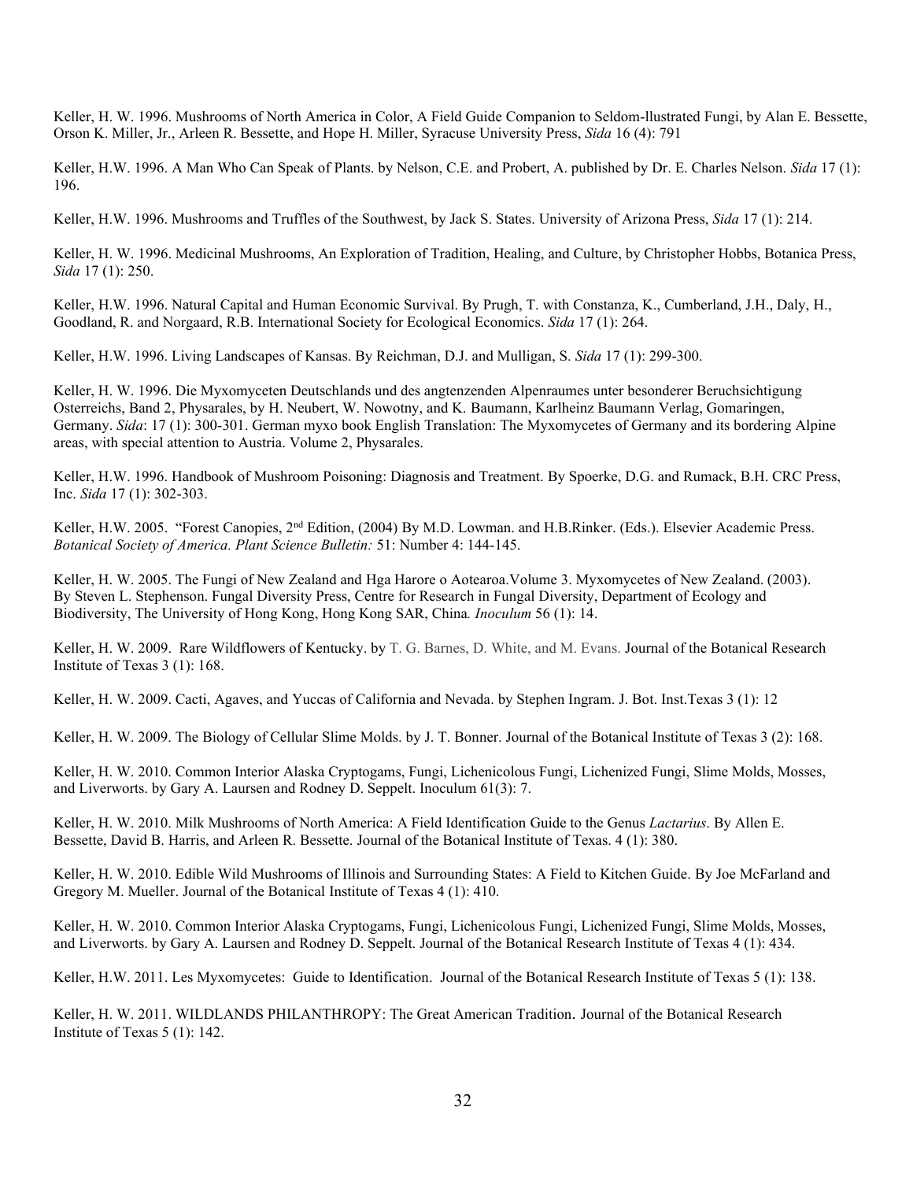Keller, H. W. 1996. Mushrooms of North America in Color, A Field Guide Companion to Seldom-llustrated Fungi, by Alan E. Bessette, Orson K. Miller, Jr., Arleen R. Bessette, and Hope H. Miller, Syracuse University Press, *Sida* 16 (4): 791

Keller, H.W. 1996. A Man Who Can Speak of Plants. by Nelson, C.E. and Probert, A. published by Dr. E. Charles Nelson. *Sida* 17 (1): 196.

Keller, H.W. 1996. Mushrooms and Truffles of the Southwest, by Jack S. States. University of Arizona Press, *Sida* 17 (1): 214.

Keller, H. W. 1996. Medicinal Mushrooms, An Exploration of Tradition, Healing, and Culture, by Christopher Hobbs, Botanica Press, *Sida* 17 (1): 250.

Keller, H.W. 1996. Natural Capital and Human Economic Survival. By Prugh, T. with Constanza, K., Cumberland, J.H., Daly, H., Goodland, R. and Norgaard, R.B. International Society for Ecological Economics. *Sida* 17 (1): 264.

Keller, H.W. 1996. Living Landscapes of Kansas. By Reichman, D.J. and Mulligan, S. *Sida* 17 (1): 299-300.

Keller, H. W. 1996. Die Myxomyceten Deutschlands und des angtenzenden Alpenraumes unter besonderer Beruchsichtigung Osterreichs, Band 2, Physarales, by H. Neubert, W. Nowotny, and K. Baumann, Karlheinz Baumann Verlag, Gomaringen, Germany. *Sida*: 17 (1): 300-301. German myxo book English Translation: The Myxomycetes of Germany and its bordering Alpine areas, with special attention to Austria. Volume 2, Physarales.

Keller, H.W. 1996. Handbook of Mushroom Poisoning: Diagnosis and Treatment. By Spoerke, D.G. and Rumack, B.H. CRC Press, Inc. *Sida* 17 (1): 302-303.

Keller, H.W. 2005. "Forest Canopies, 2nd Edition, (2004) By M.D. Lowman. and H.B.Rinker. (Eds.). Elsevier Academic Press. *Botanical Society of America. Plant Science Bulletin:* 51: Number 4: 144-145.

Keller, H. W. 2005. The Fungi of New Zealand and Hga Harore o Aotearoa.Volume 3. Myxomycetes of New Zealand. (2003). By Steven L. Stephenson. Fungal Diversity Press, Centre for Research in Fungal Diversity, Department of Ecology and Biodiversity, The University of Hong Kong, Hong Kong SAR, China*. Inoculum* 56 (1): 14.

Keller, H. W. 2009. Rare Wildflowers of Kentucky. by T. G. Barnes, D. White, and M. Evans. Journal of the Botanical Research Institute of Texas 3 (1): 168.

Keller, H. W. 2009. Cacti, Agaves, and Yuccas of California and Nevada. by Stephen Ingram. J. Bot. Inst.Texas 3 (1): 12

Keller, H. W. 2009. The Biology of Cellular Slime Molds. by J. T. Bonner. Journal of the Botanical Institute of Texas 3 (2): 168.

Keller, H. W. 2010. Common Interior Alaska Cryptogams, Fungi, Lichenicolous Fungi, Lichenized Fungi, Slime Molds, Mosses, and Liverworts. by Gary A. Laursen and Rodney D. Seppelt. Inoculum 61(3): 7.

Keller, H. W. 2010. Milk Mushrooms of North America: A Field Identification Guide to the Genus *Lactarius*. By Allen E. Bessette, David B. Harris, and Arleen R. Bessette. Journal of the Botanical Institute of Texas. 4 (1): 380.

Keller, H. W. 2010. Edible Wild Mushrooms of Illinois and Surrounding States: A Field to Kitchen Guide. By Joe McFarland and Gregory M. Mueller. Journal of the Botanical Institute of Texas 4 (1): 410.

Keller, H. W. 2010. Common Interior Alaska Cryptogams, Fungi, Lichenicolous Fungi, Lichenized Fungi, Slime Molds, Mosses, and Liverworts. by Gary A. Laursen and Rodney D. Seppelt. Journal of the Botanical Research Institute of Texas 4 (1): 434.

Keller, H.W. 2011. Les Myxomycetes: Guide to Identification. Journal of the Botanical Research Institute of Texas 5 (1): 138.

Keller, H. W. 2011. WILDLANDS PHILANTHROPY: The Great American Tradition. Journal of the Botanical Research Institute of Texas 5 (1): 142.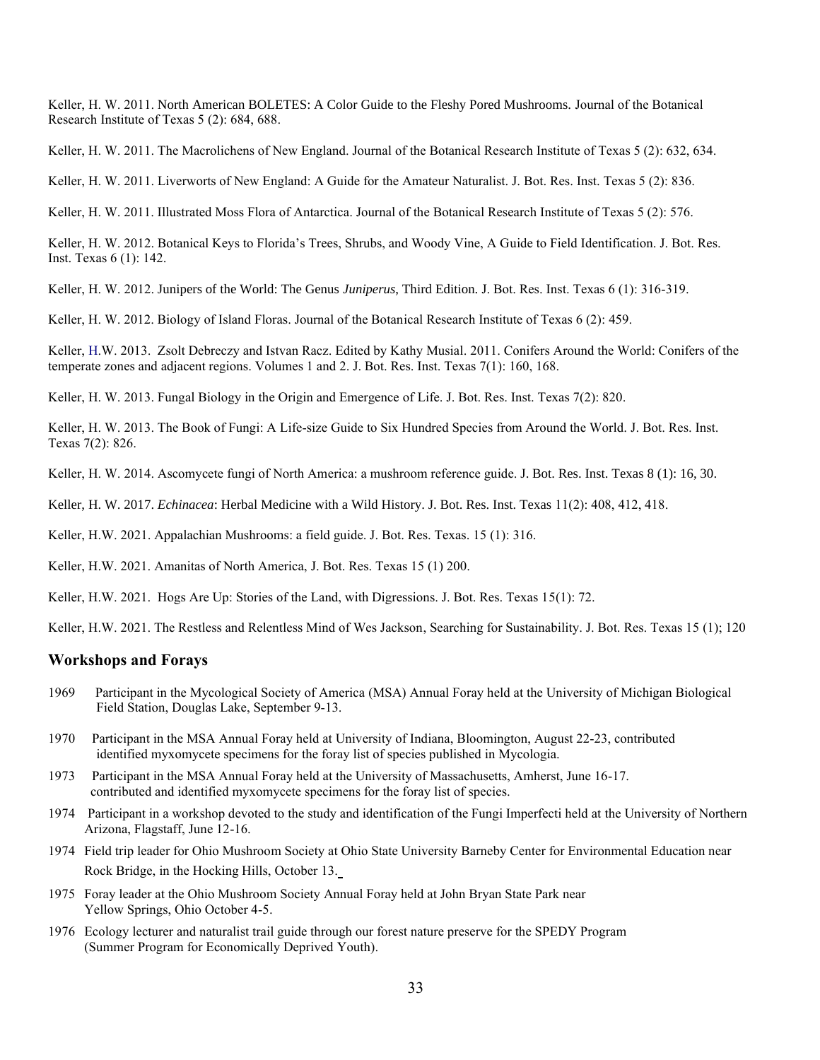Keller, H. W. 2011. North American BOLETES: A Color Guide to the Fleshy Pored Mushrooms. Journal of the Botanical Research Institute of Texas 5 (2): 684, 688.

Keller, H. W. 2011. The Macrolichens of New England. Journal of the Botanical Research Institute of Texas 5 (2): 632, 634.

Keller, H. W. 2011. Liverworts of New England: A Guide for the Amateur Naturalist. J. Bot. Res. Inst. Texas 5 (2): 836.

Keller, H. W. 2011. Illustrated Moss Flora of Antarctica. Journal of the Botanical Research Institute of Texas 5 (2): 576.

Keller, H. W. 2012. Botanical Keys to Florida's Trees, Shrubs, and Woody Vine, A Guide to Field Identification. J. Bot. Res. Inst. Texas 6 (1): 142.

Keller, H. W. 2012. Junipers of the World: The Genus *Juniperus,* Third Edition. J. Bot. Res. Inst. Texas 6 (1): 316-319.

Keller, H. W. 2012. Biology of Island Floras. Journal of the Botanical Research Institute of Texas 6 (2): 459.

Keller, H.W. 2013. Zsolt Debreczy and Istvan Racz. Edited by Kathy Musial. 2011. Conifers Around the World: Conifers of the temperate zones and adjacent regions. Volumes 1 and 2. J. Bot. Res. Inst. Texas 7(1): 160, 168.

Keller, H. W. 2013. Fungal Biology in the Origin and Emergence of Life. J. Bot. Res. Inst. Texas 7(2): 820.

Keller, H. W. 2013. The Book of Fungi: A Life-size Guide to Six Hundred Species from Around the World. J. Bot. Res. Inst. Texas 7(2): 826.

Keller, H. W. 2014. Ascomycete fungi of North America: a mushroom reference guide. J. Bot. Res. Inst. Texas 8 (1): 16, 30.

Keller, H. W. 2017. *Echinacea*: Herbal Medicine with a Wild History. J. Bot. Res. Inst. Texas 11(2): 408, 412, 418.

Keller, H.W. 2021. Appalachian Mushrooms: a field guide. J. Bot. Res. Texas. 15 (1): 316.

Keller, H.W. 2021. Amanitas of North America, J. Bot. Res. Texas 15 (1) 200.

Keller, H.W. 2021. Hogs Are Up: Stories of the Land, with Digressions. J. Bot. Res. Texas 15(1): 72.

Keller, H.W. 2021. The Restless and Relentless Mind of Wes Jackson, Searching for Sustainability. J. Bot. Res. Texas 15 (1); 120

## Workshops and Forays

1969 Participant in the Mycological Society of America (MSA) Annual Foray held at the University of Michigan Biological Field Station, Douglas Lake, September 9-13.

1970 Participant in the MSA Annual Foray held at University of Indiana, Bloomington, August 22-23, contributed identified myxomycete specimens for the foray list of species published in Mycologia.

1973 Participant in the MSA Annual Foray held at the University of Massachusetts, Amherst, June 16-17. contributed and identified myxomycete specimens for the foray list of species.

1974 Participant in a workshop devoted to the study and identification of the Fungi Imperfecti held at the University of Northern Arizona, Flagstaff, June 12-16.

1974 Field trip leader for Ohio Mushroom Society at Ohio State University Barneby Center for Environmental Education near Rock Bridge, in the Hocking Hills, October 13.

1975 Foray leader at the Ohio Mushroom Society Annual Foray held at John Bryan State Park near Yellow Springs, Ohio October 4-5.

1976 Ecology lecturer and naturalist trail guide through our forest nature preserve for the SPEDY Program (Summer Program for Economically Deprived Youth).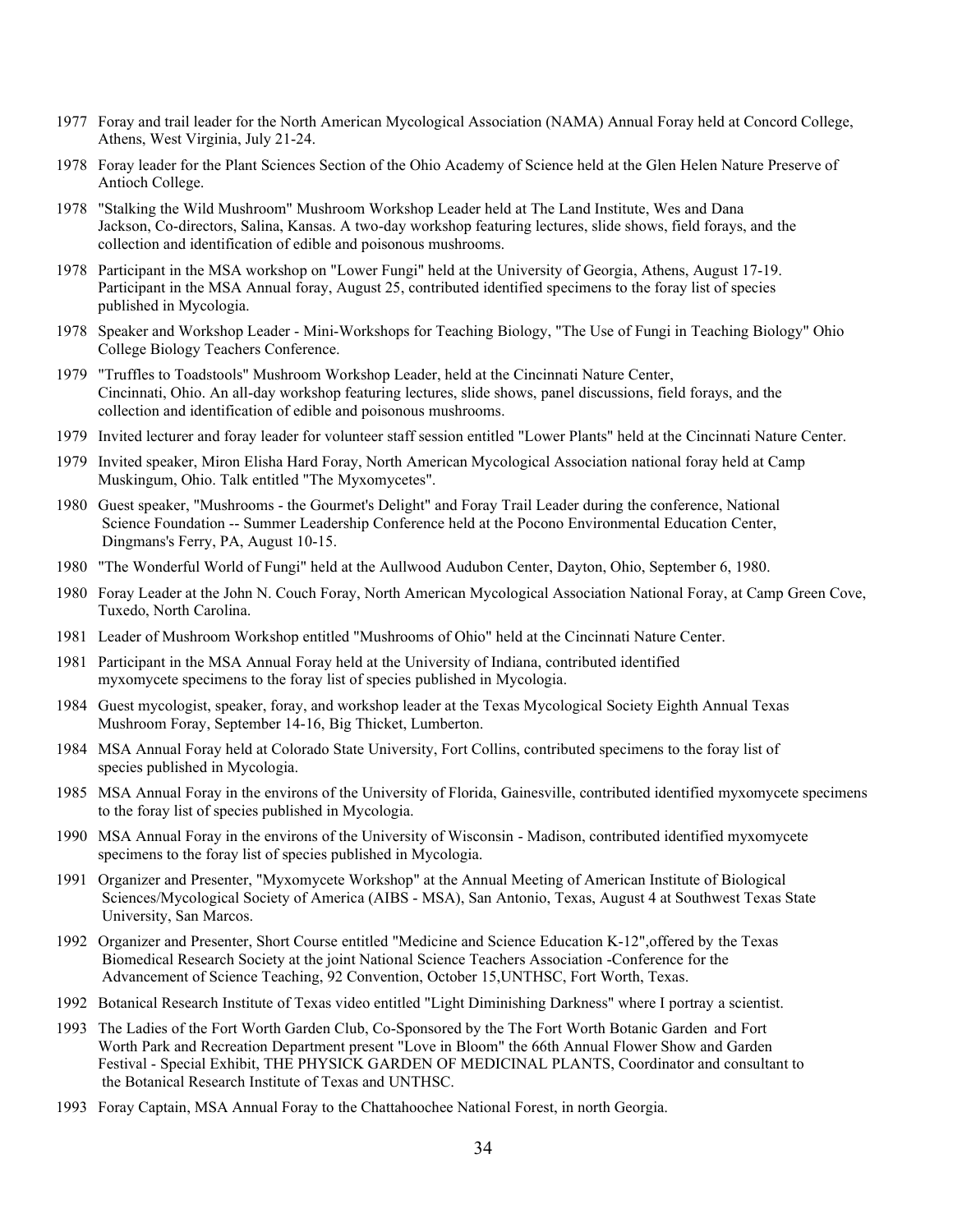1977 Foray and trail leader for the North American Mycological Association (NAMA) Annual Foray held at Concord College, Athens, West Virginia, July 21-24.

1978 Foray leader for the Plant Sciences Section of the Ohio Academy of Science held at the Glen Helen Nature Preserve of Antioch College.

1978 "Stalking the Wild Mushroom" Mushroom Workshop Leader held at The Land Institute, Wes and Dana Jackson, Co-directors, Salina, Kansas. A two-day workshop featuring lectures, slide shows, field forays, and the collection and identification of edible and poisonous mushrooms.

1978 Participant in the MSA workshop on "Lower Fungi" held at the University of Georgia, Athens, August 17-19. Participant in the MSA Annual foray, August 25, contributed identified specimens to the foray list of species published in Mycologia.

1978 Speaker and Workshop Leader - Mini-Workshops for Teaching Biology, "The Use of Fungi in Teaching Biology" Ohio College Biology Teachers Conference.

1979 "Truffles to Toadstools" Mushroom Workshop Leader, held at the Cincinnati Nature Center, Cincinnati, Ohio. An all-day workshop featuring lectures, slide shows, panel discussions, field forays, and the collection and identification of edible and poisonous mushrooms.

1979 Invited lecturer and foray leader for volunteer staff session entitled "Lower Plants" held at the Cincinnati Nature Center.

1979 Invited speaker, Miron Elisha Hard Foray, North American Mycological Association national foray held at Camp Muskingum, Ohio. Talk entitled "The Myxomycetes".

1980 Guest speaker, "Mushrooms - the Gourmet's Delight" and Foray Trail Leader during the conference, National Science Foundation -- Summer Leadership Conference held at the Pocono Environmental Education Center, Dingmans's Ferry, PA, August 10-15.

1980 "The Wonderful World of Fungi" held at the Aullwood Audubon Center, Dayton, Ohio, September 6, 1980.

1980 Foray Leader at the John N. Couch Foray, North American Mycological Association National Foray, at Camp Green Cove, Tuxedo, North Carolina.

1981 Leader of Mushroom Workshop entitled "Mushrooms of Ohio" held at the Cincinnati Nature Center.

1981 Participant in the MSA Annual Foray held at the University of Indiana, contributed identified myxomycete specimens to the foray list of species published in Mycologia.

1984 Guest mycologist, speaker, foray, and workshop leader at the Texas Mycological Society Eighth Annual Texas Mushroom Foray, September 14-16, Big Thicket, Lumberton.

1984 MSA Annual Foray held at Colorado State University, Fort Collins, contributed specimens to the foray list of species published in Mycologia.

1985 MSA Annual Foray in the environs of the University of Florida, Gainesville, contributed identified myxomycete specimens to the foray list of species published in Mycologia.

1990 MSA Annual Foray in the environs of the University of Wisconsin - Madison, contributed identified myxomycete specimens to the foray list of species published in Mycologia.

1991 Organizer and Presenter, "Myxomycete Workshop" at the Annual Meeting of American Institute of Biological Sciences/Mycological Society of America (AIBS - MSA), San Antonio, Texas, August 4 at Southwest Texas State University, San Marcos.

1992 Organizer and Presenter, Short Course entitled "Medicine and Science Education K-12",offered by the Texas Biomedical Research Society at the joint National Science Teachers Association -Conference for the Advancement of Science Teaching, 92 Convention, October 15,UNTHSC, Fort Worth, Texas.

1992 Botanical Research Institute of Texas video entitled "Light Diminishing Darkness" where I portray a scientist.

1993 The Ladies of the Fort Worth Garden Club, Co-Sponsored by the The Fort Worth Botanic Garden and Fort Worth Park and Recreation Department present "Love in Bloom" the 66th Annual Flower Show and Garden Festival - Special Exhibit, THE PHYSICK GARDEN OF MEDICINAL PLANTS, Coordinator and consultant to the Botanical Research Institute of Texas and UNTHSC.

1993 Foray Captain, MSA Annual Foray to the Chattahoochee National Forest, in north Georgia.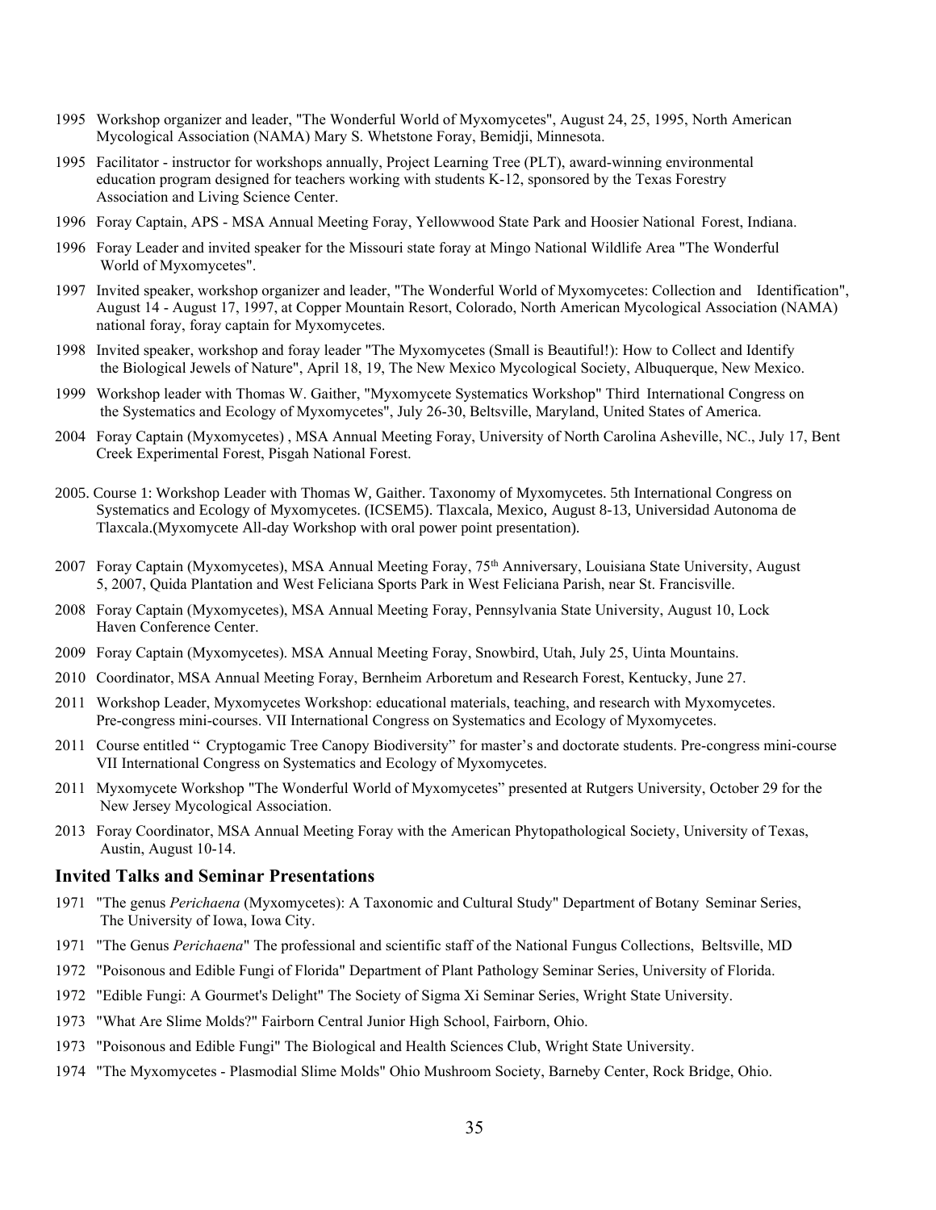1995 Workshop organizer and leader, "The Wonderful World of Myxomycetes", August 24, 25, 1995, North American Mycological Association (NAMA) Mary S. Whetstone Foray, Bemidji, Minnesota.

1995 Facilitator - instructor for workshops annually, Project Learning Tree (PLT), award-winning environmental education program designed for teachers working with students K-12, sponsored by the Texas Forestry Association and Living Science Center.

1996 Foray Captain, APS - MSA Annual Meeting Foray, Yellowwood State Park and Hoosier National Forest, Indiana.

1996 Foray Leader and invited speaker for the Missouri state foray at Mingo National Wildlife Area "The Wonderful World of Myxomycetes".

1997 Invited speaker, workshop organizer and leader, "The Wonderful World of Myxomycetes: Collection and Identification", August 14 - August 17, 1997, at Copper Mountain Resort, Colorado, North American Mycological Association (NAMA) national foray, foray captain for Myxomycetes.

1998 Invited speaker, workshop and foray leader "The Myxomycetes (Small is Beautiful!): How to Collect and Identify the Biological Jewels of Nature", April 18, 19, The New Mexico Mycological Society, Albuquerque, New Mexico.

1999 Workshop leader with Thomas W. Gaither, "Myxomycete Systematics Workshop" Third International Congress on the Systematics and Ecology of Myxomycetes", July 26-30, Beltsville, Maryland, United States of America.

2004 Foray Captain (Myxomycetes) , MSA Annual Meeting Foray, University of North Carolina Asheville, NC., July 17, Bent Creek Experimental Forest, Pisgah National Forest.

2005. Course 1: Workshop Leader with Thomas W, Gaither. Taxonomy of Myxomycetes. 5th International Congress on Systematics and Ecology of Myxomycetes. (ICSEM5). Tlaxcala, Mexico, August 8-13, Universidad Autonoma de Tlaxcala.(Myxomycete All-day Workshop with oral power point presentation).

2007 Foray Captain (Myxomycetes), MSA Annual Meeting Foray, 75th Anniversary, Louisiana State University, August 5, 2007, Quida Plantation and West Feliciana Sports Park in West Feliciana Parish, near St. Francisville.

2008 Foray Captain (Myxomycetes), MSA Annual Meeting Foray, Pennsylvania State University, August 10, Lock Haven Conference Center.

2009 Foray Captain (Myxomycetes). MSA Annual Meeting Foray, Snowbird, Utah, July 25, Uinta Mountains.

2010 Coordinator, MSA Annual Meeting Foray, Bernheim Arboretum and Research Forest, Kentucky, June 27.

2011 Workshop Leader, Myxomycetes Workshop: educational materials, teaching, and research with Myxomycetes. Pre-congress mini-courses. VII International Congress on Systematics and Ecology of Myxomycetes.

2011 Course entitled " Cryptogamic Tree Canopy Biodiversity" for master's and doctorate students. Pre-congress mini-course VII International Congress on Systematics and Ecology of Myxomycetes.

2011 Myxomycete Workshop "The Wonderful World of Myxomycetes" presented at Rutgers University, October 29 for the New Jersey Mycological Association.

2013 Foray Coordinator, MSA Annual Meeting Foray with the American Phytopathological Society, University of Texas, Austin, August 10-14.

### Invited Talks and Seminar Presentations

1971 "The genus *Perichaena* (Myxomycetes): A Taxonomic and Cultural Study" Department of Botany Seminar Series, The University of Iowa, Iowa City.

1971 "The Genus *Perichaena*" The professional and scientific staff of the National Fungus Collections, Beltsville, MD

1972 "Poisonous and Edible Fungi of Florida" Department of Plant Pathology Seminar Series, University of Florida.

1972 "Edible Fungi: A Gourmet's Delight" The Society of Sigma Xi Seminar Series, Wright State University.

1973 "What Are Slime Molds?" Fairborn Central Junior High School, Fairborn, Ohio.

1973 "Poisonous and Edible Fungi" The Biological and Health Sciences Club, Wright State University.

1974 "The Myxomycetes - Plasmodial Slime Molds" Ohio Mushroom Society, Barneby Center, Rock Bridge, Ohio.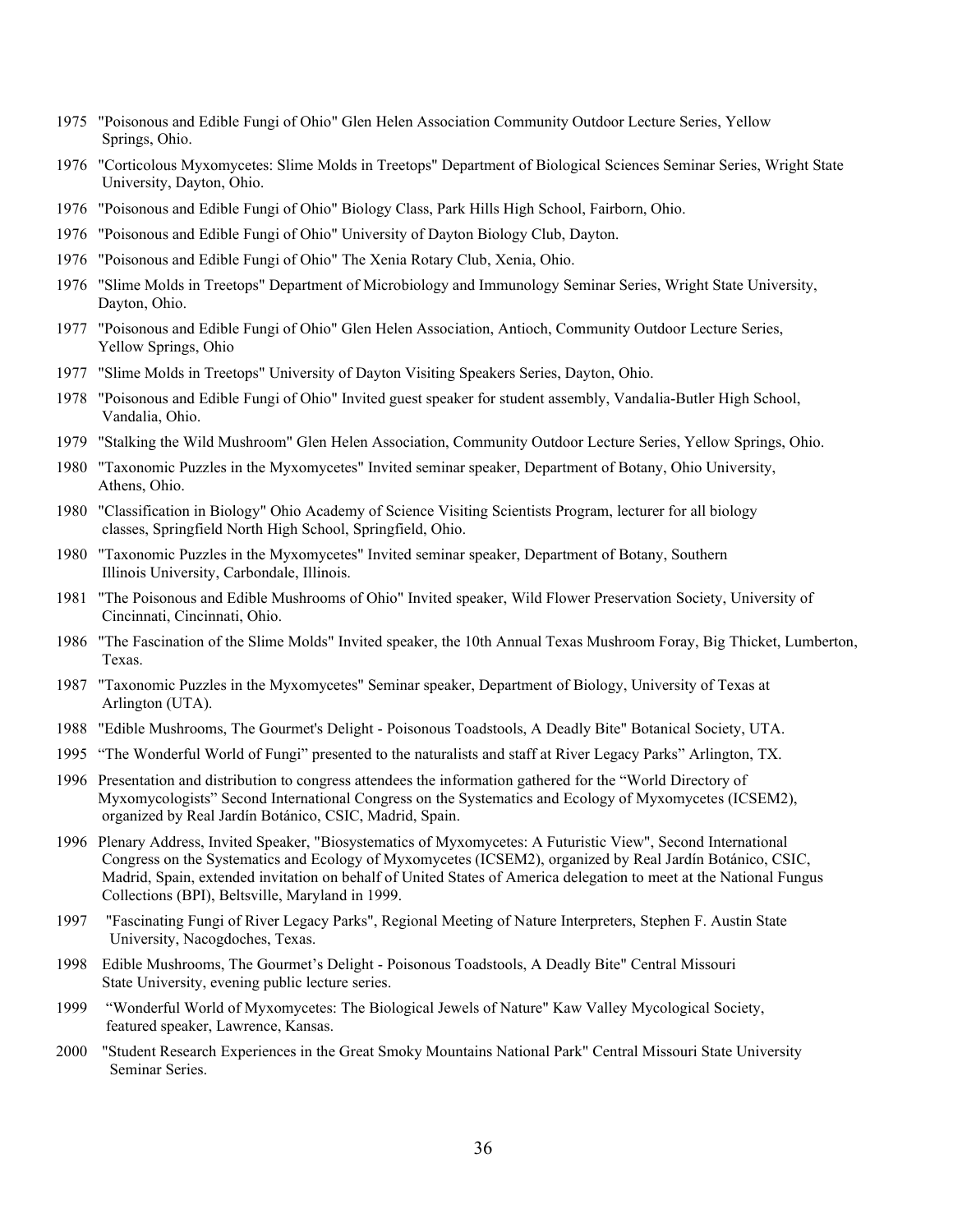1975 "Poisonous and Edible Fungi of Ohio" Glen Helen Association Community Outdoor Lecture Series, Yellow Springs, Ohio.

1976 "Corticolous Myxomycetes: Slime Molds in Treetops" Department of Biological Sciences Seminar Series, Wright State University, Dayton, Ohio.

1976 "Poisonous and Edible Fungi of Ohio" Biology Class, Park Hills High School, Fairborn, Ohio.

1976 "Poisonous and Edible Fungi of Ohio" University of Dayton Biology Club, Dayton.

1976 "Poisonous and Edible Fungi of Ohio" The Xenia Rotary Club, Xenia, Ohio.

1976 "Slime Molds in Treetops" Department of Microbiology and Immunology Seminar Series, Wright State University, Dayton, Ohio.

1977 "Poisonous and Edible Fungi of Ohio" Glen Helen Association, Antioch, Community Outdoor Lecture Series, Yellow Springs, Ohio

1977 "Slime Molds in Treetops" University of Dayton Visiting Speakers Series, Dayton, Ohio.

1978 "Poisonous and Edible Fungi of Ohio" Invited guest speaker for student assembly, Vandalia-Butler High School, Vandalia, Ohio.

1979 "Stalking the Wild Mushroom" Glen Helen Association, Community Outdoor Lecture Series, Yellow Springs, Ohio.

1980 "Taxonomic Puzzles in the Myxomycetes" Invited seminar speaker, Department of Botany, Ohio University, Athens, Ohio.

1980 "Classification in Biology" Ohio Academy of Science Visiting Scientists Program, lecturer for all biology classes, Springfield North High School, Springfield, Ohio.

1980 "Taxonomic Puzzles in the Myxomycetes" Invited seminar speaker, Department of Botany, Southern Illinois University, Carbondale, Illinois.

1981 "The Poisonous and Edible Mushrooms of Ohio" Invited speaker, Wild Flower Preservation Society, University of Cincinnati, Cincinnati, Ohio.

1986 "The Fascination of the Slime Molds" Invited speaker, the 10th Annual Texas Mushroom Foray, Big Thicket, Lumberton, Texas.

1987 "Taxonomic Puzzles in the Myxomycetes" Seminar speaker, Department of Biology, University of Texas at Arlington (UTA).

1988 "Edible Mushrooms, The Gourmet's Delight - Poisonous Toadstools, A Deadly Bite" Botanical Society, UTA.

1995 "The Wonderful World of Fungi" presented to the naturalists and staff at River Legacy Parks" Arlington, TX.

1996 Presentation and distribution to congress attendees the information gathered for the "World Directory of Myxomycologists" Second International Congress on the Systematics and Ecology of Myxomycetes (ICSEM2), organized by Real Jardín Botánico, CSIC, Madrid, Spain.

1996 Plenary Address, Invited Speaker, "Biosystematics of Myxomycetes: A Futuristic View", Second International Congress on the Systematics and Ecology of Myxomycetes (ICSEM2), organized by Real Jardín Botánico, CSIC, Madrid, Spain, extended invitation on behalf of United States of America delegation to meet at the National Fungus Collections (BPI), Beltsville, Maryland in 1999.

1997 "Fascinating Fungi of River Legacy Parks", Regional Meeting of Nature Interpreters, Stephen F. Austin State University, Nacogdoches, Texas.

1998 Edible Mushrooms, The Gourmet's Delight - Poisonous Toadstools, A Deadly Bite" Central Missouri State University, evening public lecture series.

1999 "Wonderful World of Myxomycetes: The Biological Jewels of Nature" Kaw Valley Mycological Society, featured speaker, Lawrence, Kansas.

2000 "Student Research Experiences in the Great Smoky Mountains National Park" Central Missouri State University Seminar Series.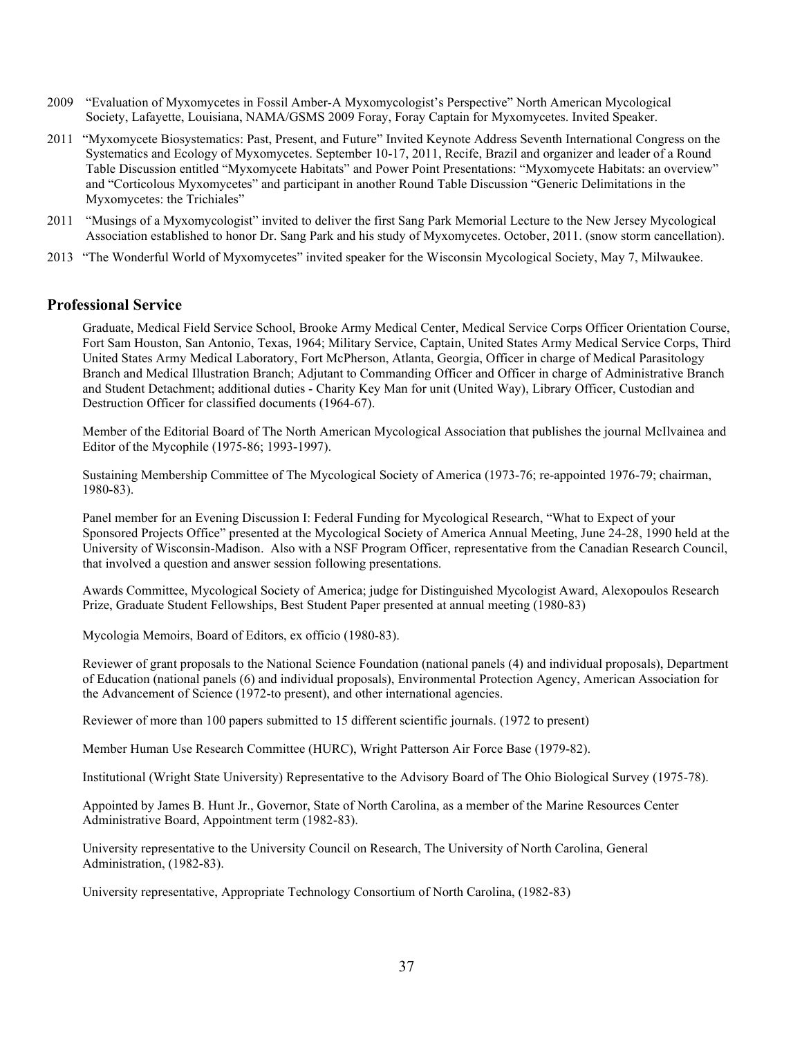2009 "Evaluation of Myxomycetes in Fossil Amber-A Myxomycologist's Perspective" North American Mycological Society, Lafayette, Louisiana, NAMA/GSMS 2009 Foray, Foray Captain for Myxomycetes. Invited Speaker.

2011 "Myxomycete Biosystematics: Past, Present, and Future" Invited Keynote Address Seventh International Congress on the Systematics and Ecology of Myxomycetes. September 10-17, 2011, Recife, Brazil and organizer and leader of a Round Table Discussion entitled "Myxomycete Habitats" and Power Point Presentations: "Myxomycete Habitats: an overview" and "Corticolous Myxomycetes" and participant in another Round Table Discussion "Generic Delimitations in the Myxomycetes: the Trichiales"

2011 "Musings of a Myxomycologist" invited to deliver the first Sang Park Memorial Lecture to the New Jersey Mycological Association established to honor Dr. Sang Park and his study of Myxomycetes. October, 2011. (snow storm cancellation).

2013 "The Wonderful World of Myxomycetes" invited speaker for the Wisconsin Mycological Society, May 7, Milwaukee.

## Professional Service

Graduate, Medical Field Service School, Brooke Army Medical Center, Medical Service Corps Officer Orientation Course, Fort Sam Houston, San Antonio, Texas, 1964; Military Service, Captain, United States Army Medical Service Corps, Third United States Army Medical Laboratory, Fort McPherson, Atlanta, Georgia, Officer in charge of Medical Parasitology Branch and Medical Illustration Branch; Adjutant to Commanding Officer and Officer in charge of Administrative Branch and Student Detachment; additional duties - Charity Key Man for unit (United Way), Library Officer, Custodian and Destruction Officer for classified documents (1964-67).

Member of the Editorial Board of The North American Mycological Association that publishes the journal McIlvainea and Editor of the Mycophile (1975-86; 1993-1997).

Sustaining Membership Committee of The Mycological Society of America (1973-76; re-appointed 1976-79; chairman, 1980-83).

Panel member for an Evening Discussion I: Federal Funding for Mycological Research, "What to Expect of your Sponsored Projects Office" presented at the Mycological Society of America Annual Meeting, June 24-28, 1990 held at the University of Wisconsin-Madison. Also with a NSF Program Officer, representative from the Canadian Research Council, that involved a question and answer session following presentations.

Awards Committee, Mycological Society of America; judge for Distinguished Mycologist Award, Alexopoulos Research Prize, Graduate Student Fellowships, Best Student Paper presented at annual meeting (1980-83)

Mycologia Memoirs, Board of Editors, ex officio (1980-83).

Reviewer of grant proposals to the National Science Foundation (national panels (4) and individual proposals), Department of Education (national panels (6) and individual proposals), Environmental Protection Agency, American Association for the Advancement of Science (1972-to present), and other international agencies.

Reviewer of more than 100 papers submitted to 15 different scientific journals. (1972 to present)

Member Human Use Research Committee (HURC), Wright Patterson Air Force Base (1979-82).

Institutional (Wright State University) Representative to the Advisory Board of The Ohio Biological Survey (1975-78).

Appointed by James B. Hunt Jr., Governor, State of North Carolina, as a member of the Marine Resources Center Administrative Board, Appointment term (1982-83).

University representative to the University Council on Research, The University of North Carolina, General Administration, (1982-83).

University representative, Appropriate Technology Consortium of North Carolina, (1982-83)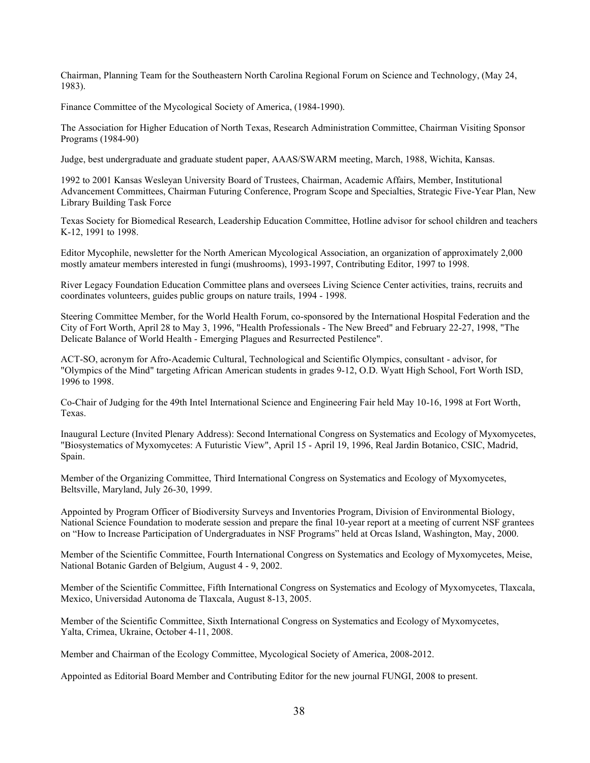Chairman, Planning Team for the Southeastern North Carolina Regional Forum on Science and Technology, (May 24, 1983).

Finance Committee of the Mycological Society of America, (1984-1990).

The Association for Higher Education of North Texas, Research Administration Committee, Chairman Visiting Sponsor Programs (1984-90)

Judge, best undergraduate and graduate student paper, AAAS/SWARM meeting, March, 1988, Wichita, Kansas.

1992 to 2001 Kansas Wesleyan University Board of Trustees, Chairman, Academic Affairs, Member, Institutional Advancement Committees, Chairman Futuring Conference, Program Scope and Specialties, Strategic Five-Year Plan, New Library Building Task Force

Texas Society for Biomedical Research, Leadership Education Committee, Hotline advisor for school children and teachers K-12, 1991 to 1998.

Editor Mycophile, newsletter for the North American Mycological Association, an organization of approximately 2,000 mostly amateur members interested in fungi (mushrooms), 1993-1997, Contributing Editor, 1997 to 1998.

River Legacy Foundation Education Committee plans and oversees Living Science Center activities, trains, recruits and coordinates volunteers, guides public groups on nature trails, 1994 - 1998.

Steering Committee Member, for the World Health Forum, co-sponsored by the International Hospital Federation and the City of Fort Worth, April 28 to May 3, 1996, "Health Professionals - The New Breed" and February 22-27, 1998, "The Delicate Balance of World Health - Emerging Plagues and Resurrected Pestilence".

ACT-SO, acronym for Afro-Academic Cultural, Technological and Scientific Olympics, consultant - advisor, for "Olympics of the Mind" targeting African American students in grades 9-12, O.D. Wyatt High School, Fort Worth ISD, 1996 to 1998.

Co-Chair of Judging for the 49th Intel International Science and Engineering Fair held May 10-16, 1998 at Fort Worth, Texas.

Inaugural Lecture (Invited Plenary Address): Second International Congress on Systematics and Ecology of Myxomycetes, "Biosystematics of Myxomycetes: A Futuristic View", April 15 - April 19, 1996, Real Jardin Botanico, CSIC, Madrid, Spain.

Member of the Organizing Committee, Third International Congress on Systematics and Ecology of Myxomycetes, Beltsville, Maryland, July 26-30, 1999.

Appointed by Program Officer of Biodiversity Surveys and Inventories Program, Division of Environmental Biology, National Science Foundation to moderate session and prepare the final 10-year report at a meeting of current NSF grantees on "How to Increase Participation of Undergraduates in NSF Programs" held at Orcas Island, Washington, May, 2000.

Member of the Scientific Committee, Fourth International Congress on Systematics and Ecology of Myxomycetes, Meise, National Botanic Garden of Belgium, August 4 - 9, 2002.

Member of the Scientific Committee, Fifth International Congress on Systematics and Ecology of Myxomycetes, Tlaxcala, Mexico, Universidad Autonoma de Tlaxcala, August 8-13, 2005.

Member of the Scientific Committee, Sixth International Congress on Systematics and Ecology of Myxomycetes, Yalta, Crimea, Ukraine, October 4-11, 2008.

Member and Chairman of the Ecology Committee, Mycological Society of America, 2008-2012.

Appointed as Editorial Board Member and Contributing Editor for the new journal FUNGI, 2008 to present.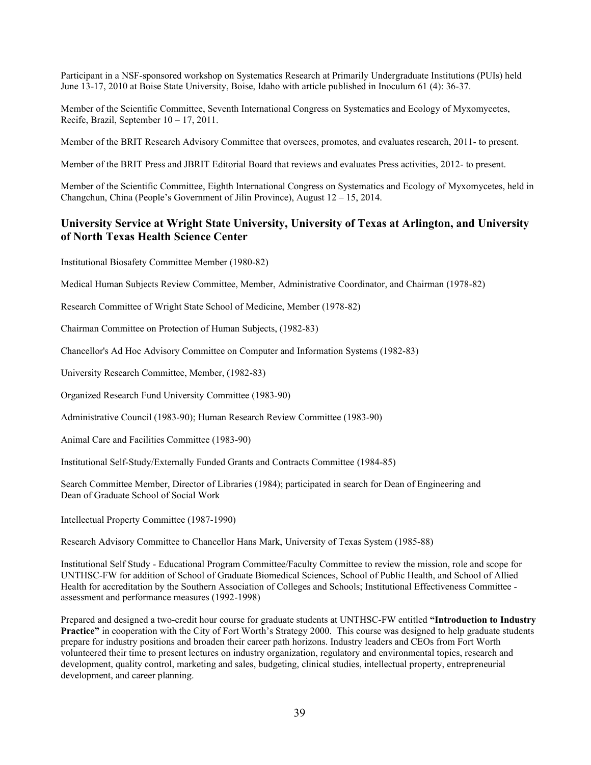Participant in a NSF-sponsored workshop on Systematics Research at Primarily Undergraduate Institutions (PUIs) held June 13-17, 2010 at Boise State University, Boise, Idaho with article published in Inoculum 61 (4): 36-37.

Member of the Scientific Committee, Seventh International Congress on Systematics and Ecology of Myxomycetes, Recife, Brazil, September 10 – 17, 2011.

Member of the BRIT Research Advisory Committee that oversees, promotes, and evaluates research, 2011- to present.

Member of the BRIT Press and JBRIT Editorial Board that reviews and evaluates Press activities, 2012- to present.

Member of the Scientific Committee, Eighth International Congress on Systematics and Ecology of Myxomycetes, held in Changchun, China (People's Government of Jilin Province), August 12 – 15, 2014.

## University Service at Wright State University, University of Texas at Arlington, and University of North Texas Health Science Center

Institutional Biosafety Committee Member (1980-82)

Medical Human Subjects Review Committee, Member, Administrative Coordinator, and Chairman (1978-82)

Research Committee of Wright State School of Medicine, Member (1978-82)

Chairman Committee on Protection of Human Subjects, (1982-83)

Chancellor's Ad Hoc Advisory Committee on Computer and Information Systems (1982-83)

University Research Committee, Member, (1982-83)

Organized Research Fund University Committee (1983-90)

Administrative Council (1983-90); Human Research Review Committee (1983-90)

Animal Care and Facilities Committee (1983-90)

Institutional Self-Study/Externally Funded Grants and Contracts Committee (1984-85)

Search Committee Member, Director of Libraries (1984); participated in search for Dean of Engineering and Dean of Graduate School of Social Work

Intellectual Property Committee (1987-1990)

Research Advisory Committee to Chancellor Hans Mark, University of Texas System (1985-88)

Institutional Self Study - Educational Program Committee/Faculty Committee to review the mission, role and scope for UNTHSC-FW for addition of School of Graduate Biomedical Sciences, School of Public Health, and School of Allied Health for accreditation by the Southern Association of Colleges and Schools; Institutional Effectiveness Committee - assessment and performance measures (1992-1998)

Prepared and designed a two-credit hour course for graduate students at UNTHSC-FW entitled **"Introduction to Industry Practice"** in cooperation with the City of Fort Worth's Strategy 2000. This course was designed to help graduate students prepare for industry positions and broaden their career path horizons. Industry leaders and CEOs from Fort Worth volunteered their time to present lectures on industry organization, regulatory and environmental topics, research and development, quality control, marketing and sales, budgeting, clinical studies, intellectual property, entrepreneurial development, and career planning.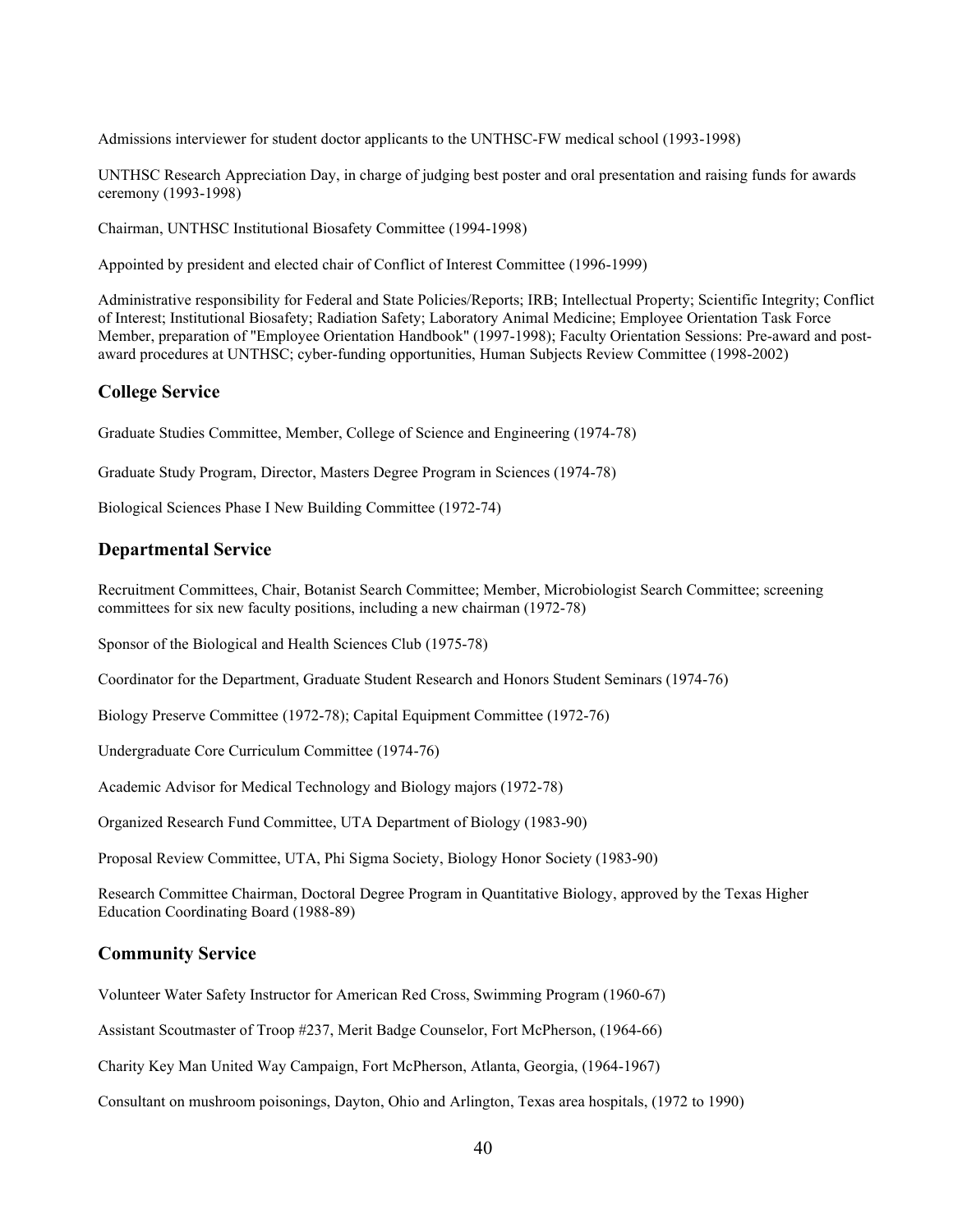Admissions interviewer for student doctor applicants to the UNTHSC-FW medical school (1993-1998)

UNTHSC Research Appreciation Day, in charge of judging best poster and oral presentation and raising funds for awards ceremony (1993-1998)

Chairman, UNTHSC Institutional Biosafety Committee (1994-1998)

Appointed by president and elected chair of Conflict of Interest Committee (1996-1999)

Administrative responsibility for Federal and State Policies/Reports; IRB; Intellectual Property; Scientific Integrity; Conflict of Interest; Institutional Biosafety; Radiation Safety; Laboratory Animal Medicine; Employee Orientation Task Force Member, preparation of "Employee Orientation Handbook" (1997-1998); Faculty Orientation Sessions: Pre-award and post-award procedures at UNTHSC; cyber-funding opportunities, Human Subjects Review Committee (1998-2002)

## College Service

Graduate Studies Committee, Member, College of Science and Engineering (1974-78)

Graduate Study Program, Director, Masters Degree Program in Sciences (1974-78)

Biological Sciences Phase I New Building Committee (1972-74)

## Departmental Service

Recruitment Committees, Chair, Botanist Search Committee; Member, Microbiologist Search Committee; screening committees for six new faculty positions, including a new chairman (1972-78)

Sponsor of the Biological and Health Sciences Club (1975-78)

Coordinator for the Department, Graduate Student Research and Honors Student Seminars (1974-76)

Biology Preserve Committee (1972-78); Capital Equipment Committee (1972-76)

Undergraduate Core Curriculum Committee (1974-76)

Academic Advisor for Medical Technology and Biology majors (1972-78)

Organized Research Fund Committee, UTA Department of Biology (1983-90)

Proposal Review Committee, UTA, Phi Sigma Society, Biology Honor Society (1983-90)

Research Committee Chairman, Doctoral Degree Program in Quantitative Biology, approved by the Texas Higher Education Coordinating Board (1988-89)

## Community Service

Volunteer Water Safety Instructor for American Red Cross, Swimming Program (1960-67)

Assistant Scoutmaster of Troop #237, Merit Badge Counselor, Fort McPherson, (1964-66)

Charity Key Man United Way Campaign, Fort McPherson, Atlanta, Georgia, (1964-1967)

Consultant on mushroom poisonings, Dayton, Ohio and Arlington, Texas area hospitals, (1972 to 1990)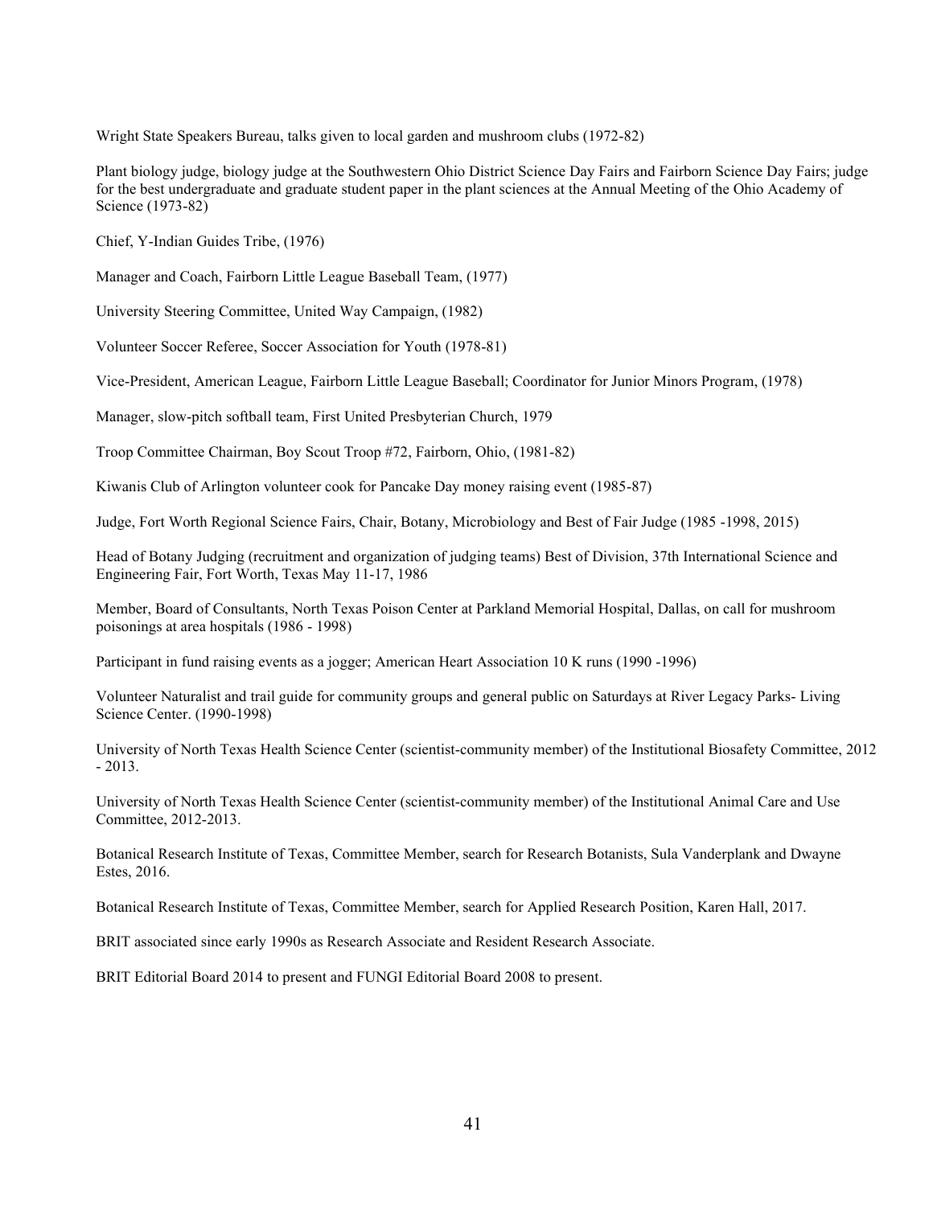Wright State Speakers Bureau, talks given to local garden and mushroom clubs (1972-82)

Plant biology judge, biology judge at the Southwestern Ohio District Science Day Fairs and Fairborn Science Day Fairs; judge for the best undergraduate and graduate student paper in the plant sciences at the Annual Meeting of the Ohio Academy of Science (1973-82)

Chief, Y-Indian Guides Tribe, (1976)

Manager and Coach, Fairborn Little League Baseball Team, (1977)

University Steering Committee, United Way Campaign, (1982)

Volunteer Soccer Referee, Soccer Association for Youth (1978-81)

Vice-President, American League, Fairborn Little League Baseball; Coordinator for Junior Minors Program, (1978)

Manager, slow-pitch softball team, First United Presbyterian Church, 1979

Troop Committee Chairman, Boy Scout Troop #72, Fairborn, Ohio, (1981-82)

Kiwanis Club of Arlington volunteer cook for Pancake Day money raising event (1985-87)

Judge, Fort Worth Regional Science Fairs, Chair, Botany, Microbiology and Best of Fair Judge (1985 -1998, 2015)

Head of Botany Judging (recruitment and organization of judging teams) Best of Division, 37th International Science and Engineering Fair, Fort Worth, Texas May 11-17, 1986

Member, Board of Consultants, North Texas Poison Center at Parkland Memorial Hospital, Dallas, on call for mushroom poisonings at area hospitals (1986 - 1998)

Participant in fund raising events as a jogger; American Heart Association 10 K runs (1990 -1996)

Volunteer Naturalist and trail guide for community groups and general public on Saturdays at River Legacy Parks- Living Science Center. (1990-1998)

University of North Texas Health Science Center (scientist-community member) of the Institutional Biosafety Committee, 2012 - 2013.

University of North Texas Health Science Center (scientist-community member) of the Institutional Animal Care and Use Committee, 2012-2013.

Botanical Research Institute of Texas, Committee Member, search for Research Botanists, Sula Vanderplank and Dwayne Estes, 2016.

Botanical Research Institute of Texas, Committee Member, search for Applied Research Position, Karen Hall, 2017.

BRIT associated since early 1990s as Research Associate and Resident Research Associate.

BRIT Editorial Board 2014 to present and FUNGI Editorial Board 2008 to present.